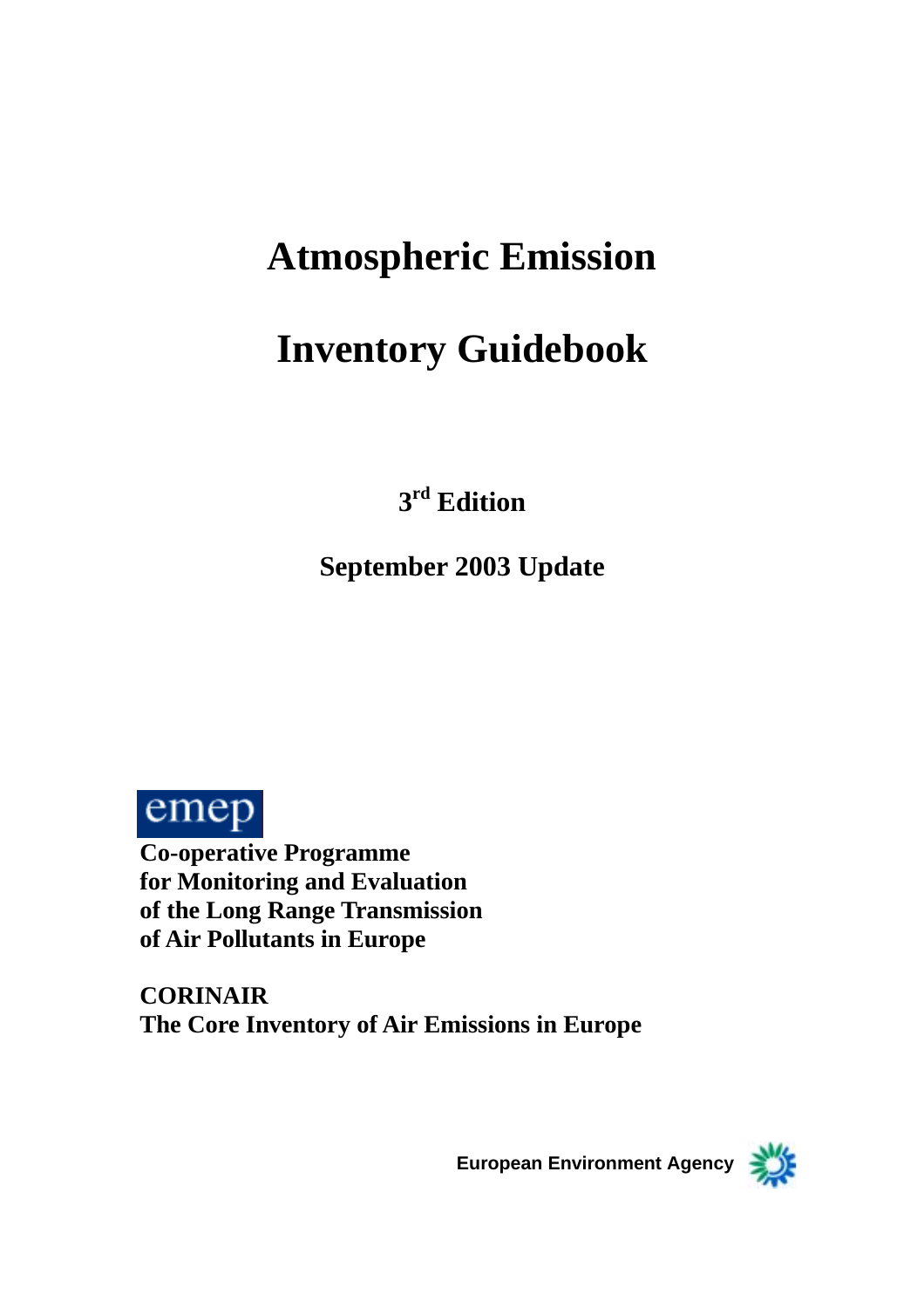# Atmospheric Emission

# Inventory Guidebook

**3rd Edition**

**September 2003 Update**

emep

**Co-operative Programme**
**for Monitoring and Evaluation**
**of the Long Range Transmission**
**of Air Pollutants in Europe**

**CORINAIR**
**The Core Inventory of Air Emissions in Europe**

**European Environment Agency**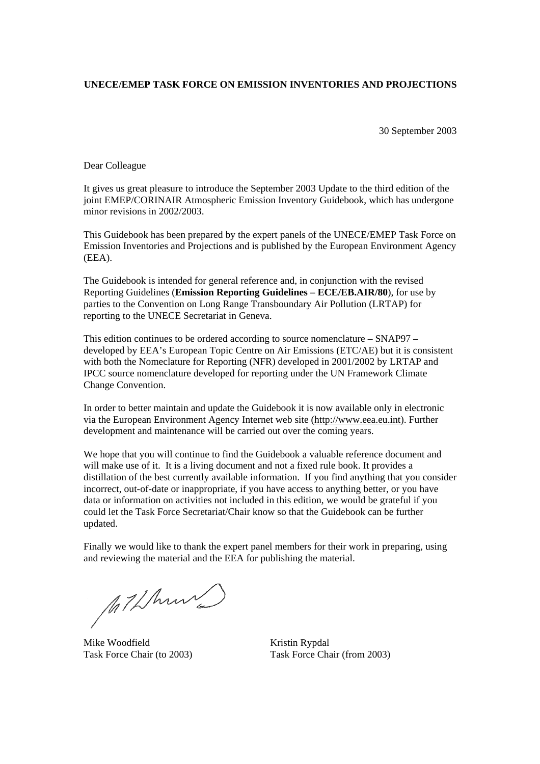**UNECE/EMEP TASK FORCE ON EMISSION INVENTORIES AND PROJECTIONS**

30 September 2003

Dear Colleague

It gives us great pleasure to introduce the September 2003 Update to the third edition of the joint EMEP/CORINAIR Atmospheric Emission Inventory Guidebook, which has undergone minor revisions in 2002/2003.

This Guidebook has been prepared by the expert panels of the UNECE/EMEP Task Force on Emission Inventories and Projections and is published by the European Environment Agency (EEA).

The Guidebook is intended for general reference and, in conjunction with the revised Reporting Guidelines (**Emission Reporting Guidelines – ECE/EB.AIR/80**), for use by parties to the Convention on Long Range Transboundary Air Pollution (LRTAP) for reporting to the UNECE Secretariat in Geneva.

This edition continues to be ordered according to source nomenclature – SNAP97 – developed by EEA's European Topic Centre on Air Emissions (ETC/AE) but it is consistent with both the Nomeclature for Reporting (NFR) developed in 2001/2002 by LRTAP and IPCC source nomenclature developed for reporting under the UN Framework Climate Change Convention.

In order to better maintain and update the Guidebook it is now available only in electronic via the European Environment Agency Internet web site (http://www.eea.eu.int). Further development and maintenance will be carried out over the coming years.

We hope that you will continue to find the Guidebook a valuable reference document and will make use of it. It is a living document and not a fixed rule book. It provides a distillation of the best currently available information. If you find anything that you consider incorrect, out-of-date or inappropriate, if you have access to anything better, or you have data or information on activities not included in this edition, we would be grateful if you could let the Task Force Secretariat/Chair know so that the Guidebook can be further updated.

Finally we would like to thank the expert panel members for their work in preparing, using and reviewing the material and the EEA for publishing the material.

Mike Woodfield
Task Force Chair (to 2003)

Kristin Rypdal
Task Force Chair (from 2003)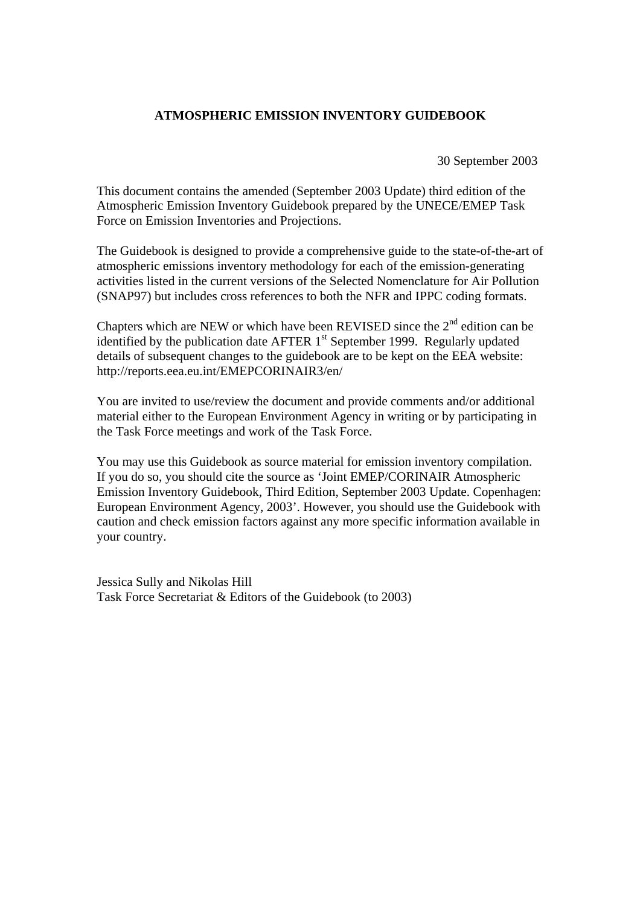# ATMOSPHERIC EMISSION INVENTORY GUIDEBOOK

30 September 2003

This document contains the amended (September 2003 Update) third edition of the Atmospheric Emission Inventory Guidebook prepared by the UNECE/EMEP Task Force on Emission Inventories and Projections.

The Guidebook is designed to provide a comprehensive guide to the state-of-the-art of atmospheric emissions inventory methodology for each of the emission-generating activities listed in the current versions of the Selected Nomenclature for Air Pollution (SNAP97) but includes cross references to both the NFR and IPPC coding formats.

Chapters which are NEW or which have been REVISED since the 2nd edition can be identified by the publication date AFTER 1st September 1999. Regularly updated details of subsequent changes to the guidebook are to be kept on the EEA website: http://reports.eea.eu.int/EMEPCORINAIR3/en/

You are invited to use/review the document and provide comments and/or additional material either to the European Environment Agency in writing or by participating in the Task Force meetings and work of the Task Force.

You may use this Guidebook as source material for emission inventory compilation. If you do so, you should cite the source as 'Joint EMEP/CORINAIR Atmospheric Emission Inventory Guidebook, Third Edition, September 2003 Update. Copenhagen: European Environment Agency, 2003'. However, you should use the Guidebook with caution and check emission factors against any more specific information available in your country.

Jessica Sully and Nikolas Hill
Task Force Secretariat & Editors of the Guidebook (to 2003)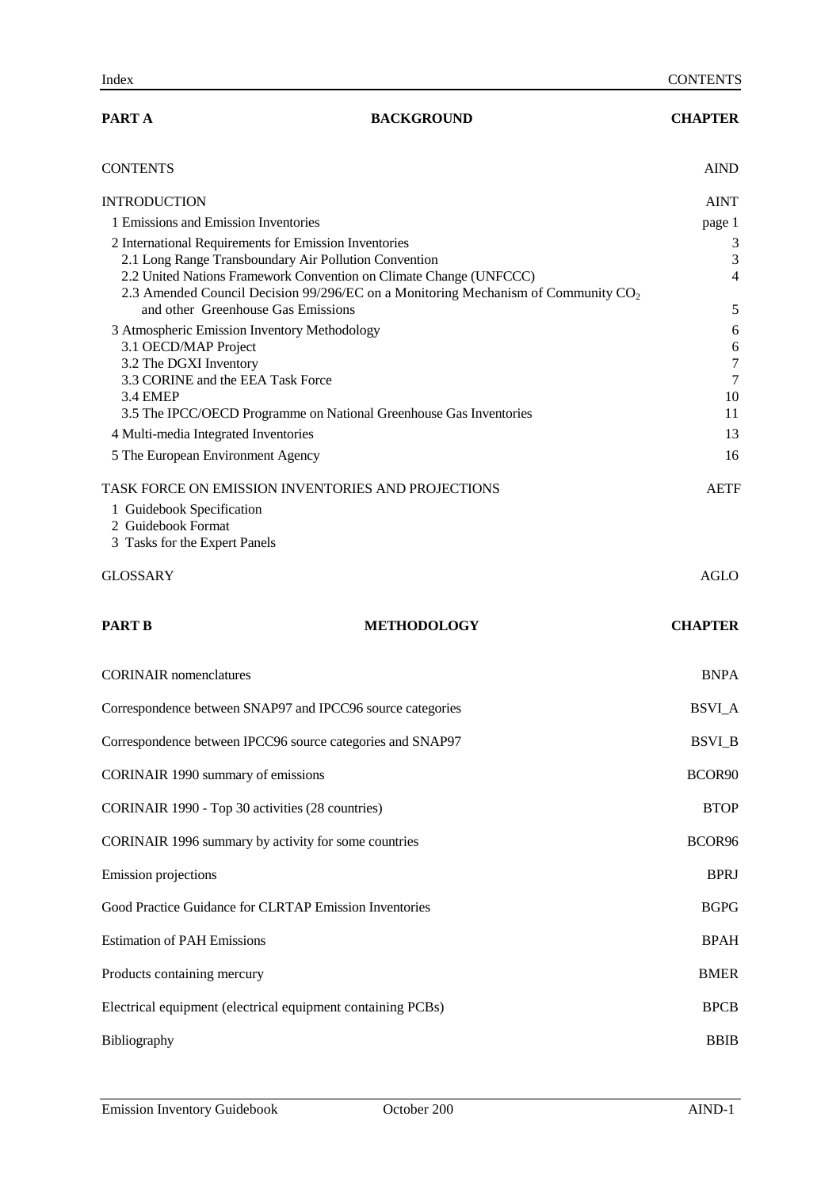| PART A | BACKGROUND | CHAPTER |
|---|---|---|
| CONTENTS | | AIND |
| INTRODUCTION | | AINT |
| 1 Emissions and Emission Inventories | | page 1 |
| 2 International Requirements for Emission Inventories | | 3 |
| 2.1 Long Range Transboundary Air Pollution Convention | | 3 |
| 2.2 United Nations Framework Convention on Climate Change (UNFCCC) | | 4 |
| 2.3 Amended Council Decision 99/296/EC on a Monitoring Mechanism of Community $CO_2$ and other Greenhouse Gas Emissions | | 5 |
| 3 Atmospheric Emission Inventory Methodology | | 6 |
| 3.1 OECD/MAP Project | | 6 |
| 3.2 The DGXI Inventory | | 7 |
| 3.3 CORINE and the EEA Task Force | | 7 |
| 3.4 EMEP | | 10 |
| 3.5 The IPCC/OECD Programme on National Greenhouse Gas Inventories | | 11 |
| 4 Multi-media Integrated Inventories | | 13 |
| 5 The European Environment Agency | | 16 |
| TASK FORCE ON EMISSION INVENTORIES AND PROJECTIONS | | AETF |
| 1 Guidebook Specification | | |
| 2 Guidebook Format | | |
| 3 Tasks for the Expert Panels | | |
| GLOSSARY | | AGLO |

| PART B | METHODOLOGY | CHAPTER |
|---|---|---|
| CORINAIR nomenclatures | | BNPA |
| Correspondence between SNAP97 and IPCC96 source categories | | BSVI_A |
| Correspondence between IPCC96 source categories and SNAP97 | | BSVI_B |
| CORINAIR 1990 summary of emissions | | BCOR90 |
| CORINAIR 1990 - Top 30 activities (28 countries) | | BTOP |
| CORINAIR 1996 summary by activity for some countries | | BCOR96 |
| Emission projections | | BPRJ |
| Good Practice Guidance for CLRTAP Emission Inventories | | BGPG |
| Estimation of PAH Emissions | | BPAH |
| Products containing mercury | | BMER |
| Electrical equipment (electrical equipment containing PCBs) | | BPCB |
| Bibliography | | BBIB |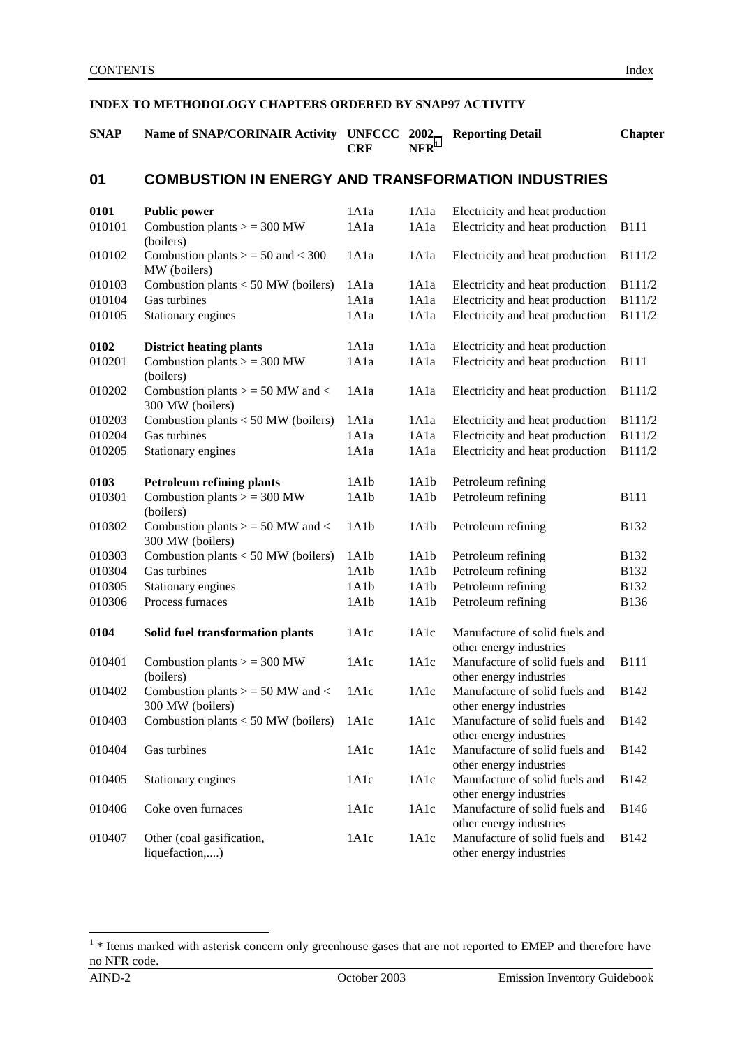## INDEX TO METHODOLOGY CHAPTERS ORDERED BY SNAP97 ACTIVITY

| SNAP | Name of SNAP/CORINAIR Activity | UNFCCC CRF | 2002 NFR[1] | Reporting Detail | Chapter |
|---|---|---|---|---|---|
| **01** | **COMBUSTION IN ENERGY AND TRANSFORMATION INDUSTRIES** | | | | |
| **0101** | **Public power** | 1A1a | 1A1a | Electricity and heat production | |
| 010101 | Combustion plants > = 300 MW (boilers) | 1A1a | 1A1a | Electricity and heat production | B111 |
| 010102 | Combustion plants > = 50 and < 300 MW (boilers) | 1A1a | 1A1a | Electricity and heat production | B111/2 |
| 010103 | Combustion plants < 50 MW (boilers) | 1A1a | 1A1a | Electricity and heat production | B111/2 |
| 010104 | Gas turbines | 1A1a | 1A1a | Electricity and heat production | B111/2 |
| 010105 | Stationary engines | 1A1a | 1A1a | Electricity and heat production | B111/2 |
| **0102** | **District heating plants** | 1A1a | 1A1a | Electricity and heat production | |
| 010201 | Combustion plants > = 300 MW (boilers) | 1A1a | 1A1a | Electricity and heat production | B111 |
| 010202 | Combustion plants > = 50 MW and < 300 MW (boilers) | 1A1a | 1A1a | Electricity and heat production | B111/2 |
| 010203 | Combustion plants < 50 MW (boilers) | 1A1a | 1A1a | Electricity and heat production | B111/2 |
| 010204 | Gas turbines | 1A1a | 1A1a | Electricity and heat production | B111/2 |
| 010205 | Stationary engines | 1A1a | 1A1a | Electricity and heat production | B111/2 |
| **0103** | **Petroleum refining plants** | 1A1b | 1A1b | Petroleum refining | |
| 010301 | Combustion plants > = 300 MW (boilers) | 1A1b | 1A1b | Petroleum refining | B111 |
| 010302 | Combustion plants > = 50 MW and < 300 MW (boilers) | 1A1b | 1A1b | Petroleum refining | B132 |
| 010303 | Combustion plants < 50 MW (boilers) | 1A1b | 1A1b | Petroleum refining | B132 |
| 010304 | Gas turbines | 1A1b | 1A1b | Petroleum refining | B132 |
| 010305 | Stationary engines | 1A1b | 1A1b | Petroleum refining | B132 |
| 010306 | Process furnaces | 1A1b | 1A1b | Petroleum refining | B136 |
| **0104** | **Solid fuel transformation plants** | 1A1c | 1A1c | Manufacture of solid fuels and other energy industries | |
| 010401 | Combustion plants > = 300 MW (boilers) | 1A1c | 1A1c | Manufacture of solid fuels and other energy industries | B111 |
| 010402 | Combustion plants > = 50 MW and < 300 MW (boilers) | 1A1c | 1A1c | Manufacture of solid fuels and other energy industries | B142 |
| 010403 | Combustion plants < 50 MW (boilers) | 1A1c | 1A1c | Manufacture of solid fuels and other energy industries | B142 |
| 010404 | Gas turbines | 1A1c | 1A1c | Manufacture of solid fuels and other energy industries | B142 |
| 010405 | Stationary engines | 1A1c | 1A1c | Manufacture of solid fuels and other energy industries | B142 |
| 010406 | Coke oven furnaces | 1A1c | 1A1c | Manufacture of solid fuels and other energy industries | B146 |
| 010407 | Other (coal gasification, liquefaction,....) | 1A1c | 1A1c | Manufacture of solid fuels and other energy industries | B142 |

[1] * Items marked with asterisk concern only greenhouse gases that are not reported to EMEP and therefore have no NFR code.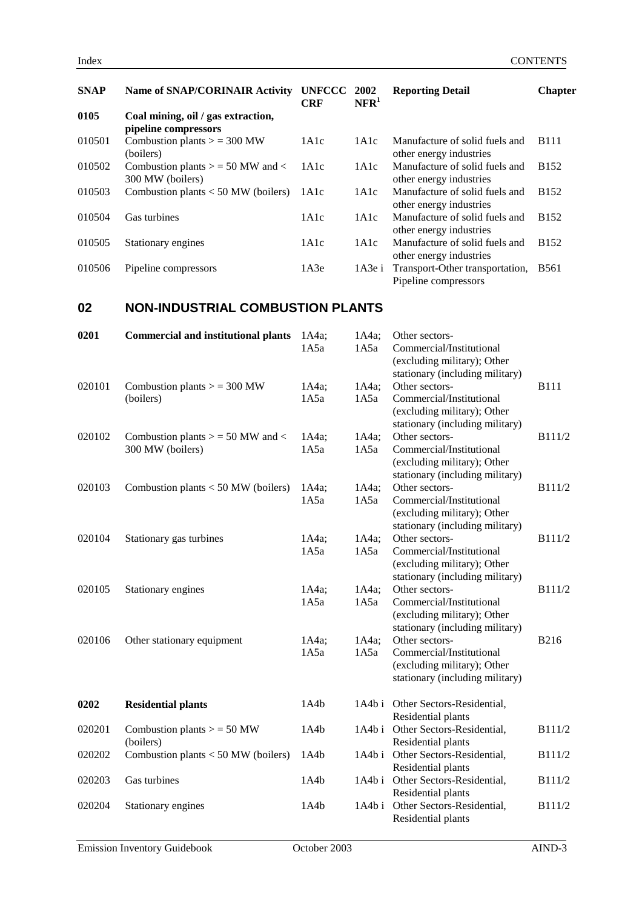| SNAP | Name of SNAP/CORINAIR Activity | UNFCCC CRF | 2002 NFR[1] | Reporting Detail | Chapter |
|---|---|---|---|---|---|
| **0105** | **Coal mining, oil / gas extraction, pipeline compressors** | | | | |
| 010501 | Combustion plants > = 300 MW (boilers) | 1A1c | 1A1c | Manufacture of solid fuels and other energy industries | B111 |
| 010502 | Combustion plants > = 50 MW and < 300 MW (boilers) | 1A1c | 1A1c | Manufacture of solid fuels and other energy industries | B152 |
| 010503 | Combustion plants < 50 MW (boilers) | 1A1c | 1A1c | Manufacture of solid fuels and other energy industries | B152 |
| 010504 | Gas turbines | 1A1c | 1A1c | Manufacture of solid fuels and other energy industries | B152 |
| 010505 | Stationary engines | 1A1c | 1A1c | Manufacture of solid fuels and other energy industries | B152 |
| 010506 | Pipeline compressors | 1A3e | 1A3e i | Transport-Other transportation, Pipeline compressors | B561 |

## 02 NON-INDUSTRIAL COMBUSTION PLANTS

| SNAP | Name of SNAP/CORINAIR Activity | UNFCCC CRF | 2002 NFR[1] | Reporting Detail | Chapter |
|---|---|---|---|---|---|
| **0201** | **Commercial and institutional plants** | 1A4a; 1A5a | 1A4a; 1A5a | Other sectors-Commercial/Institutional (excluding military); Other stationary (including military) | |
| 020101 | Combustion plants > = 300 MW (boilers) | 1A4a; 1A5a | 1A4a; 1A5a | Other sectors-Commercial/Institutional (excluding military); Other stationary (including military) | B111 |
| 020102 | Combustion plants > = 50 MW and < 300 MW (boilers) | 1A4a; 1A5a | 1A4a; 1A5a | Other sectors-Commercial/Institutional (excluding military); Other stationary (including military) | B111/2 |
| 020103 | Combustion plants < 50 MW (boilers) | 1A4a; 1A5a | 1A4a; 1A5a | Other sectors-Commercial/Institutional (excluding military); Other stationary (including military) | B111/2 |
| 020104 | Stationary gas turbines | 1A4a; 1A5a | 1A4a; 1A5a | Other sectors-Commercial/Institutional (excluding military); Other stationary (including military) | B111/2 |
| 020105 | Stationary engines | 1A4a; 1A5a | 1A4a; 1A5a | Other sectors-Commercial/Institutional (excluding military); Other stationary (including military) | B111/2 |
| 020106 | Other stationary equipment | 1A4a; 1A5a | 1A4a; 1A5a | Other sectors-Commercial/Institutional (excluding military); Other stationary (including military) | B216 |
| **0202** | **Residential plants** | 1A4b | 1A4b i | Other Sectors-Residential, Residential plants | |
| 020201 | Combustion plants > = 50 MW (boilers) | 1A4b | 1A4b i | Other Sectors-Residential, Residential plants | B111/2 |
| 020202 | Combustion plants < 50 MW (boilers) | 1A4b | 1A4b i | Other Sectors-Residential, Residential plants | B111/2 |
| 020203 | Gas turbines | 1A4b | 1A4b i | Other Sectors-Residential, Residential plants | B111/2 |
| 020204 | Stationary engines | 1A4b | 1A4b i | Other Sectors-Residential, Residential plants | B111/2 |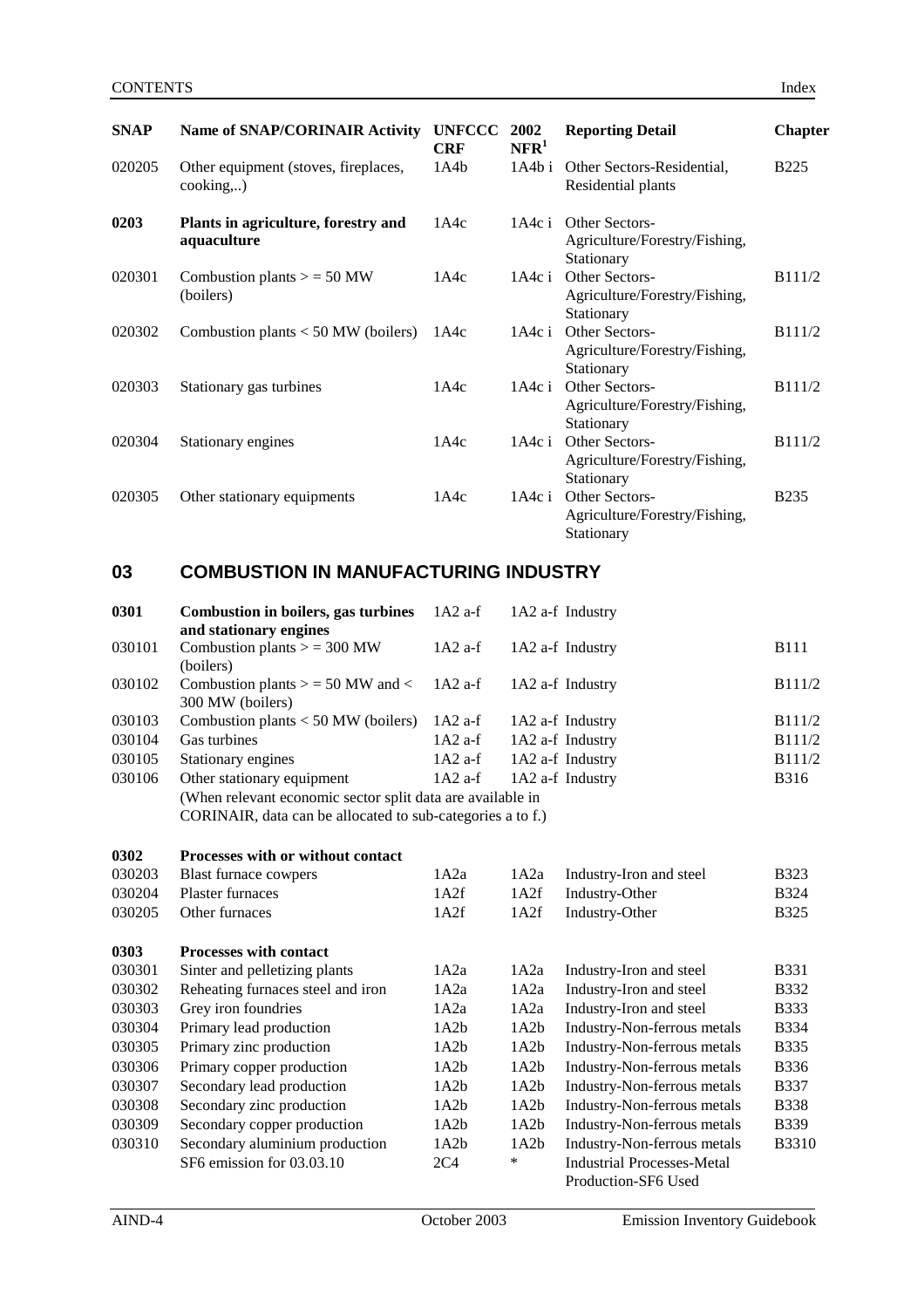| SNAP | Name of SNAP/CORINAIR Activity | UNFCCC CRF | 2002 NFR[1] | Reporting Detail | Chapter |
|---|---|---|---|---|---|
| 020205 | Other equipment (stoves, fireplaces, cooking,..) | 1A4b | 1A4b i | Other Sectors-Residential, Residential plants | B225 |
| **0203** | **Plants in agriculture, forestry and aquaculture** | 1A4c | 1A4c i | Other Sectors-Agriculture/Forestry/Fishing, Stationary | |
| 020301 | Combustion plants > = 50 MW (boilers) | 1A4c | 1A4c i | Other Sectors-Agriculture/Forestry/Fishing, Stationary | B111/2 |
| 020302 | Combustion plants < 50 MW (boilers) | 1A4c | 1A4c i | Other Sectors-Agriculture/Forestry/Fishing, Stationary | B111/2 |
| 020303 | Stationary gas turbines | 1A4c | 1A4c i | Other Sectors-Agriculture/Forestry/Fishing, Stationary | B111/2 |
| 020304 | Stationary engines | 1A4c | 1A4c i | Other Sectors-Agriculture/Forestry/Fishing, Stationary | B111/2 |
| 020305 | Other stationary equipments | 1A4c | 1A4c i | Other Sectors-Agriculture/Forestry/Fishing, Stationary | B235 |

## 03 COMBUSTION IN MANUFACTURING INDUSTRY

| SNAP | Name of SNAP/CORINAIR Activity | UNFCCC CRF | 2002 NFR[1] | Reporting Detail | Chapter |
|---|---|---|---|---|---|
| **0301** | **Combustion in boilers, gas turbines and stationary engines** | 1A2 a-f | 1A2 a-f | Industry | |
| 030101 | Combustion plants > = 300 MW (boilers) | 1A2 a-f | 1A2 a-f | Industry | B111 |
| 030102 | Combustion plants > = 50 MW and < 300 MW (boilers) | 1A2 a-f | 1A2 a-f | Industry | B111/2 |
| 030103 | Combustion plants < 50 MW (boilers) | 1A2 a-f | 1A2 a-f | Industry | B111/2 |
| 030104 | Gas turbines | 1A2 a-f | 1A2 a-f | Industry | B111/2 |
| 030105 | Stationary engines | 1A2 a-f | 1A2 a-f | Industry | B111/2 |
| 030106 | Other stationary equipment | 1A2 a-f | 1A2 a-f | Industry | B316 |
| | (When relevant economic sector split data are available in CORINAIR, data can be allocated to sub-categories a to f.) | | | | |
| **0302** | **Processes with or without contact** | | | | |
| 030203 | Blast furnace cowpers | 1A2a | 1A2a | Industry-Iron and steel | B323 |
| 030204 | Plaster furnaces | 1A2f | 1A2f | Industry-Other | B324 |
| 030205 | Other furnaces | 1A2f | 1A2f | Industry-Other | B325 |
| **0303** | **Processes with contact** | | | | |
| 030301 | Sinter and pelletizing plants | 1A2a | 1A2a | Industry-Iron and steel | B331 |
| 030302 | Reheating furnaces steel and iron | 1A2a | 1A2a | Industry-Iron and steel | B332 |
| 030303 | Grey iron foundries | 1A2a | 1A2a | Industry-Iron and steel | B333 |
| 030304 | Primary lead production | 1A2b | 1A2b | Industry-Non-ferrous metals | B334 |
| 030305 | Primary zinc production | 1A2b | 1A2b | Industry-Non-ferrous metals | B335 |
| 030306 | Primary copper production | 1A2b | 1A2b | Industry-Non-ferrous metals | B336 |
| 030307 | Secondary lead production | 1A2b | 1A2b | Industry-Non-ferrous metals | B337 |
| 030308 | Secondary zinc production | 1A2b | 1A2b | Industry-Non-ferrous metals | B338 |
| 030309 | Secondary copper production | 1A2b | 1A2b | Industry-Non-ferrous metals | B339 |
| 030310 | Secondary aluminium production | 1A2b | 1A2b | Industry-Non-ferrous metals | B3310 |
| | SF6 emission for 03.03.10 | 2C4 | * | Industrial Processes-Metal Production-SF6 Used | |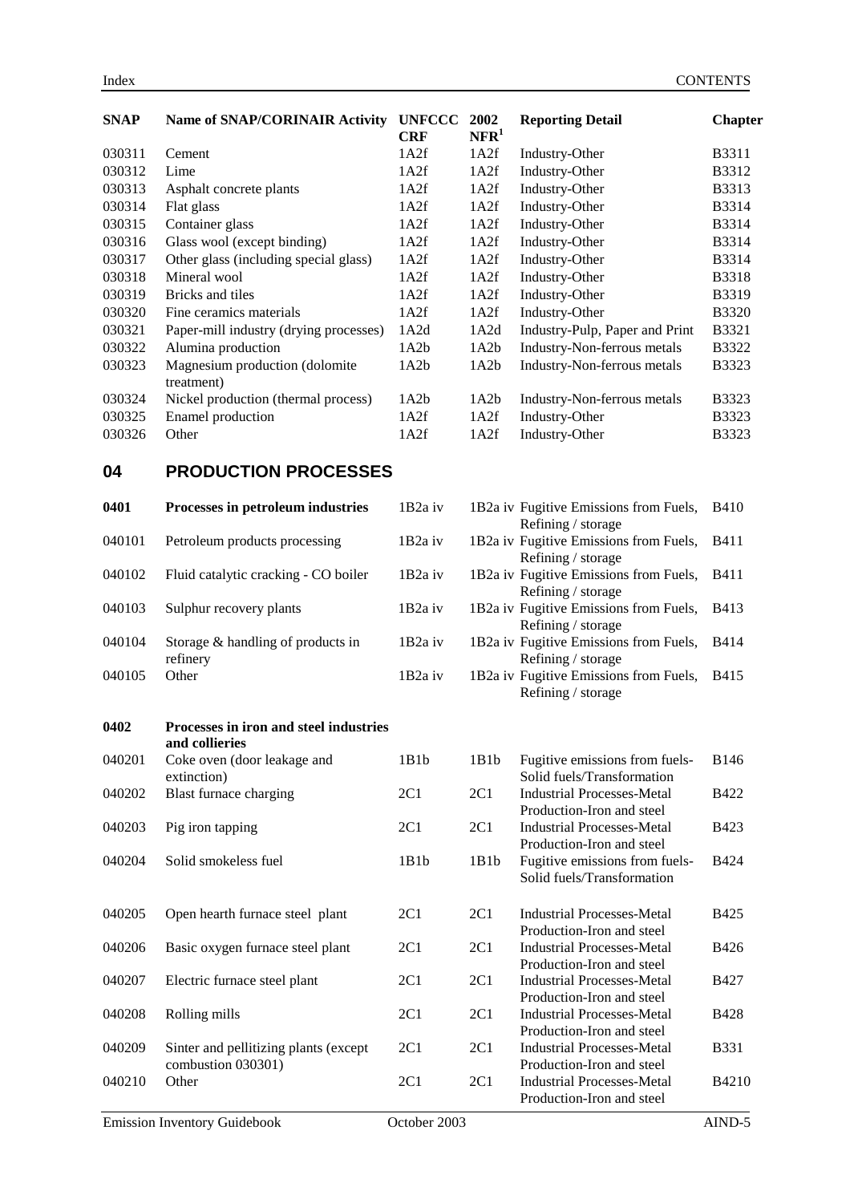| SNAP | Name of SNAP/CORINAIR Activity | UNFCCC CRF | 2002 NFR[1] | Reporting Detail | Chapter |
|---|---|---|---|---|---|
| 030311 | Cement | 1A2f | 1A2f | Industry-Other | B3311 |
| 030312 | Lime | 1A2f | 1A2f | Industry-Other | B3312 |
| 030313 | Asphalt concrete plants | 1A2f | 1A2f | Industry-Other | B3313 |
| 030314 | Flat glass | 1A2f | 1A2f | Industry-Other | B3314 |
| 030315 | Container glass | 1A2f | 1A2f | Industry-Other | B3314 |
| 030316 | Glass wool (except binding) | 1A2f | 1A2f | Industry-Other | B3314 |
| 030317 | Other glass (including special glass) | 1A2f | 1A2f | Industry-Other | B3314 |
| 030318 | Mineral wool | 1A2f | 1A2f | Industry-Other | B3318 |
| 030319 | Bricks and tiles | 1A2f | 1A2f | Industry-Other | B3319 |
| 030320 | Fine ceramics materials | 1A2f | 1A2f | Industry-Other | B3320 |
| 030321 | Paper-mill industry (drying processes) | 1A2d | 1A2d | Industry-Pulp, Paper and Print | B3321 |
| 030322 | Alumina production | 1A2b | 1A2b | Industry-Non-ferrous metals | B3322 |
| 030323 | Magnesium production (dolomite treatment) | 1A2b | 1A2b | Industry-Non-ferrous metals | B3323 |
| 030324 | Nickel production (thermal process) | 1A2b | 1A2b | Industry-Non-ferrous metals | B3323 |
| 030325 | Enamel production | 1A2f | 1A2f | Industry-Other | B3323 |
| 030326 | Other | 1A2f | 1A2f | Industry-Other | B3323 |

## 04 PRODUCTION PROCESSES

| SNAP | Name of SNAP/CORINAIR Activity | UNFCCC CRF | 2002 NFR[1] | Reporting Detail | Chapter |
|---|---|---|---|---|---|
| **0401** | **Processes in petroleum industries** | 1B2a iv | 1B2a iv | Fugitive Emissions from Fuels, Refining / storage | B410 |
| 040101 | Petroleum products processing | 1B2a iv | 1B2a iv | Fugitive Emissions from Fuels, Refining / storage | B411 |
| 040102 | Fluid catalytic cracking - CO boiler | 1B2a iv | 1B2a iv | Fugitive Emissions from Fuels, Refining / storage | B411 |
| 040103 | Sulphur recovery plants | 1B2a iv | 1B2a iv | Fugitive Emissions from Fuels, Refining / storage | B413 |
| 040104 | Storage & handling of products in refinery | 1B2a iv | 1B2a iv | Fugitive Emissions from Fuels, Refining / storage | B414 |
| 040105 | Other | 1B2a iv | 1B2a iv | Fugitive Emissions from Fuels, Refining / storage | B415 |
| **0402** | **Processes in iron and steel industries and collieries** | | | | |
| 040201 | Coke oven (door leakage and extinction) | 1B1b | 1B1b | Fugitive emissions from fuels-Solid fuels/Transformation | B146 |
| 040202 | Blast furnace charging | 2C1 | 2C1 | Industrial Processes-Metal Production-Iron and steel | B422 |
| 040203 | Pig iron tapping | 2C1 | 2C1 | Industrial Processes-Metal Production-Iron and steel | B423 |
| 040204 | Solid smokeless fuel | 1B1b | 1B1b | Fugitive emissions from fuels-Solid fuels/Transformation | B424 |
| 040205 | Open hearth furnace steel plant | 2C1 | 2C1 | Industrial Processes-Metal Production-Iron and steel | B425 |
| 040206 | Basic oxygen furnace steel plant | 2C1 | 2C1 | Industrial Processes-Metal Production-Iron and steel | B426 |
| 040207 | Electric furnace steel plant | 2C1 | 2C1 | Industrial Processes-Metal Production-Iron and steel | B427 |
| 040208 | Rolling mills | 2C1 | 2C1 | Industrial Processes-Metal Production-Iron and steel | B428 |
| 040209 | Sinter and pellitizing plants (except combustion 030301) | 2C1 | 2C1 | Industrial Processes-Metal Production-Iron and steel | B331 |
| 040210 | Other | 2C1 | 2C1 | Industrial Processes-Metal Production-Iron and steel | B4210 |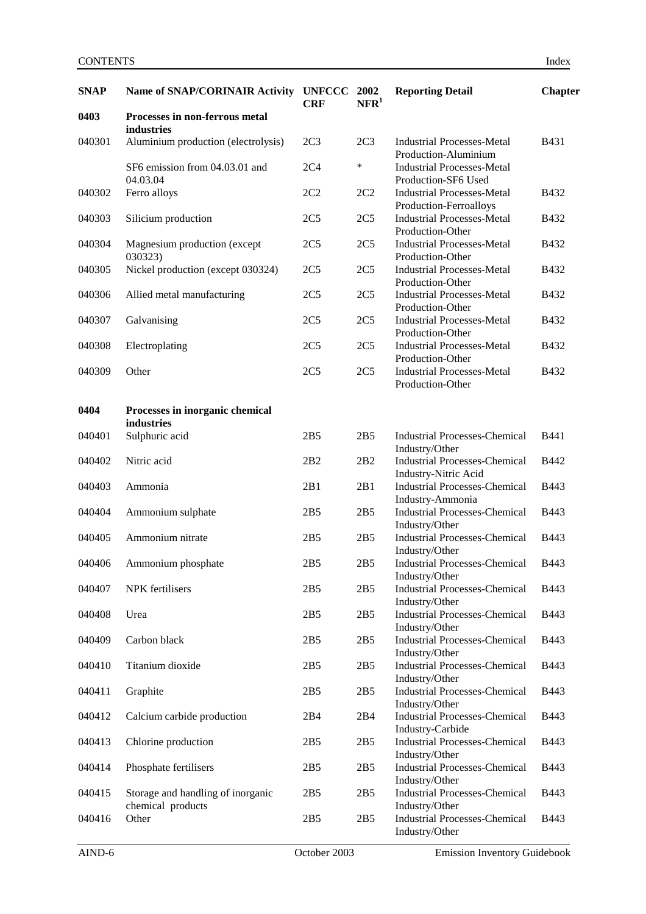| SNAP | Name of SNAP/CORINAIR Activity | UNFCCC CRF | 2002 NFR[1] | Reporting Detail | Chapter |
|---|---|---|---|---|---|
| **0403** | **Processes in non-ferrous metal industries** | | | | |
| 040301 | Aluminium production (electrolysis) | 2C3 | 2C3 | Industrial Processes-Metal Production-Aluminium | B431 |
| | SF6 emission from 04.03.01 and 04.03.04 | 2C4 | * | Industrial Processes-Metal Production-SF6 Used | |
| 040302 | Ferro alloys | 2C2 | 2C2 | Industrial Processes-Metal Production-Ferroalloys | B432 |
| 040303 | Silicium production | 2C5 | 2C5 | Industrial Processes-Metal Production-Other | B432 |
| 040304 | Magnesium production (except 030323) | 2C5 | 2C5 | Industrial Processes-Metal Production-Other | B432 |
| 040305 | Nickel production (except 030324) | 2C5 | 2C5 | Industrial Processes-Metal Production-Other | B432 |
| 040306 | Allied metal manufacturing | 2C5 | 2C5 | Industrial Processes-Metal Production-Other | B432 |
| 040307 | Galvanising | 2C5 | 2C5 | Industrial Processes-Metal Production-Other | B432 |
| 040308 | Electroplating | 2C5 | 2C5 | Industrial Processes-Metal Production-Other | B432 |
| 040309 | Other | 2C5 | 2C5 | Industrial Processes-Metal Production-Other | B432 |
| **0404** | **Processes in inorganic chemical industries** | | | | |
| 040401 | Sulphuric acid | 2B5 | 2B5 | Industrial Processes-Chemical Industry/Other | B441 |
| 040402 | Nitric acid | 2B2 | 2B2 | Industrial Processes-Chemical Industry-Nitric Acid | B442 |
| 040403 | Ammonia | 2B1 | 2B1 | Industrial Processes-Chemical Industry-Ammonia | B443 |
| 040404 | Ammonium sulphate | 2B5 | 2B5 | Industrial Processes-Chemical Industry/Other | B443 |
| 040405 | Ammonium nitrate | 2B5 | 2B5 | Industrial Processes-Chemical Industry/Other | B443 |
| 040406 | Ammonium phosphate | 2B5 | 2B5 | Industrial Processes-Chemical Industry/Other | B443 |
| 040407 | NPK fertilisers | 2B5 | 2B5 | Industrial Processes-Chemical Industry/Other | B443 |
| 040408 | Urea | 2B5 | 2B5 | Industrial Processes-Chemical Industry/Other | B443 |
| 040409 | Carbon black | 2B5 | 2B5 | Industrial Processes-Chemical Industry/Other | B443 |
| 040410 | Titanium dioxide | 2B5 | 2B5 | Industrial Processes-Chemical Industry/Other | B443 |
| 040411 | Graphite | 2B5 | 2B5 | Industrial Processes-Chemical Industry/Other | B443 |
| 040412 | Calcium carbide production | 2B4 | 2B4 | Industrial Processes-Chemical Industry-Carbide | B443 |
| 040413 | Chlorine production | 2B5 | 2B5 | Industrial Processes-Chemical Industry/Other | B443 |
| 040414 | Phosphate fertilisers | 2B5 | 2B5 | Industrial Processes-Chemical Industry/Other | B443 |
| 040415 | Storage and handling of inorganic chemical products | 2B5 | 2B5 | Industrial Processes-Chemical Industry/Other | B443 |
| 040416 | Other | 2B5 | 2B5 | Industrial Processes-Chemical Industry/Other | B443 |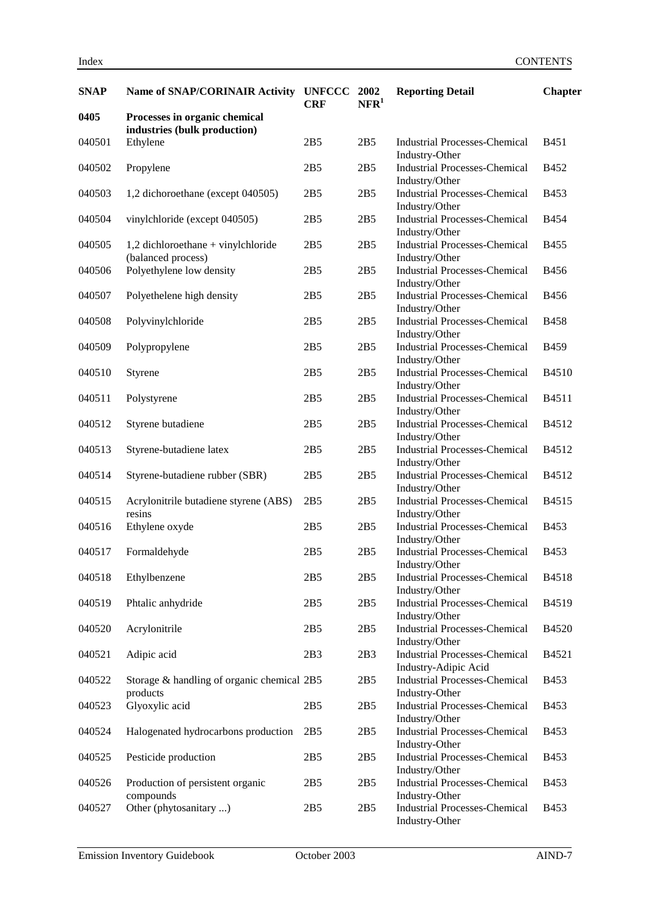| SNAP | Name of SNAP/CORINAIR Activity | UNFCCC CRF | 2002 NFR[1] | Reporting Detail | Chapter |
|---|---|---|---|---|---|
| **0405** | **Processes in organic chemical industries (bulk production)** | | | | |
| 040501 | Ethylene | 2B5 | 2B5 | Industrial Processes-Chemical Industry-Other | B451 |
| 040502 | Propylene | 2B5 | 2B5 | Industrial Processes-Chemical Industry/Other | B452 |
| 040503 | 1,2 dichoroethane (except 040505) | 2B5 | 2B5 | Industrial Processes-Chemical Industry/Other | B453 |
| 040504 | vinylchloride (except 040505) | 2B5 | 2B5 | Industrial Processes-Chemical Industry/Other | B454 |
| 040505 | 1,2 dichloroethane + vinylchloride (balanced process) | 2B5 | 2B5 | Industrial Processes-Chemical Industry/Other | B455 |
| 040506 | Polyethylene low density | 2B5 | 2B5 | Industrial Processes-Chemical Industry/Other | B456 |
| 040507 | Polyethelene high density | 2B5 | 2B5 | Industrial Processes-Chemical Industry/Other | B456 |
| 040508 | Polyvinylchloride | 2B5 | 2B5 | Industrial Processes-Chemical Industry/Other | B458 |
| 040509 | Polypropylene | 2B5 | 2B5 | Industrial Processes-Chemical Industry/Other | B459 |
| 040510 | Styrene | 2B5 | 2B5 | Industrial Processes-Chemical Industry/Other | B4510 |
| 040511 | Polystyrene | 2B5 | 2B5 | Industrial Processes-Chemical Industry/Other | B4511 |
| 040512 | Styrene butadiene | 2B5 | 2B5 | Industrial Processes-Chemical Industry/Other | B4512 |
| 040513 | Styrene-butadiene latex | 2B5 | 2B5 | Industrial Processes-Chemical Industry/Other | B4512 |
| 040514 | Styrene-butadiene rubber (SBR) | 2B5 | 2B5 | Industrial Processes-Chemical Industry/Other | B4512 |
| 040515 | Acrylonitrile butadiene styrene (ABS) resins | 2B5 | 2B5 | Industrial Processes-Chemical Industry/Other | B4515 |
| 040516 | Ethylene oxyde | 2B5 | 2B5 | Industrial Processes-Chemical Industry/Other | B453 |
| 040517 | Formaldehyde | 2B5 | 2B5 | Industrial Processes-Chemical Industry/Other | B453 |
| 040518 | Ethylbenzene | 2B5 | 2B5 | Industrial Processes-Chemical Industry/Other | B4518 |
| 040519 | Phtalic anhydride | 2B5 | 2B5 | Industrial Processes-Chemical Industry/Other | B4519 |
| 040520 | Acrylonitrile | 2B5 | 2B5 | Industrial Processes-Chemical Industry/Other | B4520 |
| 040521 | Adipic acid | 2B3 | 2B3 | Industrial Processes-Chemical Industry-Adipic Acid | B4521 |
| 040522 | Storage & handling of organic chemical products | 2B5 | 2B5 | Industrial Processes-Chemical Industry-Other | B453 |
| 040523 | Glyoxylic acid | 2B5 | 2B5 | Industrial Processes-Chemical Industry/Other | B453 |
| 040524 | Halogenated hydrocarbons production | 2B5 | 2B5 | Industrial Processes-Chemical Industry-Other | B453 |
| 040525 | Pesticide production | 2B5 | 2B5 | Industrial Processes-Chemical Industry/Other | B453 |
| 040526 | Production of persistent organic compounds | 2B5 | 2B5 | Industrial Processes-Chemical Industry-Other | B453 |
| 040527 | Other (phytosanitary ...) | 2B5 | 2B5 | Industrial Processes-Chemical Industry-Other | B453 |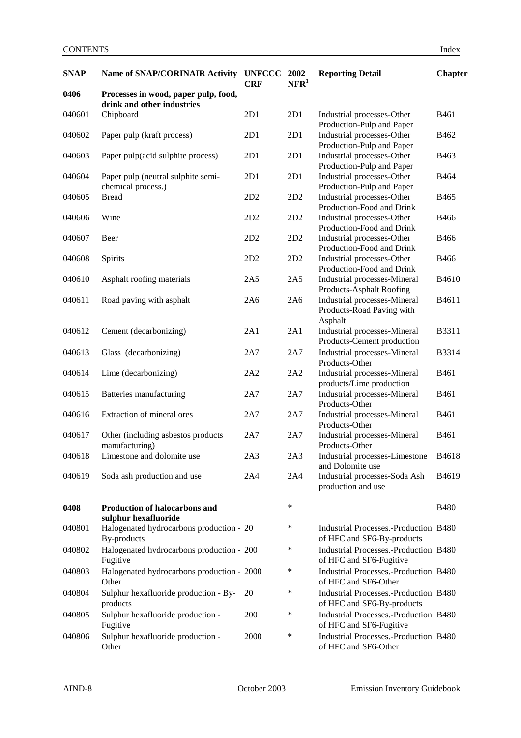| SNAP | Name of SNAP/CORINAIR Activity | UNFCCC CRF | 2002 NFR[1] | Reporting Detail | Chapter |
|---|---|---|---|---|---|
| **0406** | **Processes in wood, paper pulp, food, drink and other industries** | | | | |
| 040601 | Chipboard | 2D1 | 2D1 | Industrial processes-Other Production-Pulp and Paper | B461 |
| 040602 | Paper pulp (kraft process) | 2D1 | 2D1 | Industrial processes-Other Production-Pulp and Paper | B462 |
| 040603 | Paper pulp(acid sulphite process) | 2D1 | 2D1 | Industrial processes-Other Production-Pulp and Paper | B463 |
| 040604 | Paper pulp (neutral sulphite semi-chemical process.) | 2D1 | 2D1 | Industrial processes-Other Production-Pulp and Paper | B464 |
| 040605 | Bread | 2D2 | 2D2 | Industrial processes-Other Production-Food and Drink | B465 |
| 040606 | Wine | 2D2 | 2D2 | Industrial processes-Other Production-Food and Drink | B466 |
| 040607 | Beer | 2D2 | 2D2 | Industrial processes-Other Production-Food and Drink | B466 |
| 040608 | Spirits | 2D2 | 2D2 | Industrial processes-Other Production-Food and Drink | B466 |
| 040610 | Asphalt roofing materials | 2A5 | 2A5 | Industrial processes-Mineral Products-Asphalt Roofing | B4610 |
| 040611 | Road paving with asphalt | 2A6 | 2A6 | Industrial processes-Mineral Products-Road Paving with Asphalt | B4611 |
| 040612 | Cement (decarbonizing) | 2A1 | 2A1 | Industrial processes-Mineral Products-Cement production | B3311 |
| 040613 | Glass (decarbonizing) | 2A7 | 2A7 | Industrial processes-Mineral Products-Other | B3314 |
| 040614 | Lime (decarbonizing) | 2A2 | 2A2 | Industrial processes-Mineral products/Lime production | B461 |
| 040615 | Batteries manufacturing | 2A7 | 2A7 | Industrial processes-Mineral Products-Other | B461 |
| 040616 | Extraction of mineral ores | 2A7 | 2A7 | Industrial processes-Mineral Products-Other | B461 |
| 040617 | Other (including asbestos products manufacturing) | 2A7 | 2A7 | Industrial processes-Mineral Products-Other | B461 |
| 040618 | Limestone and dolomite use | 2A3 | 2A3 | Industrial processes-Limestone and Dolomite use | B4618 |
| 040619 | Soda ash production and use | 2A4 | 2A4 | Industrial processes-Soda Ash production and use | B4619 |
| **0408** | **Production of halocarbons and sulphur hexafluoride** | | * | | B480 |
| 040801 | Halogenated hydrocarbons production - By-products | 20 | * | Industrial Processes.-Production of HFC and SF6-By-products | B480 |
| 040802 | Halogenated hydrocarbons production - Fugitive | 200 | * | Industrial Processes.-Production of HFC and SF6-Fugitive | B480 |
| 040803 | Halogenated hydrocarbons production - Other | 2000 | * | Industrial Processes.-Production of HFC and SF6-Other | B480 |
| 040804 | Sulphur hexafluoride production - By-products | 20 | * | Industrial Processes.-Production of HFC and SF6-By-products | B480 |
| 040805 | Sulphur hexafluoride production - Fugitive | 200 | * | Industrial Processes.-Production of HFC and SF6-Fugitive | B480 |
| 040806 | Sulphur hexafluoride production - Other | 2000 | * | Industrial Processes.-Production of HFC and SF6-Other | B480 |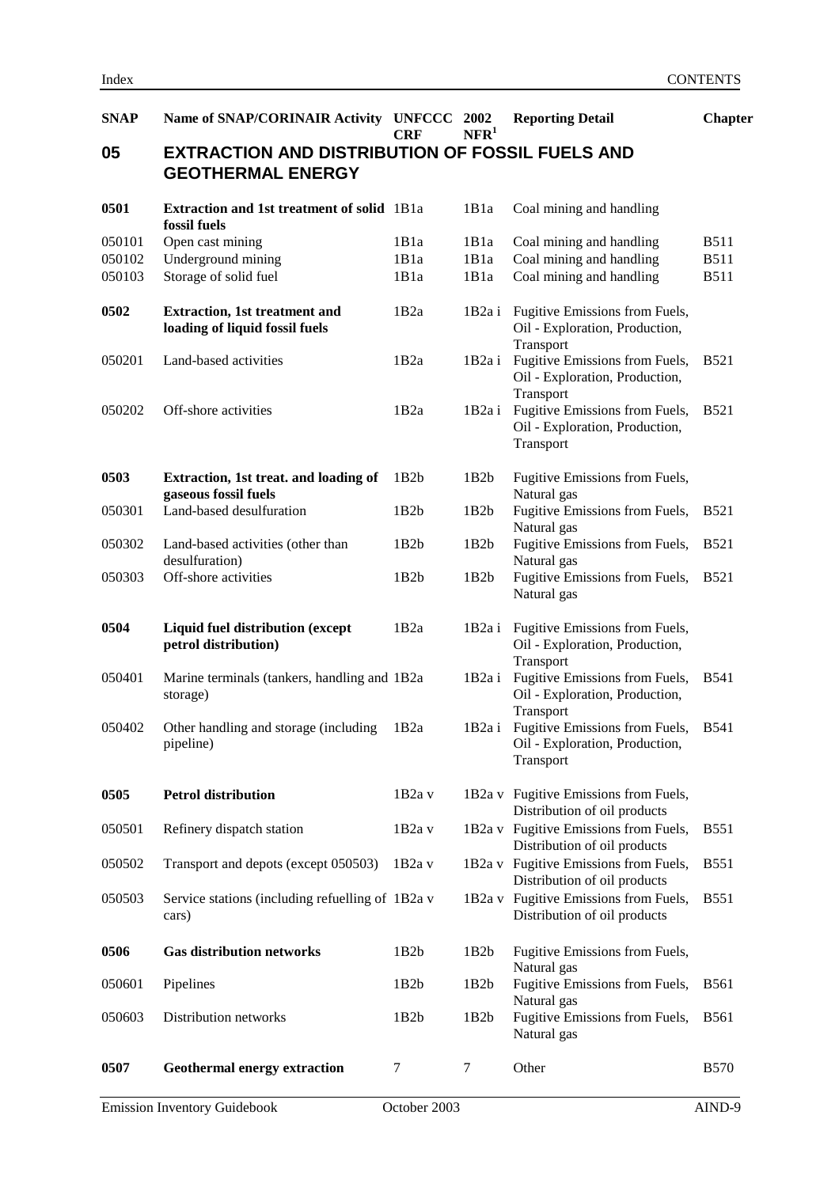| SNAP | Name of SNAP/CORINAIR Activity | UNFCCC CRF | 2002 NFR[1] | Reporting Detail | Chapter |
|---|---|---|---|---|---|
| **05** | **EXTRACTION AND DISTRIBUTION OF FOSSIL FUELS AND GEOTHERMAL ENERGY** | | | | |
| **0501** | **Extraction and 1st treatment of solid fossil fuels** | 1B1a | 1B1a | Coal mining and handling | |
| 050101 | Open cast mining | 1B1a | 1B1a | Coal mining and handling | B511 |
| 050102 | Underground mining | 1B1a | 1B1a | Coal mining and handling | B511 |
| 050103 | Storage of solid fuel | 1B1a | 1B1a | Coal mining and handling | B511 |
| **0502** | **Extraction, 1st treatment and loading of liquid fossil fuels** | 1B2a | 1B2a i | Fugitive Emissions from Fuels, Oil - Exploration, Production, Transport | |
| 050201 | Land-based activities | 1B2a | 1B2a i | Fugitive Emissions from Fuels, Oil - Exploration, Production, Transport | B521 |
| 050202 | Off-shore activities | 1B2a | 1B2a i | Fugitive Emissions from Fuels, Oil - Exploration, Production, Transport | B521 |
| **0503** | **Extraction, 1st treat. and loading of gaseous fossil fuels** | 1B2b | 1B2b | Fugitive Emissions from Fuels, Natural gas | |
| 050301 | Land-based desulfuration | 1B2b | 1B2b | Fugitive Emissions from Fuels, Natural gas | B521 |
| 050302 | Land-based activities (other than desulfuration) | 1B2b | 1B2b | Fugitive Emissions from Fuels, Natural gas | B521 |
| 050303 | Off-shore activities | 1B2b | 1B2b | Fugitive Emissions from Fuels, Natural gas | B521 |
| **0504** | **Liquid fuel distribution (except petrol distribution)** | 1B2a | 1B2a i | Fugitive Emissions from Fuels, Oil - Exploration, Production, Transport | |
| 050401 | Marine terminals (tankers, handling and storage) | 1B2a | 1B2a i | Fugitive Emissions from Fuels, Oil - Exploration, Production, Transport | B541 |
| 050402 | Other handling and storage (including pipeline) | 1B2a | 1B2a i | Fugitive Emissions from Fuels, Oil - Exploration, Production, Transport | B541 |
| **0505** | **Petrol distribution** | 1B2a v | 1B2a v | Fugitive Emissions from Fuels, Distribution of oil products | |
| 050501 | Refinery dispatch station | 1B2a v | 1B2a v | Fugitive Emissions from Fuels, Distribution of oil products | B551 |
| 050502 | Transport and depots (except 050503) | 1B2a v | 1B2a v | Fugitive Emissions from Fuels, Distribution of oil products | B551 |
| 050503 | Service stations (including refuelling of cars) | 1B2a v | 1B2a v | Fugitive Emissions from Fuels, Distribution of oil products | B551 |
| **0506** | **Gas distribution networks** | 1B2b | 1B2b | Fugitive Emissions from Fuels, Natural gas | |
| 050601 | Pipelines | 1B2b | 1B2b | Fugitive Emissions from Fuels, Natural gas | B561 |
| 050603 | Distribution networks | 1B2b | 1B2b | Fugitive Emissions from Fuels, Natural gas | B561 |
| **0507** | **Geothermal energy extraction** | 7 | 7 | Other | B570 |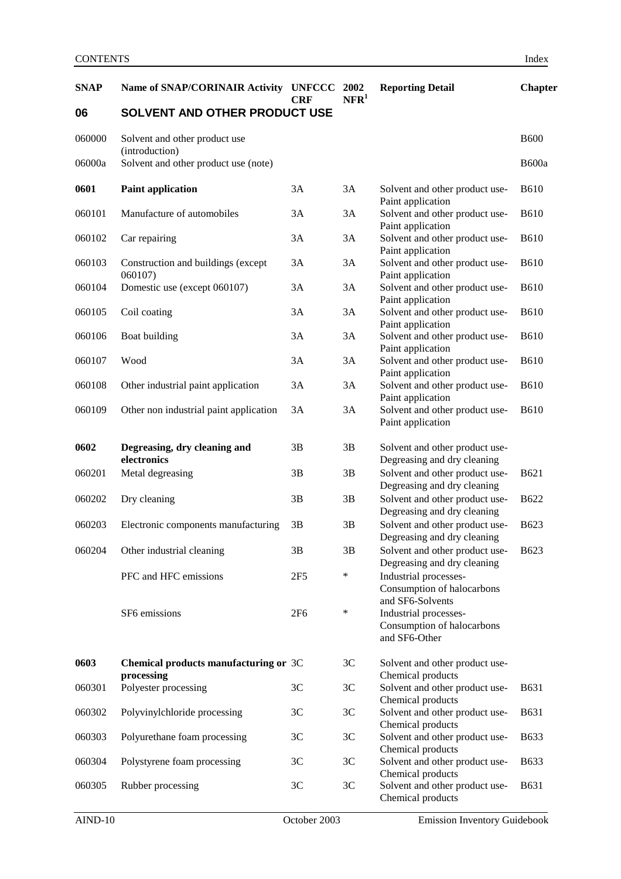| SNAP | Name of SNAP/CORINAIR Activity | UNFCCC CRF | 2002 NFR[1] | Reporting Detail | Chapter |
|---|---|---|---|---|---|
| **06** | **SOLVENT AND OTHER PRODUCT USE** | | | | |
| 060000 | Solvent and other product use (introduction) | | | | B600 |
| 06000a | Solvent and other product use (note) | | | | B600a |
| **0601** | **Paint application** | 3A | 3A | Solvent and other product use-Paint application | B610 |
| 060101 | Manufacture of automobiles | 3A | 3A | Solvent and other product use-Paint application | B610 |
| 060102 | Car repairing | 3A | 3A | Solvent and other product use-Paint application | B610 |
| 060103 | Construction and buildings (except 060107) | 3A | 3A | Solvent and other product use-Paint application | B610 |
| 060104 | Domestic use (except 060107) | 3A | 3A | Solvent and other product use-Paint application | B610 |
| 060105 | Coil coating | 3A | 3A | Solvent and other product use-Paint application | B610 |
| 060106 | Boat building | 3A | 3A | Solvent and other product use-Paint application | B610 |
| 060107 | Wood | 3A | 3A | Solvent and other product use-Paint application | B610 |
| 060108 | Other industrial paint application | 3A | 3A | Solvent and other product use-Paint application | B610 |
| 060109 | Other non industrial paint application | 3A | 3A | Solvent and other product use-Paint application | B610 |
| **0602** | **Degreasing, dry cleaning and electronics** | 3B | 3B | Solvent and other product use-Degreasing and dry cleaning | |
| 060201 | Metal degreasing | 3B | 3B | Solvent and other product use-Degreasing and dry cleaning | B621 |
| 060202 | Dry cleaning | 3B | 3B | Solvent and other product use-Degreasing and dry cleaning | B622 |
| 060203 | Electronic components manufacturing | 3B | 3B | Solvent and other product use-Degreasing and dry cleaning | B623 |
| 060204 | Other industrial cleaning | 3B | 3B | Solvent and other product use-Degreasing and dry cleaning | B623 |
| | PFC and HFC emissions | 2F5 | * | Industrial processes-Consumption of halocarbons and SF6-Solvents | |
| | SF6 emissions | 2F6 | * | Industrial processes-Consumption of halocarbons and SF6-Other | |
| **0603** | **Chemical products manufacturing or processing** | 3C | 3C | Solvent and other product use-Chemical products | |
| 060301 | Polyester processing | 3C | 3C | Solvent and other product use-Chemical products | B631 |
| 060302 | Polyvinylchloride processing | 3C | 3C | Solvent and other product use-Chemical products | B631 |
| 060303 | Polyurethane foam processing | 3C | 3C | Solvent and other product use-Chemical products | B633 |
| 060304 | Polystyrene foam processing | 3C | 3C | Solvent and other product use-Chemical products | B633 |
| 060305 | Rubber processing | 3C | 3C | Solvent and other product use-Chemical products | B631 |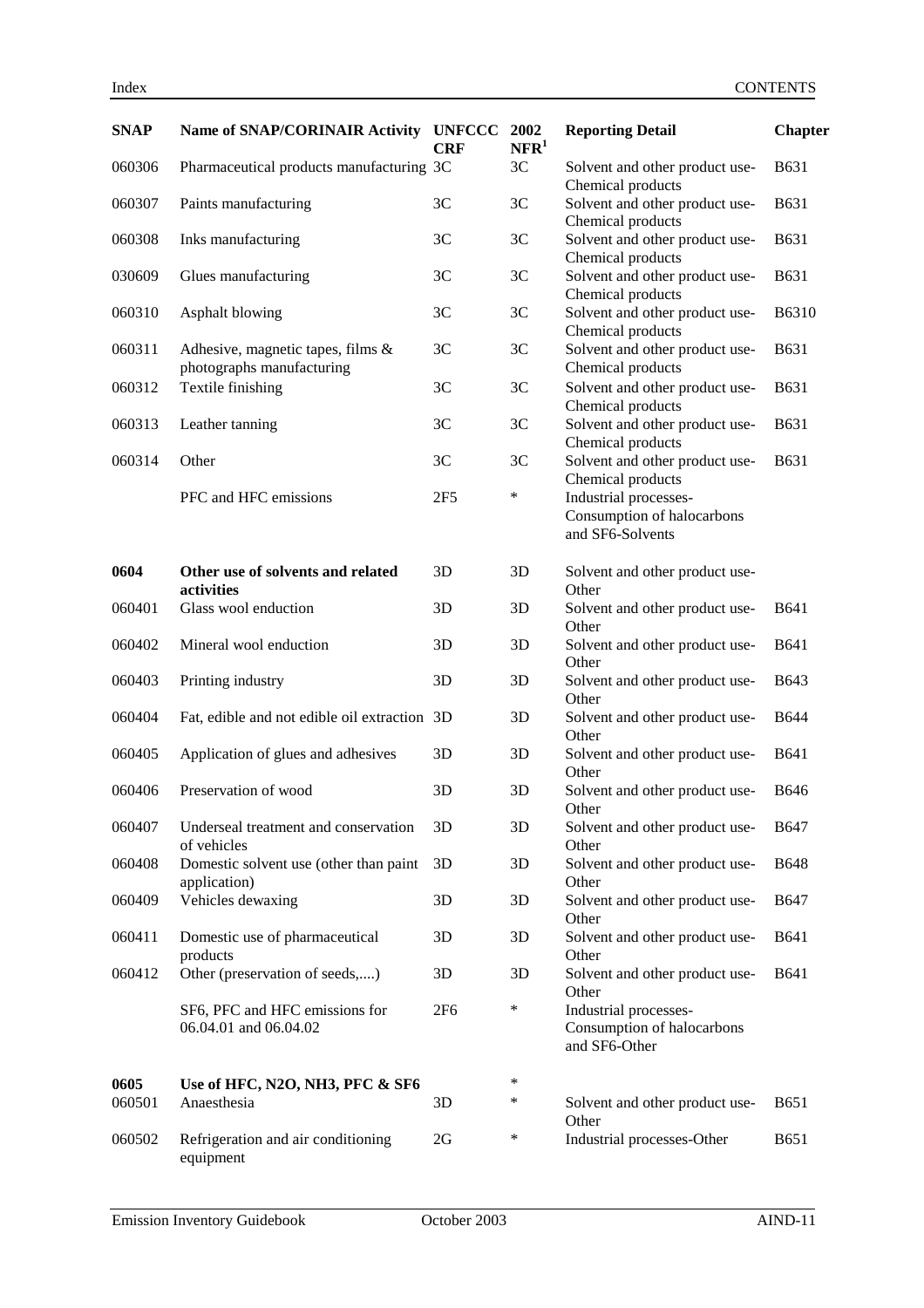| SNAP | Name of SNAP/CORINAIR Activity | UNFCCC CRF | 2002 NFR[1] | Reporting Detail | Chapter |
|---|---|---|---|---|---|
| 060306 | Pharmaceutical products manufacturing | 3C | 3C | Solvent and other product use-Chemical products | B631 |
| 060307 | Paints manufacturing | 3C | 3C | Solvent and other product use-Chemical products | B631 |
| 060308 | Inks manufacturing | 3C | 3C | Solvent and other product use-Chemical products | B631 |
| 030609 | Glues manufacturing | 3C | 3C | Solvent and other product use-Chemical products | B631 |
| 060310 | Asphalt blowing | 3C | 3C | Solvent and other product use-Chemical products | B6310 |
| 060311 | Adhesive, magnetic tapes, films & photographs manufacturing | 3C | 3C | Solvent and other product use-Chemical products | B631 |
| 060312 | Textile finishing | 3C | 3C | Solvent and other product use-Chemical products | B631 |
| 060313 | Leather tanning | 3C | 3C | Solvent and other product use-Chemical products | B631 |
| 060314 | Other | 3C | 3C | Solvent and other product use-Chemical products | B631 |
| | PFC and HFC emissions | 2F5 | * | Industrial processes-Consumption of halocarbons and SF6-Solvents | |
| **0604** | **Other use of solvents and related activities** | 3D | 3D | Solvent and other product use-Other | |
| 060401 | Glass wool enduction | 3D | 3D | Solvent and other product use-Other | B641 |
| 060402 | Mineral wool enduction | 3D | 3D | Solvent and other product use-Other | B641 |
| 060403 | Printing industry | 3D | 3D | Solvent and other product use-Other | B643 |
| 060404 | Fat, edible and not edible oil extraction | 3D | 3D | Solvent and other product use-Other | B644 |
| 060405 | Application of glues and adhesives | 3D | 3D | Solvent and other product use-Other | B641 |
| 060406 | Preservation of wood | 3D | 3D | Solvent and other product use-Other | B646 |
| 060407 | Underseal treatment and conservation of vehicles | 3D | 3D | Solvent and other product use-Other | B647 |
| 060408 | Domestic solvent use (other than paint application) | 3D | 3D | Solvent and other product use-Other | B648 |
| 060409 | Vehicles dewaxing | 3D | 3D | Solvent and other product use-Other | B647 |
| 060411 | Domestic use of pharmaceutical products | 3D | 3D | Solvent and other product use-Other | B641 |
| 060412 | Other (preservation of seeds,....) | 3D | 3D | Solvent and other product use-Other | B641 |
| | SF6, PFC and HFC emissions for 06.04.01 and 06.04.02 | 2F6 | * | Industrial processes-Consumption of halocarbons and SF6-Other | |
| **0605** | **Use of HFC, N2O, NH3, PFC & SF6** | | * | | |
| 060501 | Anaesthesia | 3D | * | Solvent and other product use-Other | B651 |
| 060502 | Refrigeration and air conditioning equipment | 2G | * | Industrial processes-Other | B651 |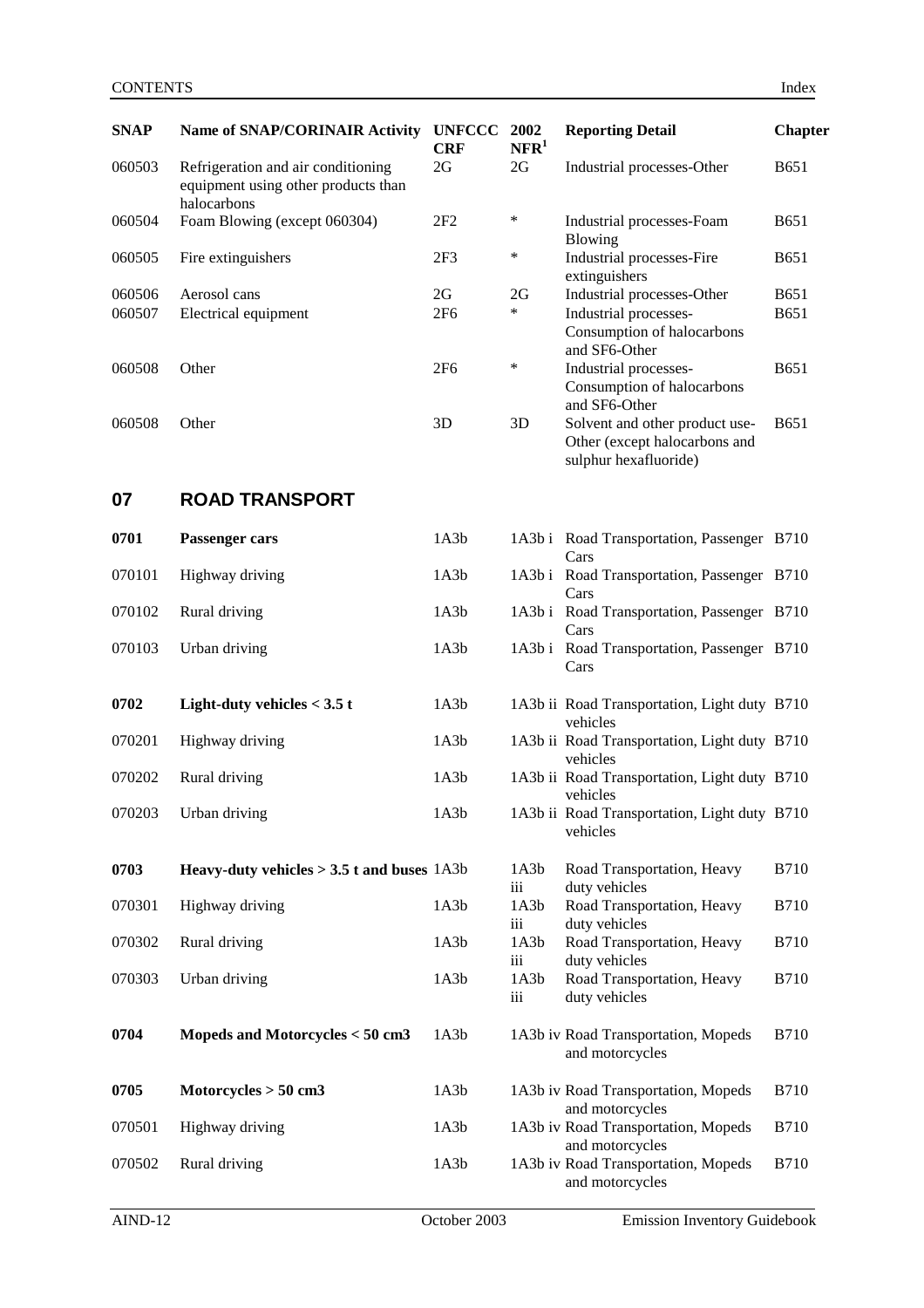| SNAP | Name of SNAP/CORINAIR Activity | UNFCCC CRF | 2002 NFR[1] | Reporting Detail | Chapter |
|---|---|---|---|---|---|
| 060503 | Refrigeration and air conditioning equipment using other products than halocarbons | 2G | 2G | Industrial processes-Other | B651 |
| 060504 | Foam Blowing (except 060304) | 2F2 | * | Industrial processes-Foam Blowing | B651 |
| 060505 | Fire extinguishers | 2F3 | * | Industrial processes-Fire extinguishers | B651 |
| 060506 | Aerosol cans | 2G | 2G | Industrial processes-Other | B651 |
| 060507 | Electrical equipment | 2F6 | * | Industrial processes-Consumption of halocarbons and SF6-Other | B651 |
| 060508 | Other | 2F6 | * | Industrial processes-Consumption of halocarbons and SF6-Other | B651 |
| 060508 | Other | 3D | 3D | Solvent and other product use-Other (except halocarbons and sulphur hexafluoride) | B651 |

## 07 ROAD TRANSPORT

| SNAP | Name of SNAP/CORINAIR Activity | UNFCCC CRF | 2002 NFR[1] | Reporting Detail | Chapter |
|---|---|---|---|---|---|
| **0701** | **Passenger cars** | 1A3b | 1A3b i | Road Transportation, Passenger Cars | B710 |
| 070101 | Highway driving | 1A3b | 1A3b i | Road Transportation, Passenger Cars | B710 |
| 070102 | Rural driving | 1A3b | 1A3b i | Road Transportation, Passenger Cars | B710 |
| 070103 | Urban driving | 1A3b | 1A3b i | Road Transportation, Passenger Cars | B710 |
| **0702** | **Light-duty vehicles < 3.5 t** | 1A3b | 1A3b ii | Road Transportation, Light duty vehicles | B710 |
| 070201 | Highway driving | 1A3b | 1A3b ii | Road Transportation, Light duty vehicles | B710 |
| 070202 | Rural driving | 1A3b | 1A3b ii | Road Transportation, Light duty vehicles | B710 |
| 070203 | Urban driving | 1A3b | 1A3b ii | Road Transportation, Light duty vehicles | B710 |
| **0703** | **Heavy-duty vehicles > 3.5 t and buses** | 1A3b | 1A3b iii | Road Transportation, Heavy duty vehicles | B710 |
| 070301 | Highway driving | 1A3b | 1A3b iii | Road Transportation, Heavy duty vehicles | B710 |
| 070302 | Rural driving | 1A3b | 1A3b iii | Road Transportation, Heavy duty vehicles | B710 |
| 070303 | Urban driving | 1A3b | 1A3b iii | Road Transportation, Heavy duty vehicles | B710 |
| **0704** | **Mopeds and Motorcycles < 50 cm3** | 1A3b | 1A3b iv | Road Transportation, Mopeds and motorcycles | B710 |
| **0705** | **Motorcycles > 50 cm3** | 1A3b | 1A3b iv | Road Transportation, Mopeds and motorcycles | B710 |
| 070501 | Highway driving | 1A3b | 1A3b iv | Road Transportation, Mopeds and motorcycles | B710 |
| 070502 | Rural driving | 1A3b | 1A3b iv | Road Transportation, Mopeds and motorcycles | B710 |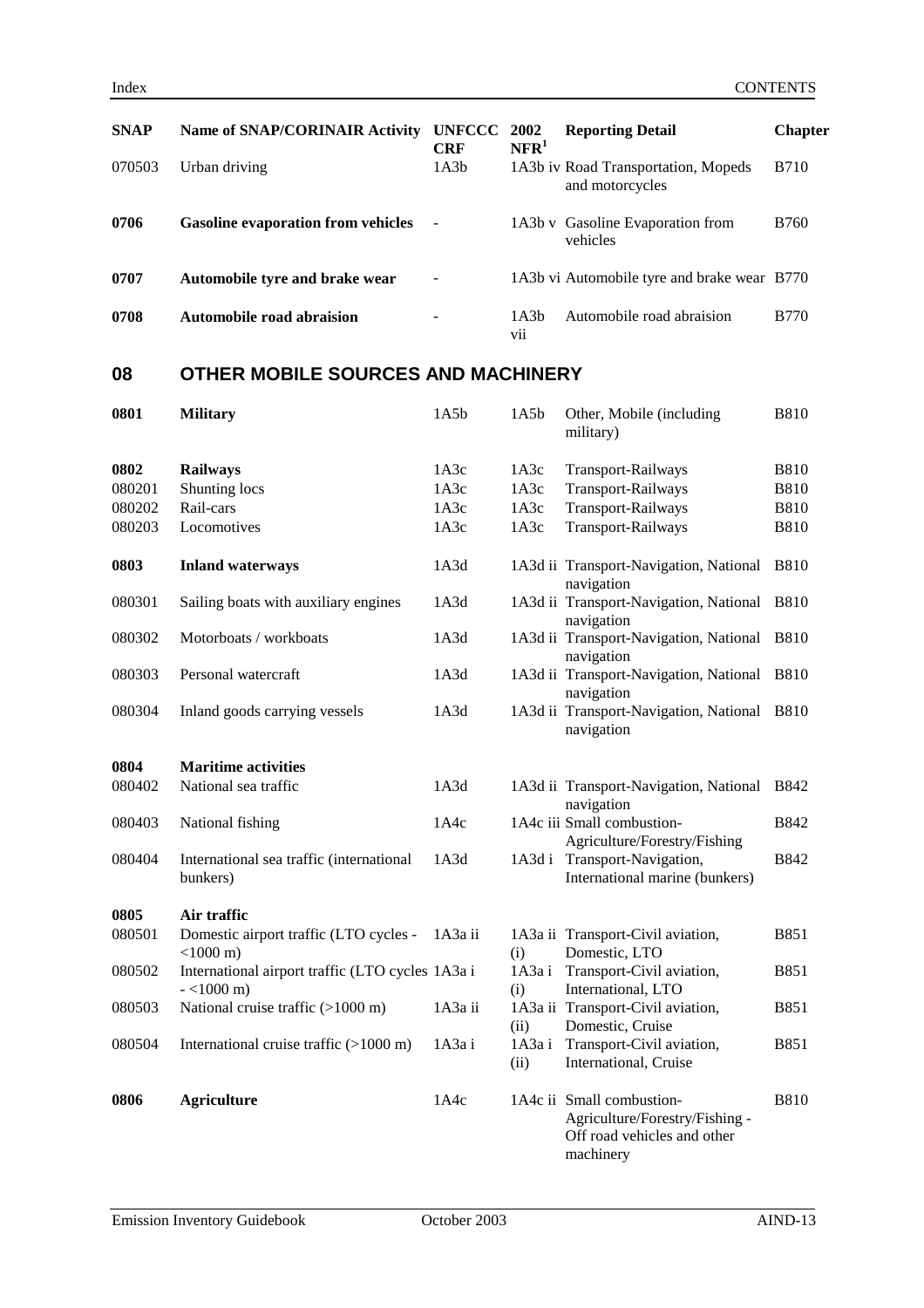| SNAP | Name of SNAP/CORINAIR Activity | UNFCCC CRF | 2002 NFR[1] | Reporting Detail | Chapter |
|---|---|---|---|---|---|
| 070503 | Urban driving | 1A3b | 1A3b iv | Road Transportation, Mopeds and motorcycles | B710 |
| **0706** | **Gasoline evaporation from vehicles** | - | 1A3b v | Gasoline Evaporation from vehicles | B760 |
| **0707** | **Automobile tyre and brake wear** | - | 1A3b vi | Automobile tyre and brake wear | B770 |
| **0708** | **Automobile road abraision** | - | 1A3b vii | Automobile road abraision | B770 |

## 08 OTHER MOBILE SOURCES AND MACHINERY

| SNAP | Name of SNAP/CORINAIR Activity | UNFCCC CRF | 2002 NFR[1] | Reporting Detail | Chapter |
|---|---|---|---|---|---|
| **0801** | **Military** | 1A5b | 1A5b | Other, Mobile (including military) | B810 |
| **0802** | **Railways** | 1A3c | 1A3c | Transport-Railways | B810 |
| 080201 | Shunting locs | 1A3c | 1A3c | Transport-Railways | B810 |
| 080202 | Rail-cars | 1A3c | 1A3c | Transport-Railways | B810 |
| 080203 | Locomotives | 1A3c | 1A3c | Transport-Railways | B810 |
| **0803** | **Inland waterways** | 1A3d | 1A3d ii | Transport-Navigation, National navigation | B810 |
| 080301 | Sailing boats with auxiliary engines | 1A3d | 1A3d ii | Transport-Navigation, National navigation | B810 |
| 080302 | Motorboats / workboats | 1A3d | 1A3d ii | Transport-Navigation, National navigation | B810 |
| 080303 | Personal watercraft | 1A3d | 1A3d ii | Transport-Navigation, National navigation | B810 |
| 080304 | Inland goods carrying vessels | 1A3d | 1A3d ii | Transport-Navigation, National navigation | B810 |
| **0804** | **Maritime activities** | | | | |
| 080402 | National sea traffic | 1A3d | 1A3d ii | Transport-Navigation, National navigation | B842 |
| 080403 | National fishing | 1A4c | 1A4c iii | Small combustion-Agriculture/Forestry/Fishing | B842 |
| 080404 | International sea traffic (international bunkers) | 1A3d | 1A3d i | Transport-Navigation, International marine (bunkers) | B842 |
| **0805** | **Air traffic** | | | | |
| 080501 | Domestic airport traffic (LTO cycles - <1000 m) | 1A3a ii | 1A3a ii (i) | Transport-Civil aviation, Domestic, LTO | B851 |
| 080502 | International airport traffic (LTO cycles - <1000 m) | 1A3a i | 1A3a i (i) | Transport-Civil aviation, International, LTO | B851 |
| 080503 | National cruise traffic (>1000 m) | 1A3a ii | 1A3a ii (ii) | Transport-Civil aviation, Domestic, Cruise | B851 |
| 080504 | International cruise traffic (>1000 m) | 1A3a i | 1A3a i (ii) | Transport-Civil aviation, International, Cruise | B851 |
| **0806** | **Agriculture** | 1A4c | 1A4c ii | Small combustion-Agriculture/Forestry/Fishing - Off road vehicles and other machinery | B810 |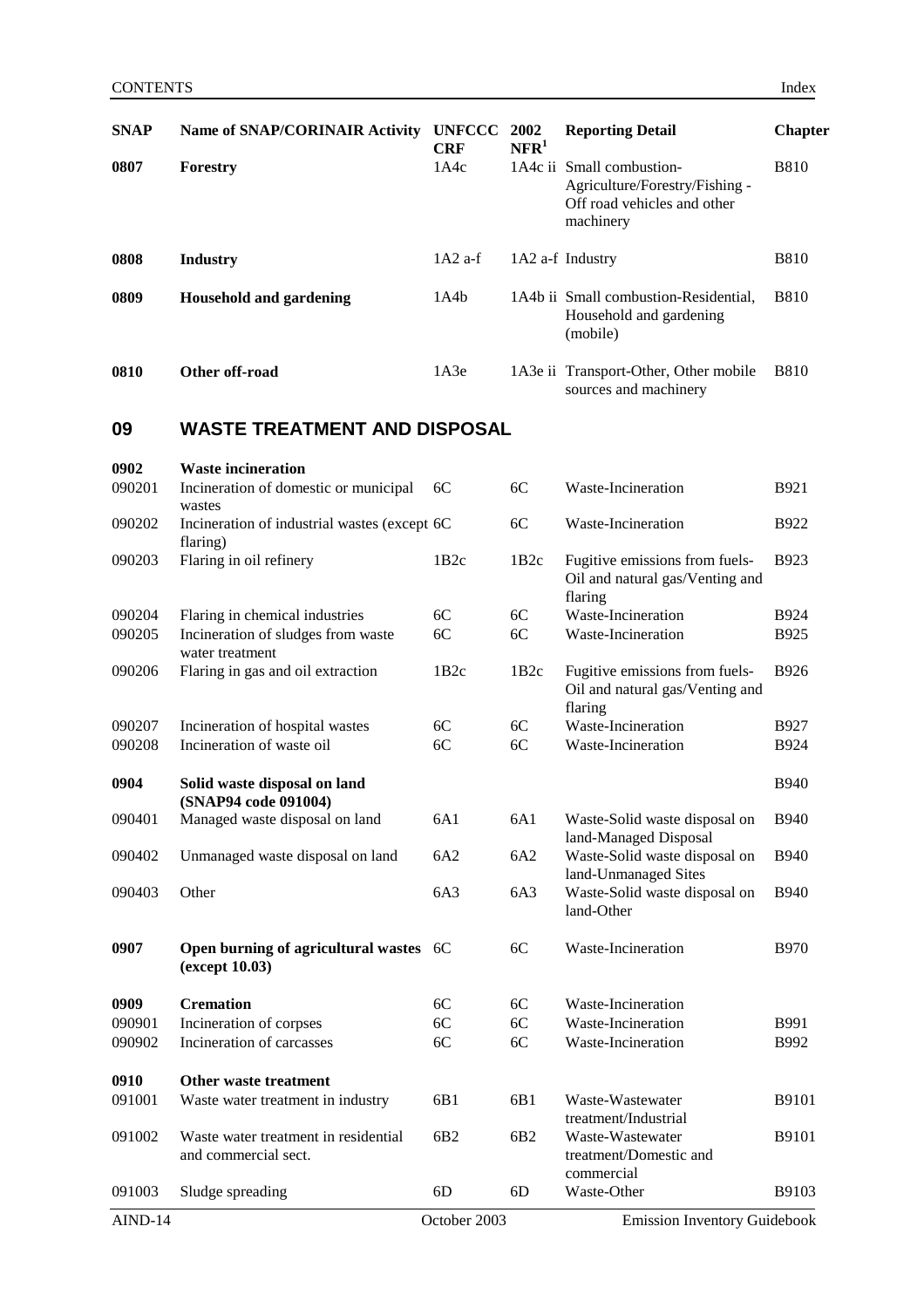| SNAP | Name of SNAP/CORINAIR Activity | UNFCCC CRF | 2002 NFR[1] | Reporting Detail | Chapter |
|---|---|---|---|---|---|
| **0807** | **Forestry** | 1A4c | 1A4c ii | Small combustion-Agriculture/Forestry/Fishing - Off road vehicles and other machinery | B810 |
| **0808** | **Industry** | 1A2 a-f | 1A2 a-f | Industry | B810 |
| **0809** | **Household and gardening** | 1A4b | 1A4b ii | Small combustion-Residential, Household and gardening (mobile) | B810 |
| **0810** | **Other off-road** | 1A3e | 1A3e ii | Transport-Other, Other mobile sources and machinery | B810 |

## 09 WASTE TREATMENT AND DISPOSAL

| SNAP | Name of SNAP/CORINAIR Activity | UNFCCC CRF | 2002 NFR[1] | Reporting Detail | Chapter |
|---|---|---|---|---|---|
| **0902** | **Waste incineration** | | | | |
| 090201 | Incineration of domestic or municipal wastes | 6C | 6C | Waste-Incineration | B921 |
| 090202 | Incineration of industrial wastes (except flaring) | 6C | 6C | Waste-Incineration | B922 |
| 090203 | Flaring in oil refinery | 1B2c | 1B2c | Fugitive emissions from fuels-Oil and natural gas/Venting and flaring | B923 |
| 090204 | Flaring in chemical industries | 6C | 6C | Waste-Incineration | B924 |
| 090205 | Incineration of sludges from waste water treatment | 6C | 6C | Waste-Incineration | B925 |
| 090206 | Flaring in gas and oil extraction | 1B2c | 1B2c | Fugitive emissions from fuels-Oil and natural gas/Venting and flaring | B926 |
| 090207 | Incineration of hospital wastes | 6C | 6C | Waste-Incineration | B927 |
| 090208 | Incineration of waste oil | 6C | 6C | Waste-Incineration | B924 |
| **0904** | **Solid waste disposal on land (SNAP94 code 091004)** | | | | B940 |
| 090401 | Managed waste disposal on land | 6A1 | 6A1 | Waste-Solid waste disposal on land-Managed Disposal | B940 |
| 090402 | Unmanaged waste disposal on land | 6A2 | 6A2 | Waste-Solid waste disposal on land-Unmanaged Sites | B940 |
| 090403 | Other | 6A3 | 6A3 | Waste-Solid waste disposal on land-Other | B940 |
| **0907** | **Open burning of agricultural wastes (except 10.03)** | 6C | 6C | Waste-Incineration | B970 |
| **0909** | **Cremation** | 6C | 6C | Waste-Incineration | |
| 090901 | Incineration of corpses | 6C | 6C | Waste-Incineration | B991 |
| 090902 | Incineration of carcasses | 6C | 6C | Waste-Incineration | B992 |
| **0910** | **Other waste treatment** | | | | |
| 091001 | Waste water treatment in industry | 6B1 | 6B1 | Waste-Wastewater treatment/Industrial | B9101 |
| 091002 | Waste water treatment in residential and commercial sect. | 6B2 | 6B2 | Waste-Wastewater treatment/Domestic and commercial | B9101 |
| 091003 | Sludge spreading | 6D | 6D | Waste-Other | B9103 |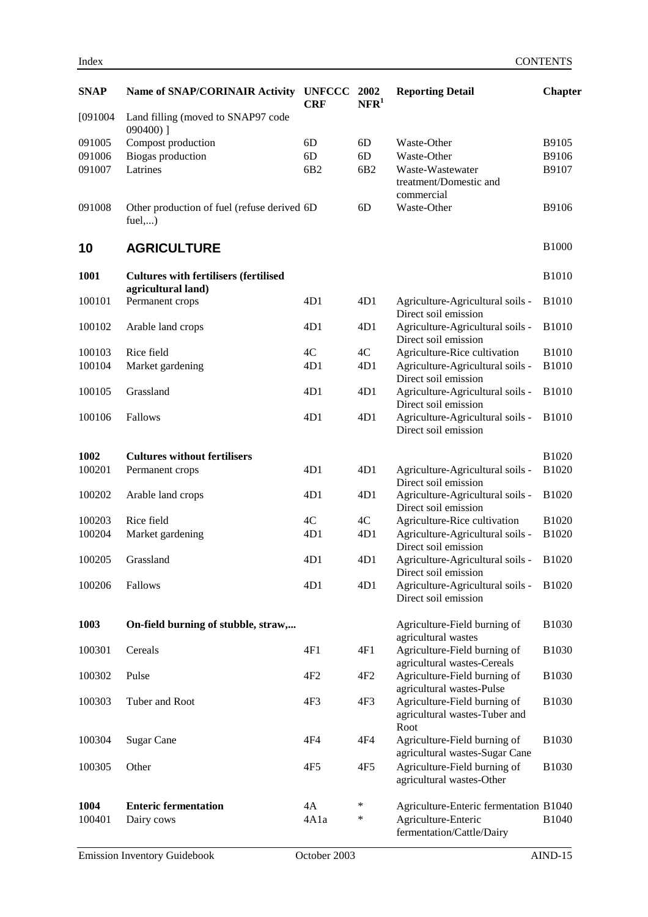| SNAP | Name of SNAP/CORINAIR Activity | UNFCCC CRF | 2002 NFR[1] | Reporting Detail | Chapter |
|---|---|---|---|---|---|
| [091004 | Land filling (moved to SNAP97 code 090400) ] | | | | |
| 091005 | Compost production | 6D | 6D | Waste-Other | B9105 |
| 091006 | Biogas production | 6D | 6D | Waste-Other | B9106 |
| 091007 | Latrines | 6B2 | 6B2 | Waste-Wastewater treatment/Domestic and commercial | B9107 |
| 091008 | Other production of fuel (refuse derived fuel,...) | 6D | 6D | Waste-Other | B9106 |
| **10** | **AGRICULTURE** | | | | B1000 |
| **1001** | **Cultures with fertilisers (fertilised agricultural land)** | | | | B1010 |
| 100101 | Permanent crops | 4D1 | 4D1 | Agriculture-Agricultural soils - Direct soil emission | B1010 |
| 100102 | Arable land crops | 4D1 | 4D1 | Agriculture-Agricultural soils - Direct soil emission | B1010 |
| 100103 | Rice field | 4C | 4C | Agriculture-Rice cultivation | B1010 |
| 100104 | Market gardening | 4D1 | 4D1 | Agriculture-Agricultural soils - Direct soil emission | B1010 |
| 100105 | Grassland | 4D1 | 4D1 | Agriculture-Agricultural soils - Direct soil emission | B1010 |
| 100106 | Fallows | 4D1 | 4D1 | Agriculture-Agricultural soils - Direct soil emission | B1010 |
| **1002** | **Cultures without fertilisers** | | | | B1020 |
| 100201 | Permanent crops | 4D1 | 4D1 | Agriculture-Agricultural soils - Direct soil emission | B1020 |
| 100202 | Arable land crops | 4D1 | 4D1 | Agriculture-Agricultural soils - Direct soil emission | B1020 |
| 100203 | Rice field | 4C | 4C | Agriculture-Rice cultivation | B1020 |
| 100204 | Market gardening | 4D1 | 4D1 | Agriculture-Agricultural soils - Direct soil emission | B1020 |
| 100205 | Grassland | 4D1 | 4D1 | Agriculture-Agricultural soils - Direct soil emission | B1020 |
| 100206 | Fallows | 4D1 | 4D1 | Agriculture-Agricultural soils - Direct soil emission | B1020 |
| **1003** | **On-field burning of stubble, straw,...** | | | Agriculture-Field burning of agricultural wastes | B1030 |
| 100301 | Cereals | 4F1 | 4F1 | Agriculture-Field burning of agricultural wastes-Cereals | B1030 |
| 100302 | Pulse | 4F2 | 4F2 | Agriculture-Field burning of agricultural wastes-Pulse | B1030 |
| 100303 | Tuber and Root | 4F3 | 4F3 | Agriculture-Field burning of agricultural wastes-Tuber and Root | B1030 |
| 100304 | Sugar Cane | 4F4 | 4F4 | Agriculture-Field burning of agricultural wastes-Sugar Cane | B1030 |
| 100305 | Other | 4F5 | 4F5 | Agriculture-Field burning of agricultural wastes-Other | B1030 |
| **1004** | **Enteric fermentation** | 4A | * | Agriculture-Enteric fermentation | B1040 |
| 100401 | Dairy cows | 4A1a | * | Agriculture-Enteric fermentation/Cattle/Dairy | B1040 |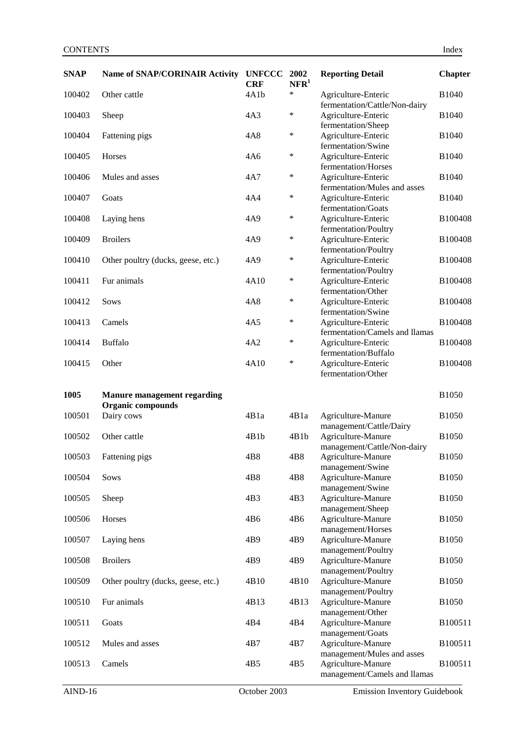| SNAP | Name of SNAP/CORINAIR Activity | UNFCCC CRF | 2002 NFR[1] | Reporting Detail | Chapter |
|---|---|---|---|---|---|
| 100402 | Other cattle | 4A1b | * | Agriculture-Enteric fermentation/Cattle/Non-dairy | B1040 |
| 100403 | Sheep | 4A3 | * | Agriculture-Enteric fermentation/Sheep | B1040 |
| 100404 | Fattening pigs | 4A8 | * | Agriculture-Enteric fermentation/Swine | B1040 |
| 100405 | Horses | 4A6 | * | Agriculture-Enteric fermentation/Horses | B1040 |
| 100406 | Mules and asses | 4A7 | * | Agriculture-Enteric fermentation/Mules and asses | B1040 |
| 100407 | Goats | 4A4 | * | Agriculture-Enteric fermentation/Goats | B1040 |
| 100408 | Laying hens | 4A9 | * | Agriculture-Enteric fermentation/Poultry | B100408 |
| 100409 | Broilers | 4A9 | * | Agriculture-Enteric fermentation/Poultry | B100408 |
| 100410 | Other poultry (ducks, geese, etc.) | 4A9 | * | Agriculture-Enteric fermentation/Poultry | B100408 |
| 100411 | Fur animals | 4A10 | * | Agriculture-Enteric fermentation/Other | B100408 |
| 100412 | Sows | 4A8 | * | Agriculture-Enteric fermentation/Swine | B100408 |
| 100413 | Camels | 4A5 | * | Agriculture-Enteric fermentation/Camels and llamas | B100408 |
| 100414 | Buffalo | 4A2 | * | Agriculture-Enteric fermentation/Buffalo | B100408 |
| 100415 | Other | 4A10 | * | Agriculture-Enteric fermentation/Other | B100408 |
| **1005** | **Manure management regarding Organic compounds** | | | | B1050 |
| 100501 | Dairy cows | 4B1a | 4B1a | Agriculture-Manure management/Cattle/Dairy | B1050 |
| 100502 | Other cattle | 4B1b | 4B1b | Agriculture-Manure management/Cattle/Non-dairy | B1050 |
| 100503 | Fattening pigs | 4B8 | 4B8 | Agriculture-Manure management/Swine | B1050 |
| 100504 | Sows | 4B8 | 4B8 | Agriculture-Manure management/Swine | B1050 |
| 100505 | Sheep | 4B3 | 4B3 | Agriculture-Manure management/Sheep | B1050 |
| 100506 | Horses | 4B6 | 4B6 | Agriculture-Manure management/Horses | B1050 |
| 100507 | Laying hens | 4B9 | 4B9 | Agriculture-Manure management/Poultry | B1050 |
| 100508 | Broilers | 4B9 | 4B9 | Agriculture-Manure management/Poultry | B1050 |
| 100509 | Other poultry (ducks, geese, etc.) | 4B10 | 4B10 | Agriculture-Manure management/Poultry | B1050 |
| 100510 | Fur animals | 4B13 | 4B13 | Agriculture-Manure management/Other | B1050 |
| 100511 | Goats | 4B4 | 4B4 | Agriculture-Manure management/Goats | B100511 |
| 100512 | Mules and asses | 4B7 | 4B7 | Agriculture-Manure management/Mules and asses | B100511 |
| 100513 | Camels | 4B5 | 4B5 | Agriculture-Manure management/Camels and llamas | B100511 |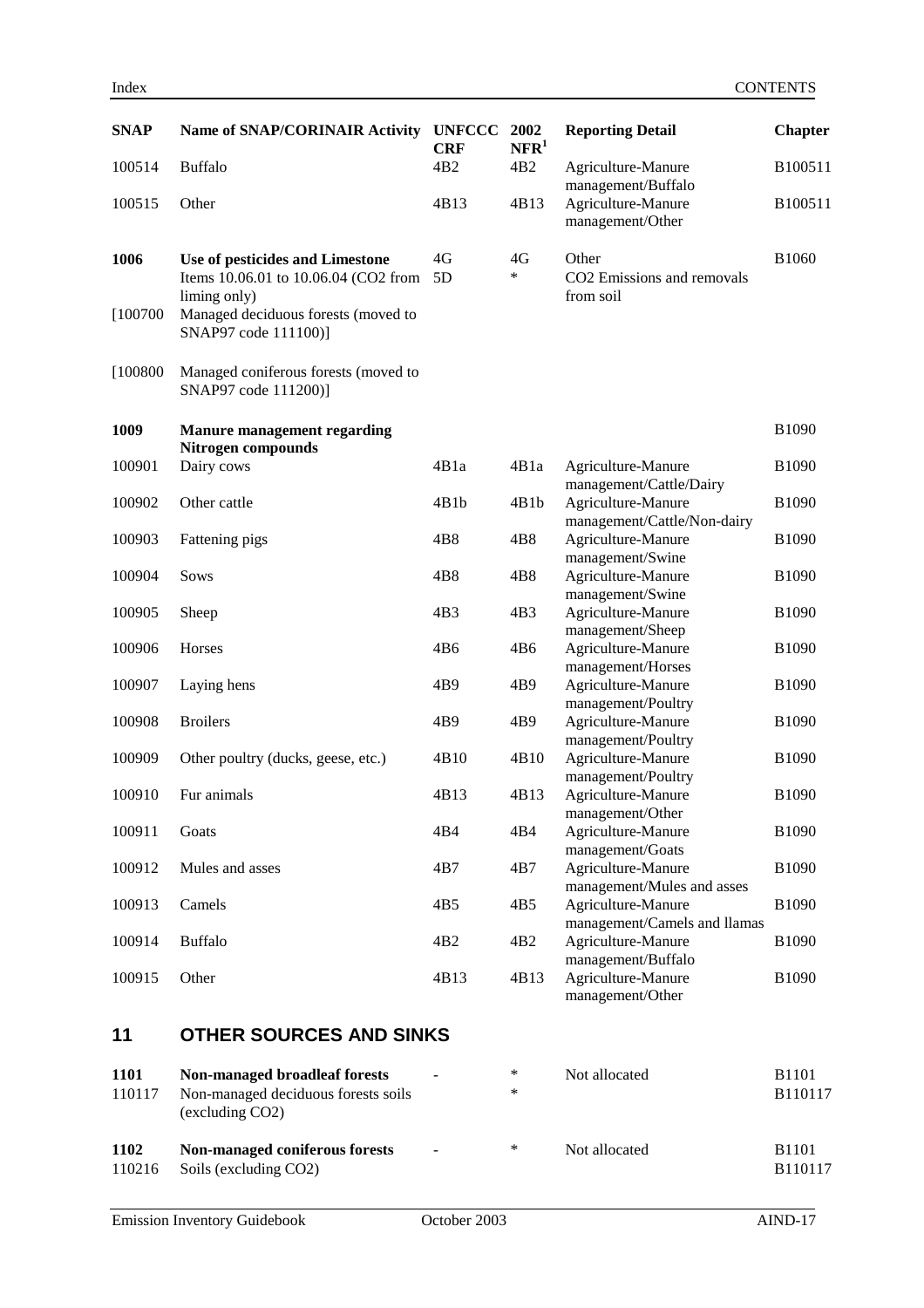| SNAP | Name of SNAP/CORINAIR Activity | UNFCCC CRF | 2002 NFR[1] | Reporting Detail | Chapter |
|---|---|---|---|---|---|
| 100514 | Buffalo | 4B2 | 4B2 | Agriculture-Manure management/Buffalo | B100511 |
| 100515 | Other | 4B13 | 4B13 | Agriculture-Manure management/Other | B100511 |
| **1006** | **Use of pesticides and Limestone** | 4G | 4G | Other | B1060 |
| | Items 10.06.01 to 10.06.04 ($CO_2$ from liming only) | 5D | * | $CO_2$ Emissions and removals from soil | |
| [100700 | Managed deciduous forests (moved to SNAP97 code 111100)] | | | | |
| [100800 | Managed coniferous forests (moved to SNAP97 code 111200)] | | | | |
| **1009** | **Manure management regarding Nitrogen compounds** | | | | B1090 |
| 100901 | Dairy cows | 4B1a | 4B1a | Agriculture-Manure management/Cattle/Dairy | B1090 |
| 100902 | Other cattle | 4B1b | 4B1b | Agriculture-Manure management/Cattle/Non-dairy | B1090 |
| 100903 | Fattening pigs | 4B8 | 4B8 | Agriculture-Manure management/Swine | B1090 |
| 100904 | Sows | 4B8 | 4B8 | Agriculture-Manure management/Swine | B1090 |
| 100905 | Sheep | 4B3 | 4B3 | Agriculture-Manure management/Sheep | B1090 |
| 100906 | Horses | 4B6 | 4B6 | Agriculture-Manure management/Horses | B1090 |
| 100907 | Laying hens | 4B9 | 4B9 | Agriculture-Manure management/Poultry | B1090 |
| 100908 | Broilers | 4B9 | 4B9 | Agriculture-Manure management/Poultry | B1090 |
| 100909 | Other poultry (ducks, geese, etc.) | 4B10 | 4B10 | Agriculture-Manure management/Poultry | B1090 |
| 100910 | Fur animals | 4B13 | 4B13 | Agriculture-Manure management/Other | B1090 |
| 100911 | Goats | 4B4 | 4B4 | Agriculture-Manure management/Goats | B1090 |
| 100912 | Mules and asses | 4B7 | 4B7 | Agriculture-Manure management/Mules and asses | B1090 |
| 100913 | Camels | 4B5 | 4B5 | Agriculture-Manure management/Camels and llamas | B1090 |
| 100914 | Buffalo | 4B2 | 4B2 | Agriculture-Manure management/Buffalo | B1090 |
| 100915 | Other | 4B13 | 4B13 | Agriculture-Manure management/Other | B1090 |

## 11 OTHER SOURCES AND SINKS

| SNAP | Name of SNAP/CORINAIR Activity | UNFCCC CRF | 2002 NFR[1] | Reporting Detail | Chapter |
|---|---|---|---|---|---|
| **1101** | **Non-managed broadleaf forests** | - | * | Not allocated | B1101 |
| 110117 | Non-managed deciduous forests soils (excluding $CO_2$) | | * | | B110117 |
| **1102** | **Non-managed coniferous forests** | - | * | Not allocated | B1101 |
| 110216 | Soils (excluding $CO_2$) | | | | B110117 |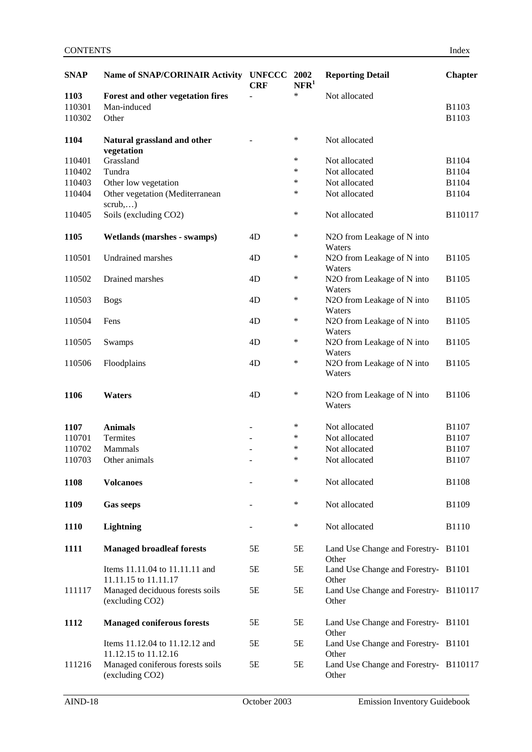| SNAP | Name of SNAP/CORINAIR Activity | UNFCCC CRF | 2002 NFR[1] | Reporting Detail | Chapter |
|---|---|---|---|---|---|
| **1103** | **Forest and other vegetation fires** | - | * | Not allocated | |
| 110301 | Man-induced | | | | B1103 |
| 110302 | Other | | | | B1103 |
| **1104** | **Natural grassland and other vegetation** | - | * | Not allocated | |
| 110401 | Grassland | | * | Not allocated | B1104 |
| 110402 | Tundra | | * | Not allocated | B1104 |
| 110403 | Other low vegetation | | * | Not allocated | B1104 |
| 110404 | Other vegetation (Mediterranean scrub,…) | | * | Not allocated | B1104 |
| 110405 | Soils (excluding CO2) | | * | Not allocated | B110117 |
| **1105** | **Wetlands (marshes - swamps)** | 4D | * | N2O from Leakage of N into Waters | |
| 110501 | Undrained marshes | 4D | * | N2O from Leakage of N into Waters | B1105 |
| 110502 | Drained marshes | 4D | * | N2O from Leakage of N into Waters | B1105 |
| 110503 | Bogs | 4D | * | N2O from Leakage of N into Waters | B1105 |
| 110504 | Fens | 4D | * | N2O from Leakage of N into Waters | B1105 |
| 110505 | Swamps | 4D | * | N2O from Leakage of N into Waters | B1105 |
| 110506 | Floodplains | 4D | * | N2O from Leakage of N into Waters | B1105 |
| **1106** | **Waters** | 4D | * | N2O from Leakage of N into Waters | B1106 |
| **1107** | **Animals** | - | * | Not allocated | B1107 |
| 110701 | Termites | - | * | Not allocated | B1107 |
| 110702 | Mammals | - | * | Not allocated | B1107 |
| 110703 | Other animals | - | * | Not allocated | B1107 |
| **1108** | **Volcanoes** | - | * | Not allocated | B1108 |
| **1109** | **Gas seeps** | - | * | Not allocated | B1109 |
| **1110** | **Lightning** | - | * | Not allocated | B1110 |
| **1111** | **Managed broadleaf forests** | 5E | 5E | Land Use Change and Forestry-Other | B1101 |
| | Items 11.11.04 to 11.11.11 and 11.11.15 to 11.11.17 | 5E | 5E | Land Use Change and Forestry-Other | B1101 |
| 111117 | Managed deciduous forests soils (excluding CO2) | 5E | 5E | Land Use Change and Forestry-Other | B110117 |
| **1112** | **Managed coniferous forests** | 5E | 5E | Land Use Change and Forestry-Other | B1101 |
| | Items 11.12.04 to 11.12.12 and 11.12.15 to 11.12.16 | 5E | 5E | Land Use Change and Forestry-Other | B1101 |
| 111216 | Managed coniferous forests soils (excluding CO2) | 5E | 5E | Land Use Change and Forestry-Other | B110117 |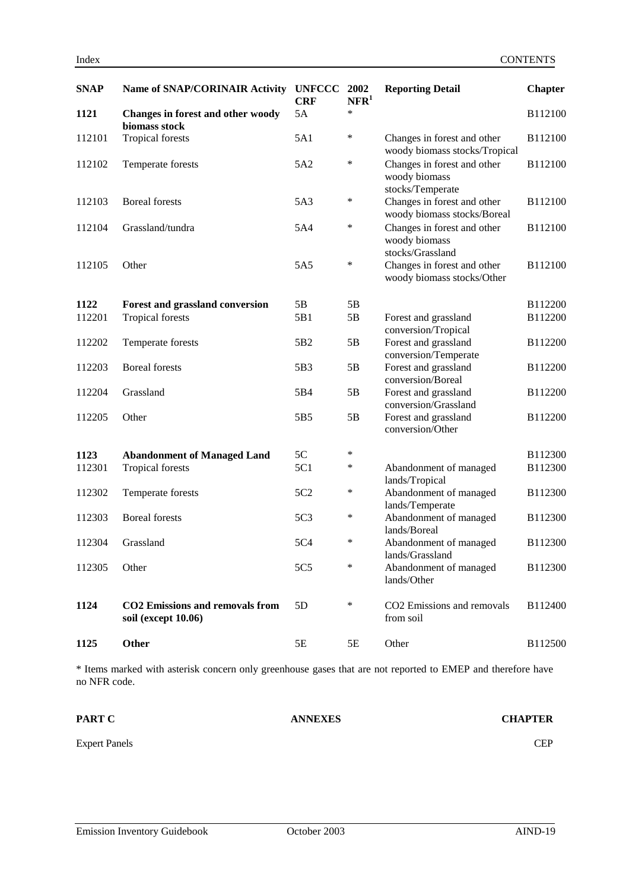| SNAP | Name of SNAP/CORINAIR Activity | UNFCCC CRF | 2002 NFR[1] | Reporting Detail | Chapter |
|---|---|---|---|---|---|
| **1121** | **Changes in forest and other woody biomass stock** | 5A | * | | B112100 |
| 112101 | Tropical forests | 5A1 | * | Changes in forest and other woody biomass stocks/Tropical | B112100 |
| 112102 | Temperate forests | 5A2 | * | Changes in forest and other woody biomass stocks/Temperate | B112100 |
| 112103 | Boreal forests | 5A3 | * | Changes in forest and other woody biomass stocks/Boreal | B112100 |
| 112104 | Grassland/tundra | 5A4 | * | Changes in forest and other woody biomass stocks/Grassland | B112100 |
| 112105 | Other | 5A5 | * | Changes in forest and other woody biomass stocks/Other | B112100 |
| **1122** | **Forest and grassland conversion** | 5B | 5B | | B112200 |
| 112201 | Tropical forests | 5B1 | 5B | Forest and grassland conversion/Tropical | B112200 |
| 112202 | Temperate forests | 5B2 | 5B | Forest and grassland conversion/Temperate | B112200 |
| 112203 | Boreal forests | 5B3 | 5B | Forest and grassland conversion/Boreal | B112200 |
| 112204 | Grassland | 5B4 | 5B | Forest and grassland conversion/Grassland | B112200 |
| 112205 | Other | 5B5 | 5B | Forest and grassland conversion/Other | B112200 |
| **1123** | **Abandonment of Managed Land** | 5C | * | | B112300 |
| 112301 | Tropical forests | 5C1 | * | Abandonment of managed lands/Tropical | B112300 |
| 112302 | Temperate forests | 5C2 | * | Abandonment of managed lands/Temperate | B112300 |
| 112303 | Boreal forests | 5C3 | * | Abandonment of managed lands/Boreal | B112300 |
| 112304 | Grassland | 5C4 | * | Abandonment of managed lands/Grassland | B112300 |
| 112305 | Other | 5C5 | * | Abandonment of managed lands/Other | B112300 |
| **1124** | **CO2 Emissions and removals from soil (except 10.06)** | 5D | * | CO2 Emissions and removals from soil | B112400 |
| **1125** | **Other** | 5E | 5E | Other | B112500 |

* Items marked with asterisk concern only greenhouse gases that are not reported to EMEP and therefore have no NFR code.

| **PART C** | **ANNEXES** | **CHAPTER** |
|---|---|---|
| Expert Panels | | CEP |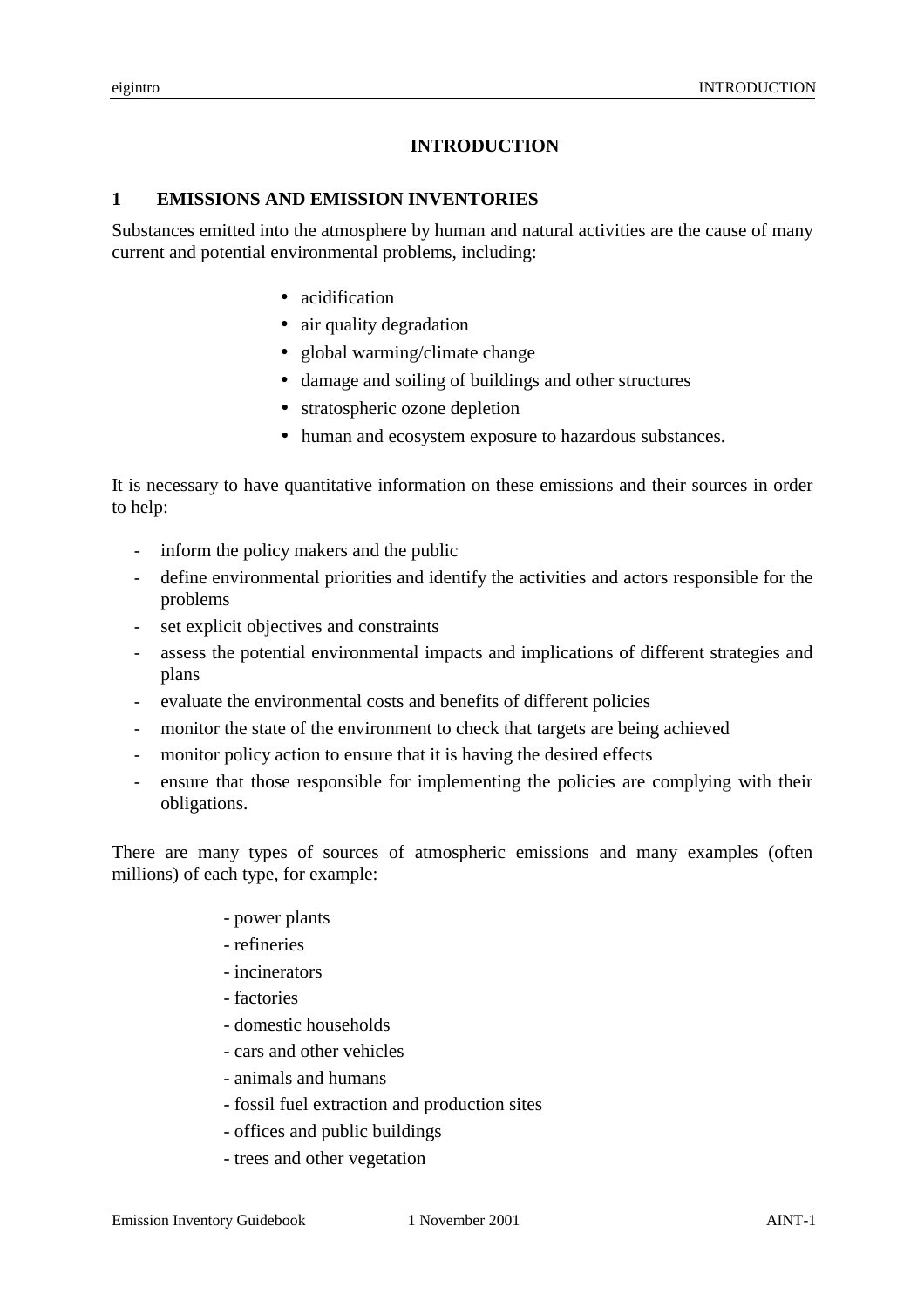# INTRODUCTION

## 1 EMISSIONS AND EMISSION INVENTORIES

Substances emitted into the atmosphere by human and natural activities are the cause of many current and potential environmental problems, including:

- acidification
- air quality degradation
- global warming/climate change
- damage and soiling of buildings and other structures
- stratospheric ozone depletion
- human and ecosystem exposure to hazardous substances.

It is necessary to have quantitative information on these emissions and their sources in order to help:

- inform the policy makers and the public
- define environmental priorities and identify the activities and actors responsible for the problems
- set explicit objectives and constraints
- assess the potential environmental impacts and implications of different strategies and plans
- evaluate the environmental costs and benefits of different policies
- monitor the state of the environment to check that targets are being achieved
- monitor policy action to ensure that it is having the desired effects
- ensure that those responsible for implementing the policies are complying with their obligations.

There are many types of sources of atmospheric emissions and many examples (often millions) of each type, for example:

- power plants
- refineries
- incinerators
- factories
- domestic households
- cars and other vehicles
- animals and humans
- fossil fuel extraction and production sites
- offices and public buildings
- trees and other vegetation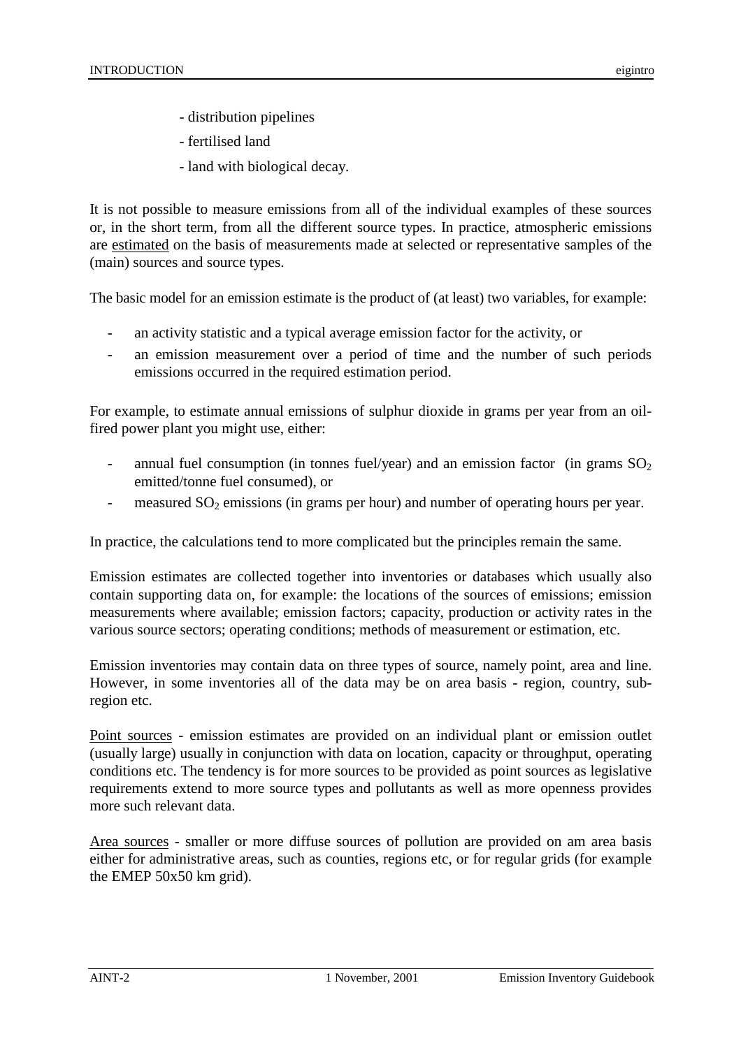- distribution pipelines
- fertilised land
- land with biological decay.

It is not possible to measure emissions from all of the individual examples of these sources or, in the short term, from all the different source types. In practice, atmospheric emissions are estimated on the basis of measurements made at selected or representative samples of the (main) sources and source types.

The basic model for an emission estimate is the product of (at least) two variables, for example:

- an activity statistic and a typical average emission factor for the activity, or
- an emission measurement over a period of time and the number of such periods emissions occurred in the required estimation period.

For example, to estimate annual emissions of sulphur dioxide in grams per year from an oil-fired power plant you might use, either:

- annual fuel consumption (in tonnes fuel/year) and an emission factor (in grams $SO_2$ emitted/tonne fuel consumed), or
- measured $SO_2$ emissions (in grams per hour) and number of operating hours per year.

In practice, the calculations tend to more complicated but the principles remain the same.

Emission estimates are collected together into inventories or databases which usually also contain supporting data on, for example: the locations of the sources of emissions; emission measurements where available; emission factors; capacity, production or activity rates in the various source sectors; operating conditions; methods of measurement or estimation, etc.

Emission inventories may contain data on three types of source, namely point, area and line. However, in some inventories all of the data may be on area basis - region, country, sub-region etc.

Point sources - emission estimates are provided on an individual plant or emission outlet (usually large) usually in conjunction with data on location, capacity or throughput, operating conditions etc. The tendency is for more sources to be provided as point sources as legislative requirements extend to more source types and pollutants as well as more openness provides more such relevant data.

Area sources - smaller or more diffuse sources of pollution are provided on am area basis either for administrative areas, such as counties, regions etc, or for regular grids (for example the EMEP 50x50 km grid).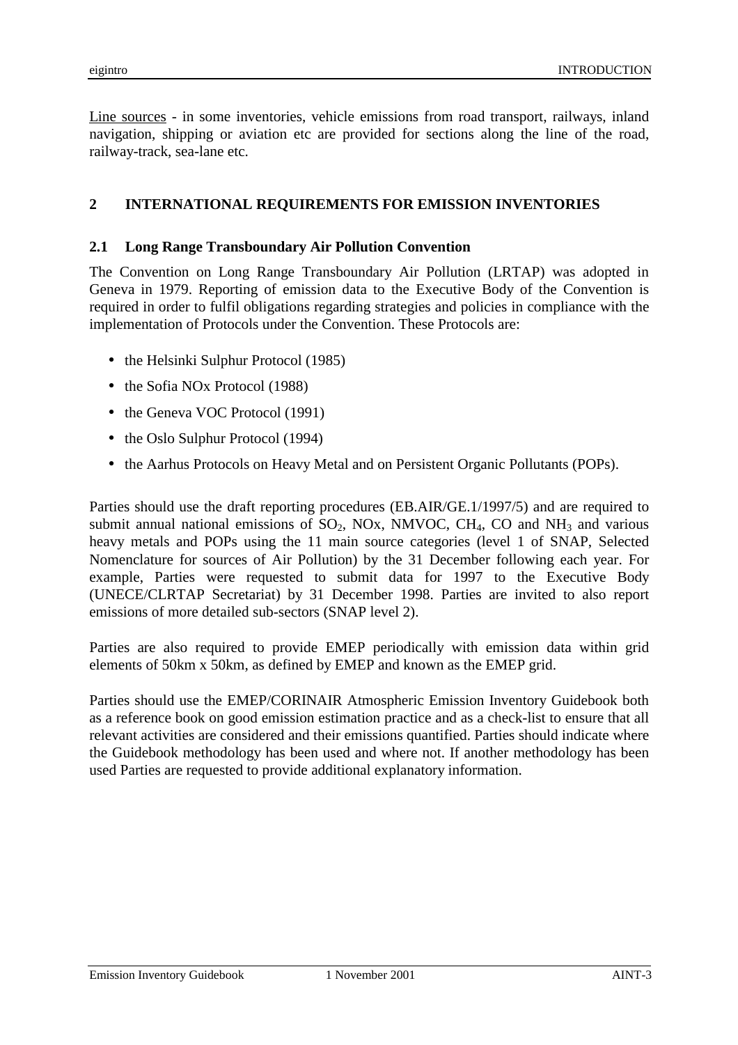Line sources - in some inventories, vehicle emissions from road transport, railways, inland navigation, shipping or aviation etc are provided for sections along the line of the road, railway-track, sea-lane etc.

## 2 INTERNATIONAL REQUIREMENTS FOR EMISSION INVENTORIES

### 2.1 Long Range Transboundary Air Pollution Convention

The Convention on Long Range Transboundary Air Pollution (LRTAP) was adopted in Geneva in 1979. Reporting of emission data to the Executive Body of the Convention is required in order to fulfil obligations regarding strategies and policies in compliance with the implementation of Protocols under the Convention. These Protocols are:

- the Helsinki Sulphur Protocol (1985)
- the Sofia NOx Protocol (1988)
- the Geneva VOC Protocol (1991)
- the Oslo Sulphur Protocol (1994)
- the Aarhus Protocols on Heavy Metal and on Persistent Organic Pollutants (POPs).

Parties should use the draft reporting procedures (EB.AIR/GE.1/1997/5) and are required to submit annual national emissions of $SO_2$, NOx, NMVOC, $CH_4$, CO and $NH_3$ and various heavy metals and POPs using the 11 main source categories (level 1 of SNAP, Selected Nomenclature for sources of Air Pollution) by the 31 December following each year. For example, Parties were requested to submit data for 1997 to the Executive Body (UNECE/CLRTAP Secretariat) by 31 December 1998. Parties are invited to also report emissions of more detailed sub-sectors (SNAP level 2).

Parties are also required to provide EMEP periodically with emission data within grid elements of 50km x 50km, as defined by EMEP and known as the EMEP grid.

Parties should use the EMEP/CORINAIR Atmospheric Emission Inventory Guidebook both as a reference book on good emission estimation practice and as a check-list to ensure that all relevant activities are considered and their emissions quantified. Parties should indicate where the Guidebook methodology has been used and where not. If another methodology has been used Parties are requested to provide additional explanatory information.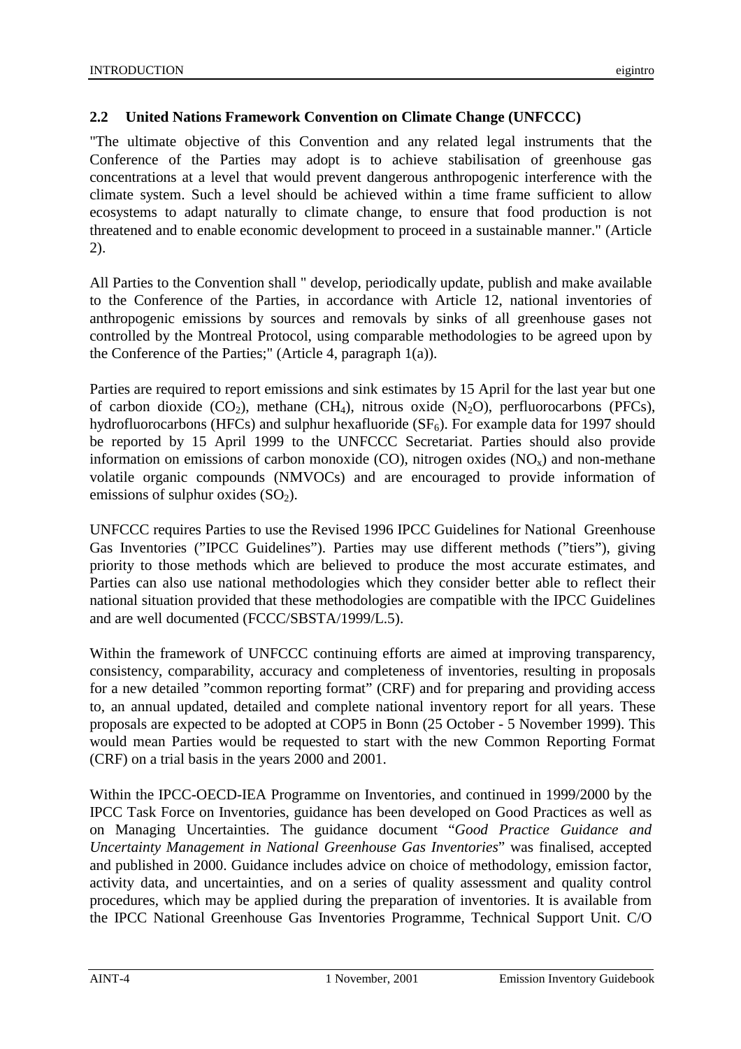## 2.2 United Nations Framework Convention on Climate Change (UNFCCC)

"The ultimate objective of this Convention and any related legal instruments that the Conference of the Parties may adopt is to achieve stabilisation of greenhouse gas concentrations at a level that would prevent dangerous anthropogenic interference with the climate system. Such a level should be achieved within a time frame sufficient to allow ecosystems to adapt naturally to climate change, to ensure that food production is not threatened and to enable economic development to proceed in a sustainable manner." (Article 2).

All Parties to the Convention shall " develop, periodically update, publish and make available to the Conference of the Parties, in accordance with Article 12, national inventories of anthropogenic emissions by sources and removals by sinks of all greenhouse gases not controlled by the Montreal Protocol, using comparable methodologies to be agreed upon by the Conference of the Parties;" (Article 4, paragraph 1(a)).

Parties are required to report emissions and sink estimates by 15 April for the last year but one of carbon dioxide ($CO_2$), methane ($CH_4$), nitrous oxide ($N_2O$), perfluorocarbons (PFCs), hydrofluorocarbons (HFCs) and sulphur hexafluoride ($SF_6$). For example data for 1997 should be reported by 15 April 1999 to the UNFCCC Secretariat. Parties should also provide information on emissions of carbon monoxide (CO), nitrogen oxides ($NO_x$) and non-methane volatile organic compounds (NMVOCs) and are encouraged to provide information of emissions of sulphur oxides ($SO_2$).

UNFCCC requires Parties to use the Revised 1996 IPCC Guidelines for National Greenhouse Gas Inventories (”IPCC Guidelines”). Parties may use different methods (”tiers”), giving priority to those methods which are believed to produce the most accurate estimates, and Parties can also use national methodologies which they consider better able to reflect their national situation provided that these methodologies are compatible with the IPCC Guidelines and are well documented (FCCC/SBSTA/1999/L.5).

Within the framework of UNFCCC continuing efforts are aimed at improving transparency, consistency, comparability, accuracy and completeness of inventories, resulting in proposals for a new detailed ”common reporting format” (CRF) and for preparing and providing access to, an annual updated, detailed and complete national inventory report for all years. These proposals are expected to be adopted at COP5 in Bonn (25 October - 5 November 1999). This would mean Parties would be requested to start with the new Common Reporting Format (CRF) on a trial basis in the years 2000 and 2001.

Within the IPCC-OECD-IEA Programme on Inventories, and continued in 1999/2000 by the IPCC Task Force on Inventories, guidance has been developed on Good Practices as well as on Managing Uncertainties. The guidance document "*Good Practice Guidance and Uncertainty Management in National Greenhouse Gas Inventories*" was finalised, accepted and published in 2000. Guidance includes advice on choice of methodology, emission factor, activity data, and uncertainties, and on a series of quality assessment and quality control procedures, which may be applied during the preparation of inventories. It is available from the IPCC National Greenhouse Gas Inventories Programme, Technical Support Unit. C/O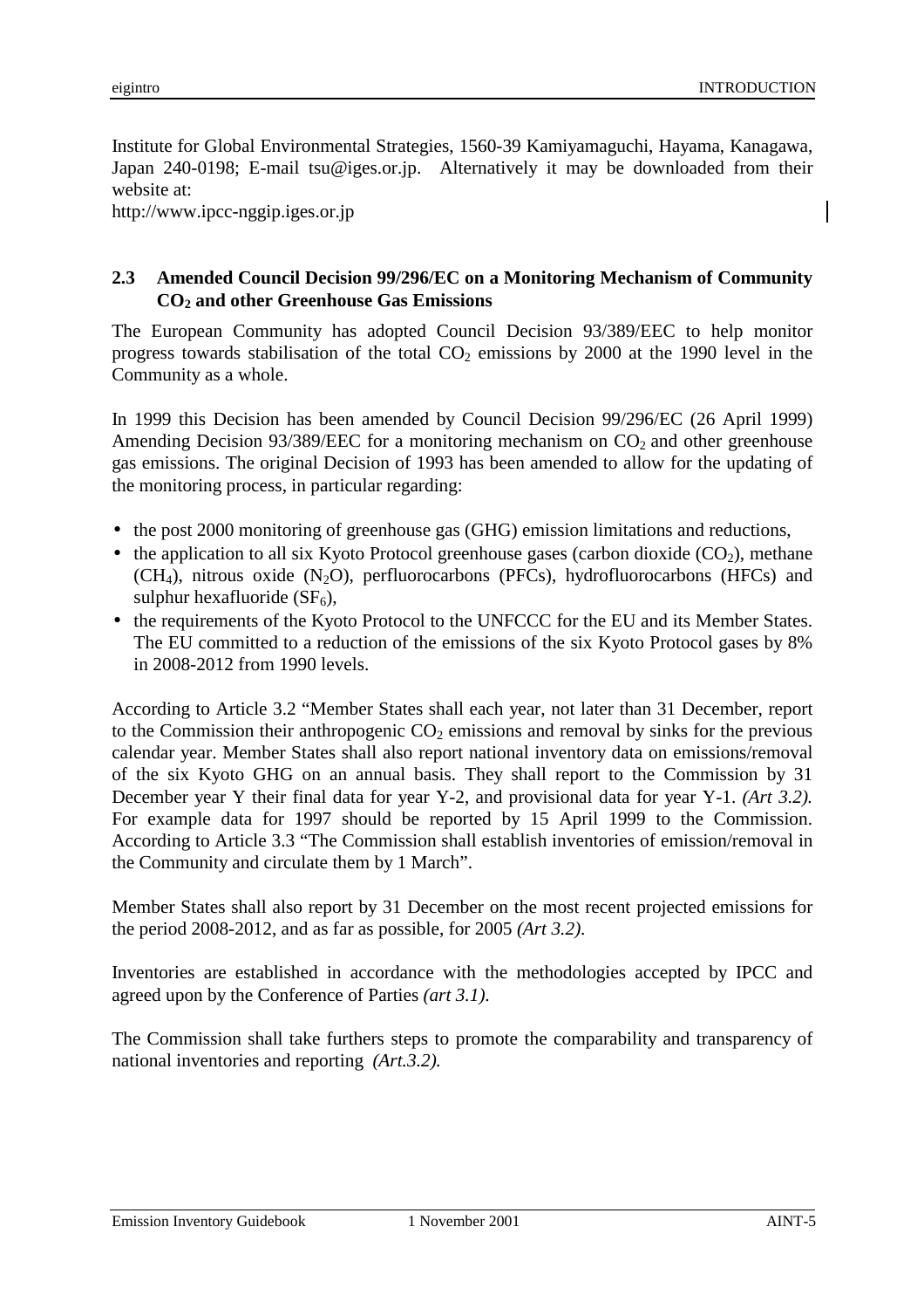Institute for Global Environmental Strategies, 1560-39 Kamiyamaguchi, Hayama, Kanagawa, Japan 240-0198; E-mail tsu@iges.or.jp. Alternatively it may be downloaded from their website at:
http://www.ipcc-nggip.iges.or.jp

## 2.3 Amended Council Decision 99/296/EC on a Monitoring Mechanism of Community $CO_2$ and other Greenhouse Gas Emissions

The European Community has adopted Council Decision 93/389/EEC to help monitor progress towards stabilisation of the total $CO_2$ emissions by 2000 at the 1990 level in the Community as a whole.

In 1999 this Decision has been amended by Council Decision 99/296/EC (26 April 1999) Amending Decision 93/389/EEC for a monitoring mechanism on $CO_2$ and other greenhouse gas emissions. The original Decision of 1993 has been amended to allow for the updating of the monitoring process, in particular regarding:

- the post 2000 monitoring of greenhouse gas (GHG) emission limitations and reductions,
- the application to all six Kyoto Protocol greenhouse gases (carbon dioxide ($CO_2$), methane ($CH_4$), nitrous oxide ($N_2O$), perfluorocarbons (PFCs), hydrofluorocarbons (HFCs) and sulphur hexafluoride ($SF_6$),
- the requirements of the Kyoto Protocol to the UNFCCC for the EU and its Member States. The EU committed to a reduction of the emissions of the six Kyoto Protocol gases by 8% in 2008-2012 from 1990 levels.

According to Article 3.2 "Member States shall each year, not later than 31 December, report to the Commission their anthropogenic $CO_2$ emissions and removal by sinks for the previous calendar year. Member States shall also report national inventory data on emissions/removal of the six Kyoto GHG on an annual basis. They shall report to the Commission by 31 December year Y their final data for year Y-2, and provisional data for year Y-1. *(Art 3.2).* For example data for 1997 should be reported by 15 April 1999 to the Commission. According to Article 3.3 "The Commission shall establish inventories of emission/removal in the Community and circulate them by 1 March".

Member States shall also report by 31 December on the most recent projected emissions for the period 2008-2012, and as far as possible, for 2005 *(Art 3.2).*

Inventories are established in accordance with the methodologies accepted by IPCC and agreed upon by the Conference of Parties *(art 3.1).*

The Commission shall take furthers steps to promote the comparability and transparency of national inventories and reporting *(Art.3.2).*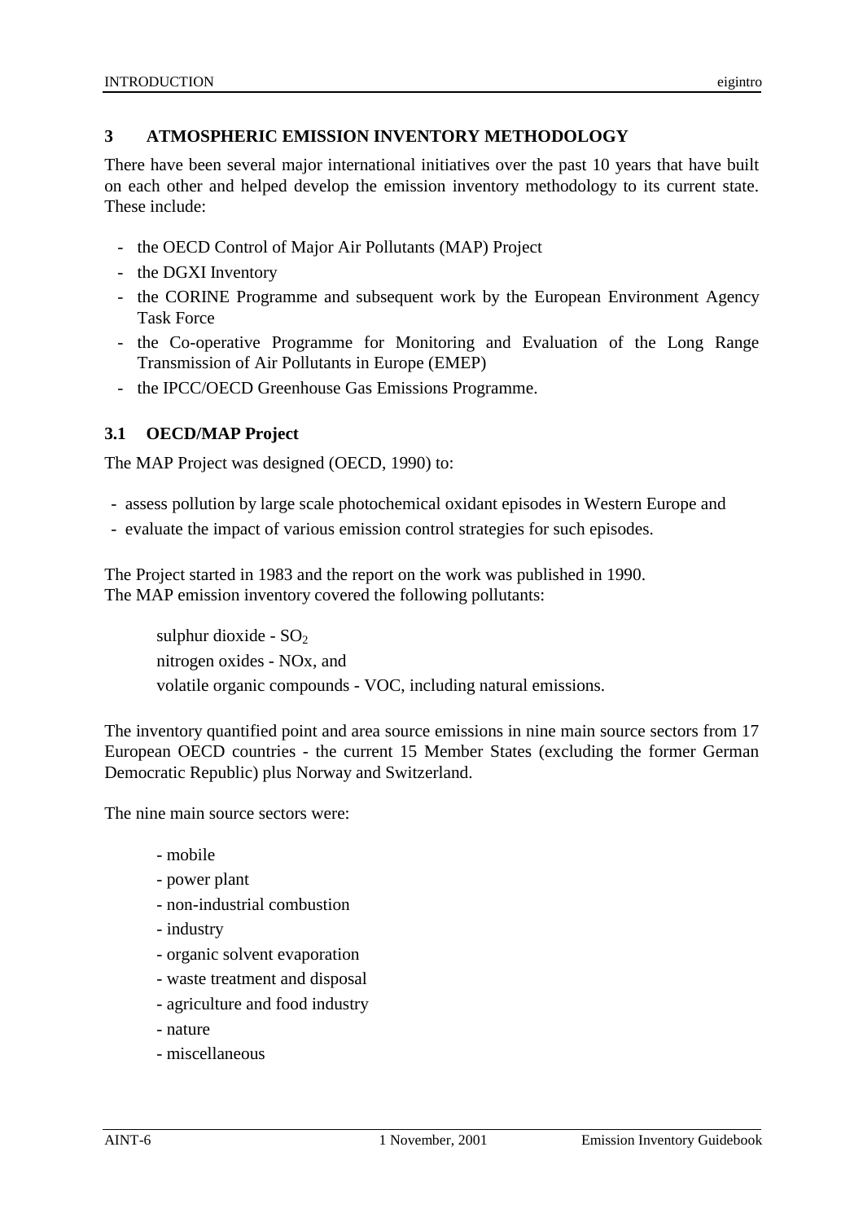## 3 ATMOSPHERIC EMISSION INVENTORY METHODOLOGY

There have been several major international initiatives over the past 10 years that have built on each other and helped develop the emission inventory methodology to its current state. These include:

- the OECD Control of Major Air Pollutants (MAP) Project
- the DGXI Inventory
- the CORINE Programme and subsequent work by the European Environment Agency Task Force
- the Co-operative Programme for Monitoring and Evaluation of the Long Range Transmission of Air Pollutants in Europe (EMEP)
- the IPCC/OECD Greenhouse Gas Emissions Programme.

### 3.1 OECD/MAP Project

The MAP Project was designed (OECD, 1990) to:

- assess pollution by large scale photochemical oxidant episodes in Western Europe and
- evaluate the impact of various emission control strategies for such episodes.

The Project started in 1983 and the report on the work was published in 1990.
The MAP emission inventory covered the following pollutants:

sulphur dioxide - $SO_2$
nitrogen oxides - NOx, and
volatile organic compounds - VOC, including natural emissions.

The inventory quantified point and area source emissions in nine main source sectors from 17 European OECD countries - the current 15 Member States (excluding the former German Democratic Republic) plus Norway and Switzerland.

The nine main source sectors were:

- mobile
- power plant
- non-industrial combustion
- industry
- organic solvent evaporation
- waste treatment and disposal
- agriculture and food industry
- nature
- miscellaneous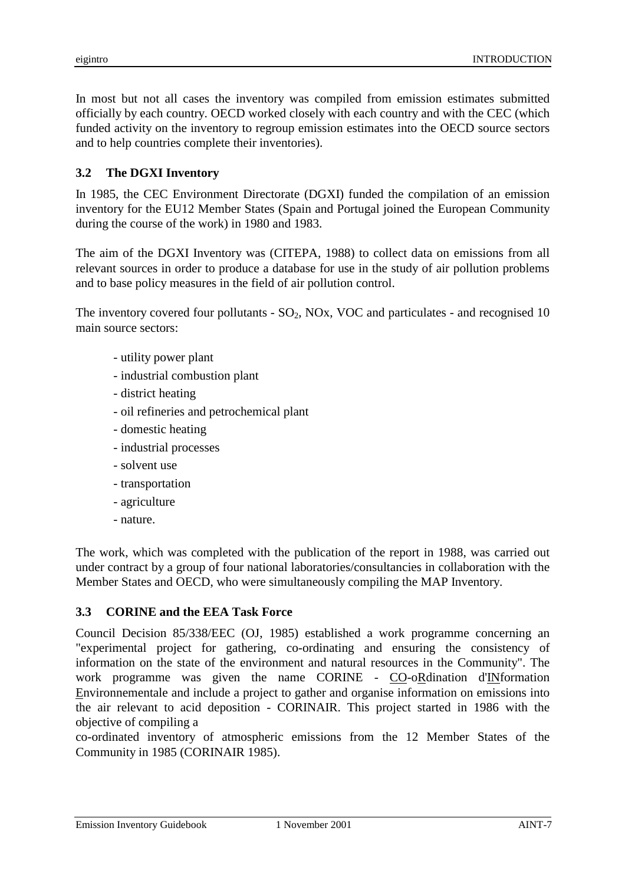In most but not all cases the inventory was compiled from emission estimates submitted officially by each country. OECD worked closely with each country and with the CEC (which funded activity on the inventory to regroup emission estimates into the OECD source sectors and to help countries complete their inventories).

### 3.2 The DGXI Inventory

In 1985, the CEC Environment Directorate (DGXI) funded the compilation of an emission inventory for the EU12 Member States (Spain and Portugal joined the European Community during the course of the work) in 1980 and 1983.

The aim of the DGXI Inventory was (CITEPA, 1988) to collect data on emissions from all relevant sources in order to produce a database for use in the study of air pollution problems and to base policy measures in the field of air pollution control.

The inventory covered four pollutants - $SO_2$, NOx, VOC and particulates - and recognised 10 main source sectors:

- utility power plant
- industrial combustion plant
- district heating
- oil refineries and petrochemical plant
- domestic heating
- industrial processes
- solvent use
- transportation
- agriculture
- nature.

The work, which was completed with the publication of the report in 1988, was carried out under contract by a group of four national laboratories/consultancies in collaboration with the Member States and OECD, who were simultaneously compiling the MAP Inventory.

### 3.3 CORINE and the EEA Task Force

Council Decision 85/338/EEC (OJ, 1985) established a work programme concerning an "experimental project for gathering, co-ordinating and ensuring the consistency of information on the state of the environment and natural resources in the Community". The work programme was given the name CORINE - CO-oRdination d'INformation Environnementale and include a project to gather and organise information on emissions into the air relevant to acid deposition - CORINAIR. This project started in 1986 with the objective of compiling a co-ordinated inventory of atmospheric emissions from the 12 Member States of the Community in 1985 (CORINAIR 1985).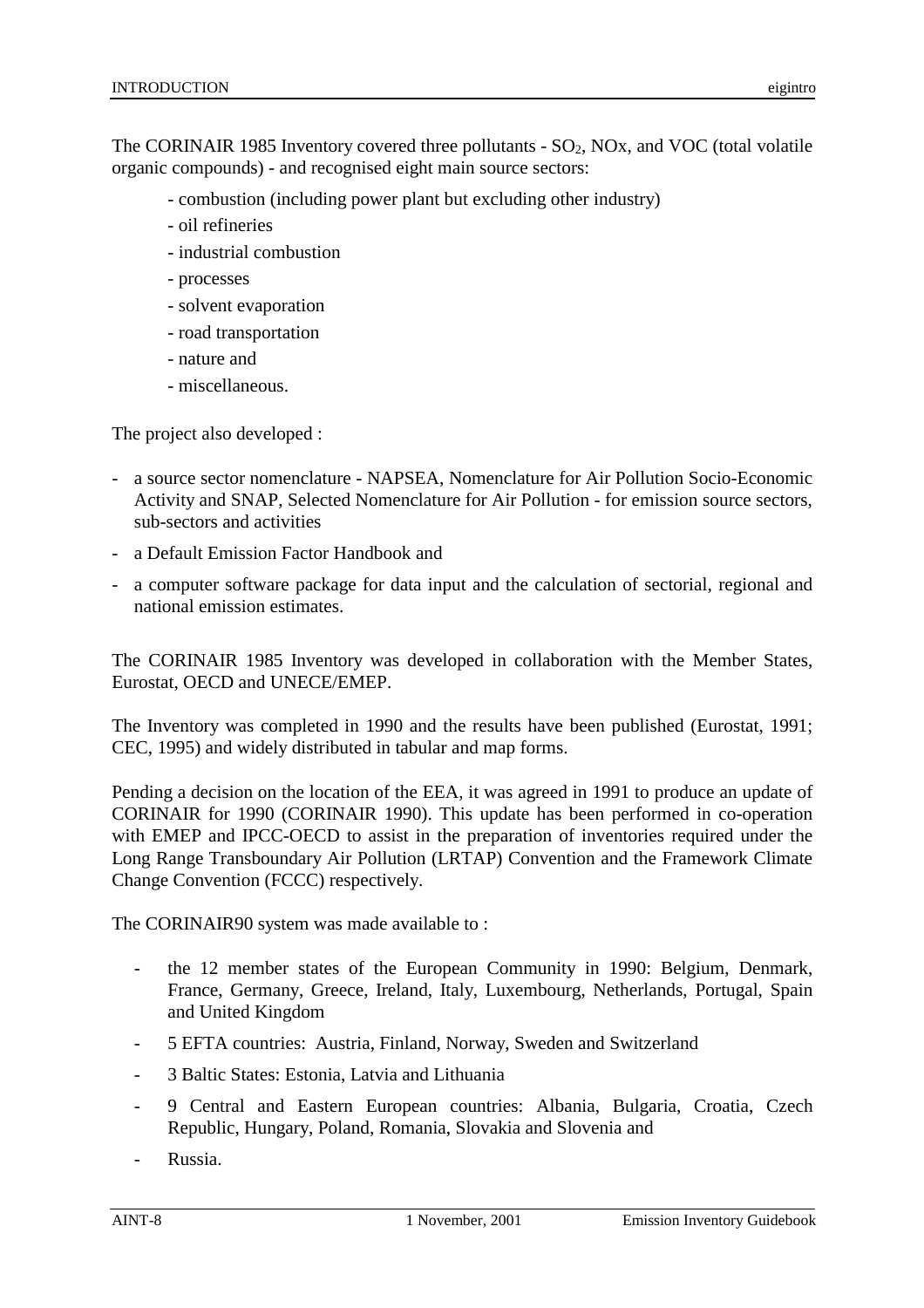The CORINAIR 1985 Inventory covered three pollutants - $SO_2$, NOx, and VOC (total volatile organic compounds) - and recognised eight main source sectors:

- combustion (including power plant but excluding other industry)
- oil refineries
- industrial combustion
- processes
- solvent evaporation
- road transportation
- nature and
- miscellaneous.

The project also developed :

- a source sector nomenclature - NAPSEA, Nomenclature for Air Pollution Socio-Economic Activity and SNAP, Selected Nomenclature for Air Pollution - for emission source sectors, sub-sectors and activities
- a Default Emission Factor Handbook and
- a computer software package for data input and the calculation of sectorial, regional and national emission estimates.

The CORINAIR 1985 Inventory was developed in collaboration with the Member States, Eurostat, OECD and UNECE/EMEP.

The Inventory was completed in 1990 and the results have been published (Eurostat, 1991; CEC, 1995) and widely distributed in tabular and map forms.

Pending a decision on the location of the EEA, it was agreed in 1991 to produce an update of CORINAIR for 1990 (CORINAIR 1990). This update has been performed in co-operation with EMEP and IPCC-OECD to assist in the preparation of inventories required under the Long Range Transboundary Air Pollution (LRTAP) Convention and the Framework Climate Change Convention (FCCC) respectively.

The CORINAIR90 system was made available to :

- the 12 member states of the European Community in 1990: Belgium, Denmark, France, Germany, Greece, Ireland, Italy, Luxembourg, Netherlands, Portugal, Spain and United Kingdom
- 5 EFTA countries: Austria, Finland, Norway, Sweden and Switzerland
- 3 Baltic States: Estonia, Latvia and Lithuania
- 9 Central and Eastern European countries: Albania, Bulgaria, Croatia, Czech Republic, Hungary, Poland, Romania, Slovakia and Slovenia and
- Russia.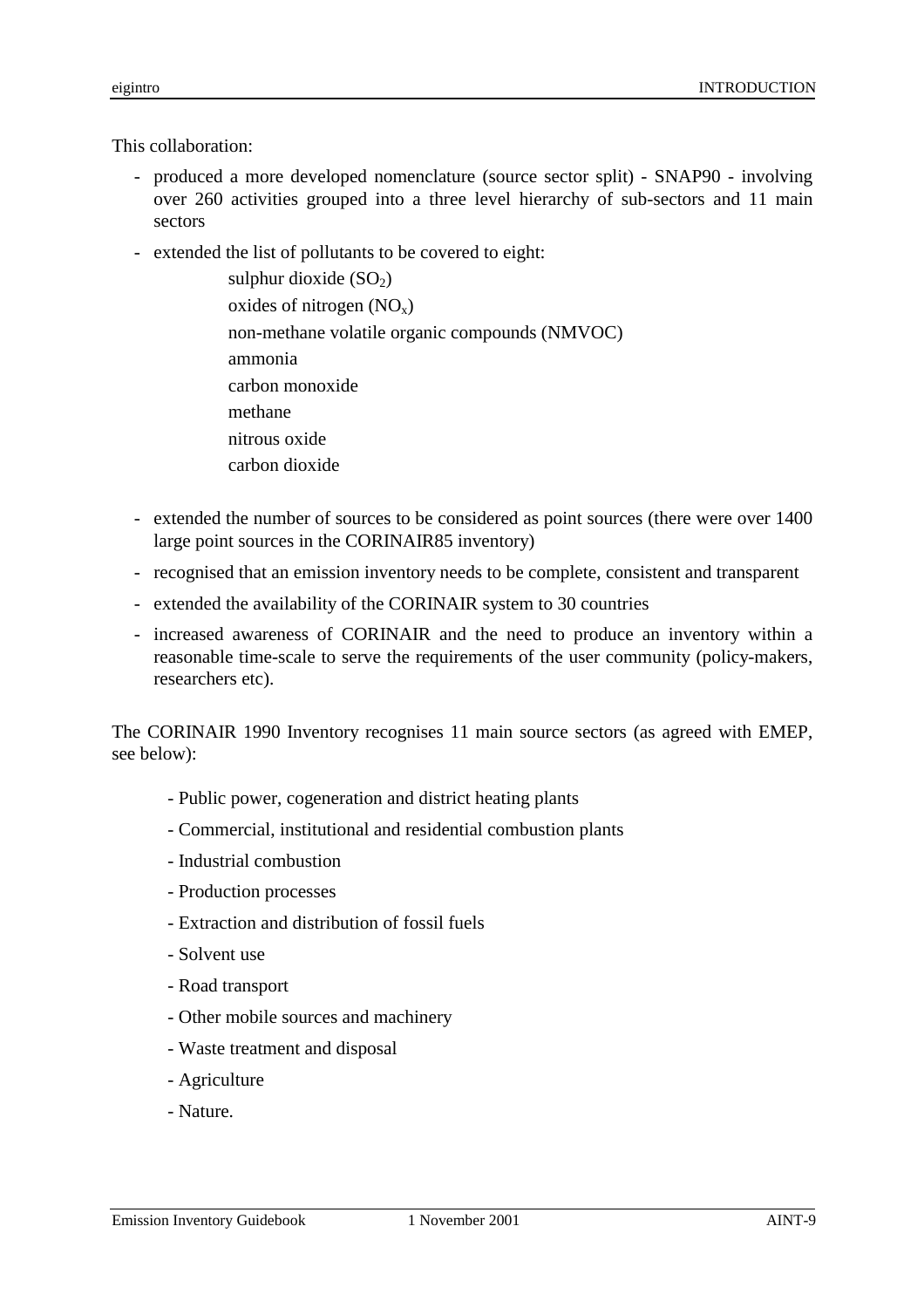This collaboration:

- produced a more developed nomenclature (source sector split) - SNAP90 - involving over 260 activities grouped into a three level hierarchy of sub-sectors and 11 main sectors
- extended the list of pollutants to be covered to eight:
  - sulphur dioxide ($SO_2$)
  - oxides of nitrogen ($NO_x$)
  - non-methane volatile organic compounds (NMVOC)
  - ammonia
  - carbon monoxide
  - methane
  - nitrous oxide
  - carbon dioxide
- extended the number of sources to be considered as point sources (there were over 1400 large point sources in the CORINAIR85 inventory)
- recognised that an emission inventory needs to be complete, consistent and transparent
- extended the availability of the CORINAIR system to 30 countries
- increased awareness of CORINAIR and the need to produce an inventory within a reasonable time-scale to serve the requirements of the user community (policy-makers, researchers etc).

The CORINAIR 1990 Inventory recognises 11 main source sectors (as agreed with EMEP, see below):

- Public power, cogeneration and district heating plants
- Commercial, institutional and residential combustion plants
- Industrial combustion
- Production processes
- Extraction and distribution of fossil fuels
- Solvent use
- Road transport
- Other mobile sources and machinery
- Waste treatment and disposal
- Agriculture
- Nature.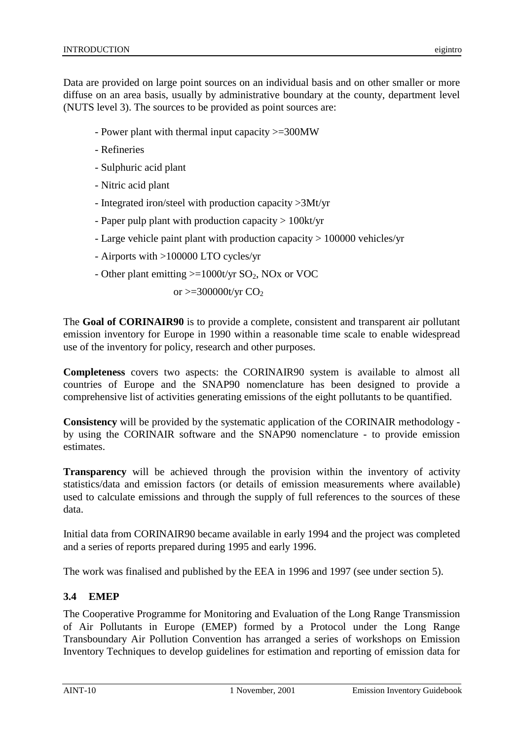Data are provided on large point sources on an individual basis and on other smaller or more diffuse on an area basis, usually by administrative boundary at the county, department level (NUTS level 3). The sources to be provided as point sources are:

- Power plant with thermal input capacity >=300MW
- Refineries
- Sulphuric acid plant
- Nitric acid plant
- Integrated iron/steel with production capacity >3Mt/yr
- Paper pulp plant with production capacity > 100kt/yr
- Large vehicle paint plant with production capacity > 100000 vehicles/yr
- Airports with >100000 LTO cycles/yr
- Other plant emitting >=1000t/yr $SO_2$, NOx or VOC

  or >=300000t/yr $CO_2$

The **Goal of CORINAIR90** is to provide a complete, consistent and transparent air pollutant emission inventory for Europe in 1990 within a reasonable time scale to enable widespread use of the inventory for policy, research and other purposes.

**Completeness** covers two aspects: the CORINAIR90 system is available to almost all countries of Europe and the SNAP90 nomenclature has been designed to provide a comprehensive list of activities generating emissions of the eight pollutants to be quantified.

**Consistency** will be provided by the systematic application of the CORINAIR methodology - by using the CORINAIR software and the SNAP90 nomenclature - to provide emission estimates.

**Transparency** will be achieved through the provision within the inventory of activity statistics/data and emission factors (or details of emission measurements where available) used to calculate emissions and through the supply of full references to the sources of these data.

Initial data from CORINAIR90 became available in early 1994 and the project was completed and a series of reports prepared during 1995 and early 1996.

The work was finalised and published by the EEA in 1996 and 1997 (see under section 5).

### 3.4 EMEP

The Cooperative Programme for Monitoring and Evaluation of the Long Range Transmission of Air Pollutants in Europe (EMEP) formed by a Protocol under the Long Range Transboundary Air Pollution Convention has arranged a series of workshops on Emission Inventory Techniques to develop guidelines for estimation and reporting of emission data for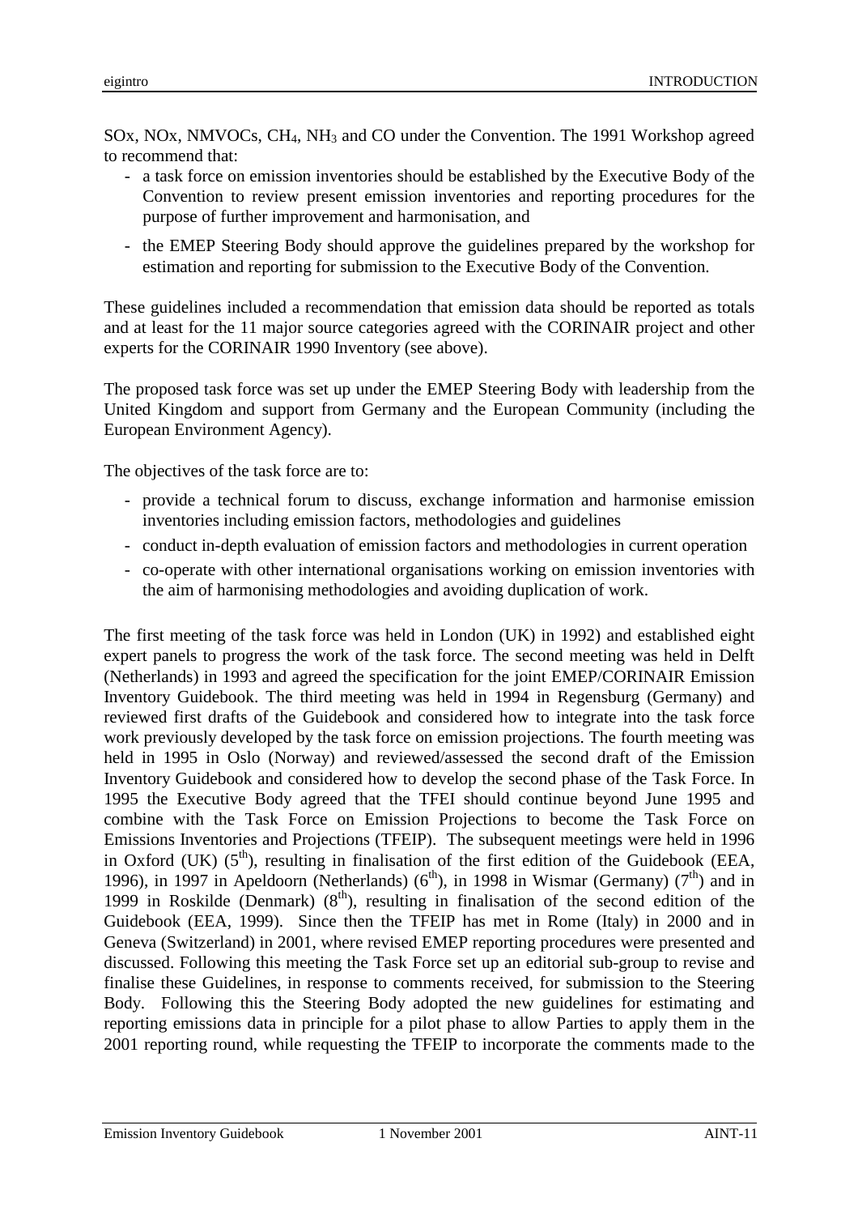SOx, NOx, NMVOCs, $CH_4$, $NH_3$ and CO under the Convention. The 1991 Workshop agreed to recommend that:

- a task force on emission inventories should be established by the Executive Body of the Convention to review present emission inventories and reporting procedures for the purpose of further improvement and harmonisation, and
- the EMEP Steering Body should approve the guidelines prepared by the workshop for estimation and reporting for submission to the Executive Body of the Convention.

These guidelines included a recommendation that emission data should be reported as totals and at least for the 11 major source categories agreed with the CORINAIR project and other experts for the CORINAIR 1990 Inventory (see above).

The proposed task force was set up under the EMEP Steering Body with leadership from the United Kingdom and support from Germany and the European Community (including the European Environment Agency).

The objectives of the task force are to:

- provide a technical forum to discuss, exchange information and harmonise emission inventories including emission factors, methodologies and guidelines
- conduct in-depth evaluation of emission factors and methodologies in current operation
- co-operate with other international organisations working on emission inventories with the aim of harmonising methodologies and avoiding duplication of work.

The first meeting of the task force was held in London (UK) in 1992) and established eight expert panels to progress the work of the task force. The second meeting was held in Delft (Netherlands) in 1993 and agreed the specification for the joint EMEP/CORINAIR Emission Inventory Guidebook. The third meeting was held in 1994 in Regensburg (Germany) and reviewed first drafts of the Guidebook and considered how to integrate into the task force work previously developed by the task force on emission projections. The fourth meeting was held in 1995 in Oslo (Norway) and reviewed/assessed the second draft of the Emission Inventory Guidebook and considered how to develop the second phase of the Task Force. In 1995 the Executive Body agreed that the TFEI should continue beyond June 1995 and combine with the Task Force on Emission Projections to become the Task Force on Emissions Inventories and Projections (TFEIP). The subsequent meetings were held in 1996 in Oxford (UK) (5th), resulting in finalisation of the first edition of the Guidebook (EEA, 1996), in 1997 in Apeldoorn (Netherlands) (6th), in 1998 in Wismar (Germany) (7th) and in 1999 in Roskilde (Denmark) (8th), resulting in finalisation of the second edition of the Guidebook (EEA, 1999). Since then the TFEIP has met in Rome (Italy) in 2000 and in Geneva (Switzerland) in 2001, where revised EMEP reporting procedures were presented and discussed. Following this meeting the Task Force set up an editorial sub-group to revise and finalise these Guidelines, in response to comments received, for submission to the Steering Body. Following this the Steering Body adopted the new guidelines for estimating and reporting emissions data in principle for a pilot phase to allow Parties to apply them in the 2001 reporting round, while requesting the TFEIP to incorporate the comments made to the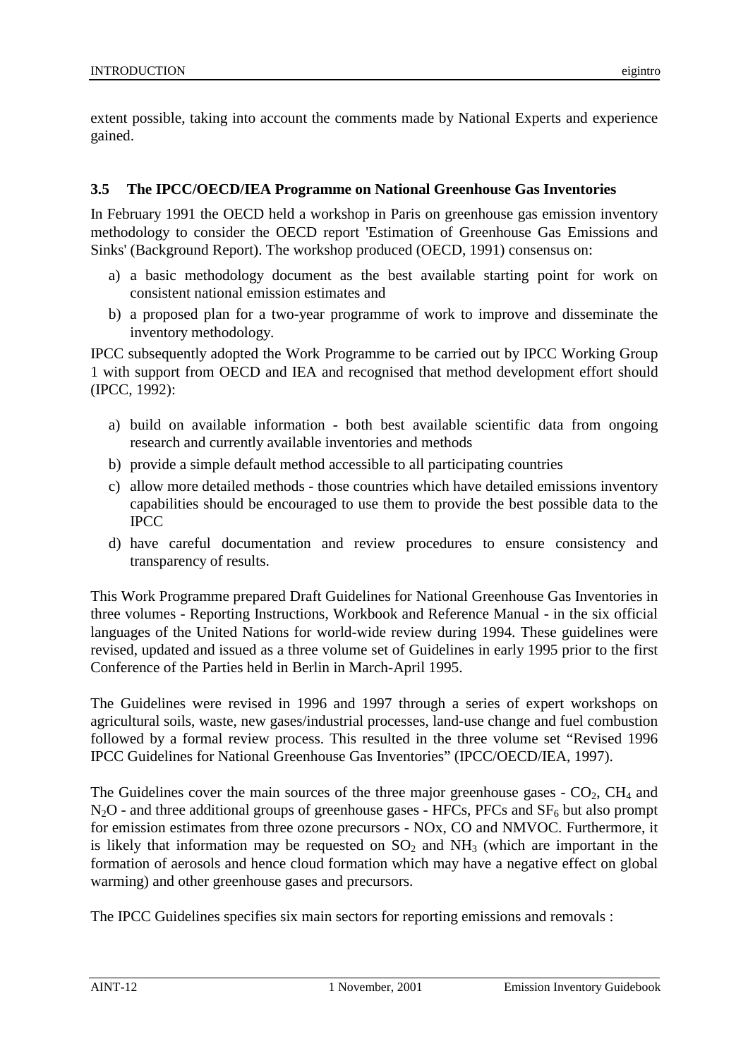extent possible, taking into account the comments made by National Experts and experience gained.

### 3.5 The IPCC/OECD/IEA Programme on National Greenhouse Gas Inventories

In February 1991 the OECD held a workshop in Paris on greenhouse gas emission inventory methodology to consider the OECD report 'Estimation of Greenhouse Gas Emissions and Sinks' (Background Report). The workshop produced (OECD, 1991) consensus on:

a) a basic methodology document as the best available starting point for work on consistent national emission estimates and
b) a proposed plan for a two-year programme of work to improve and disseminate the inventory methodology.

IPCC subsequently adopted the Work Programme to be carried out by IPCC Working Group 1 with support from OECD and IEA and recognised that method development effort should (IPCC, 1992):

a) build on available information - both best available scientific data from ongoing research and currently available inventories and methods
b) provide a simple default method accessible to all participating countries
c) allow more detailed methods - those countries which have detailed emissions inventory capabilities should be encouraged to use them to provide the best possible data to the IPCC
d) have careful documentation and review procedures to ensure consistency and transparency of results.

This Work Programme prepared Draft Guidelines for National Greenhouse Gas Inventories in three volumes - Reporting Instructions, Workbook and Reference Manual - in the six official languages of the United Nations for world-wide review during 1994. These guidelines were revised, updated and issued as a three volume set of Guidelines in early 1995 prior to the first Conference of the Parties held in Berlin in March-April 1995.

The Guidelines were revised in 1996 and 1997 through a series of expert workshops on agricultural soils, waste, new gases/industrial processes, land-use change and fuel combustion followed by a formal review process. This resulted in the three volume set "Revised 1996 IPCC Guidelines for National Greenhouse Gas Inventories" (IPCC/OECD/IEA, 1997).

The Guidelines cover the main sources of the three major greenhouse gases - $CO_2$, $CH_4$ and $N_2O$ - and three additional groups of greenhouse gases - HFCs, PFCs and $SF_6$ but also prompt for emission estimates from three ozone precursors - NOx, CO and NMVOC. Furthermore, it is likely that information may be requested on $SO_2$ and $NH_3$ (which are important in the formation of aerosols and hence cloud formation which may have a negative effect on global warming) and other greenhouse gases and precursors.

The IPCC Guidelines specifies six main sectors for reporting emissions and removals :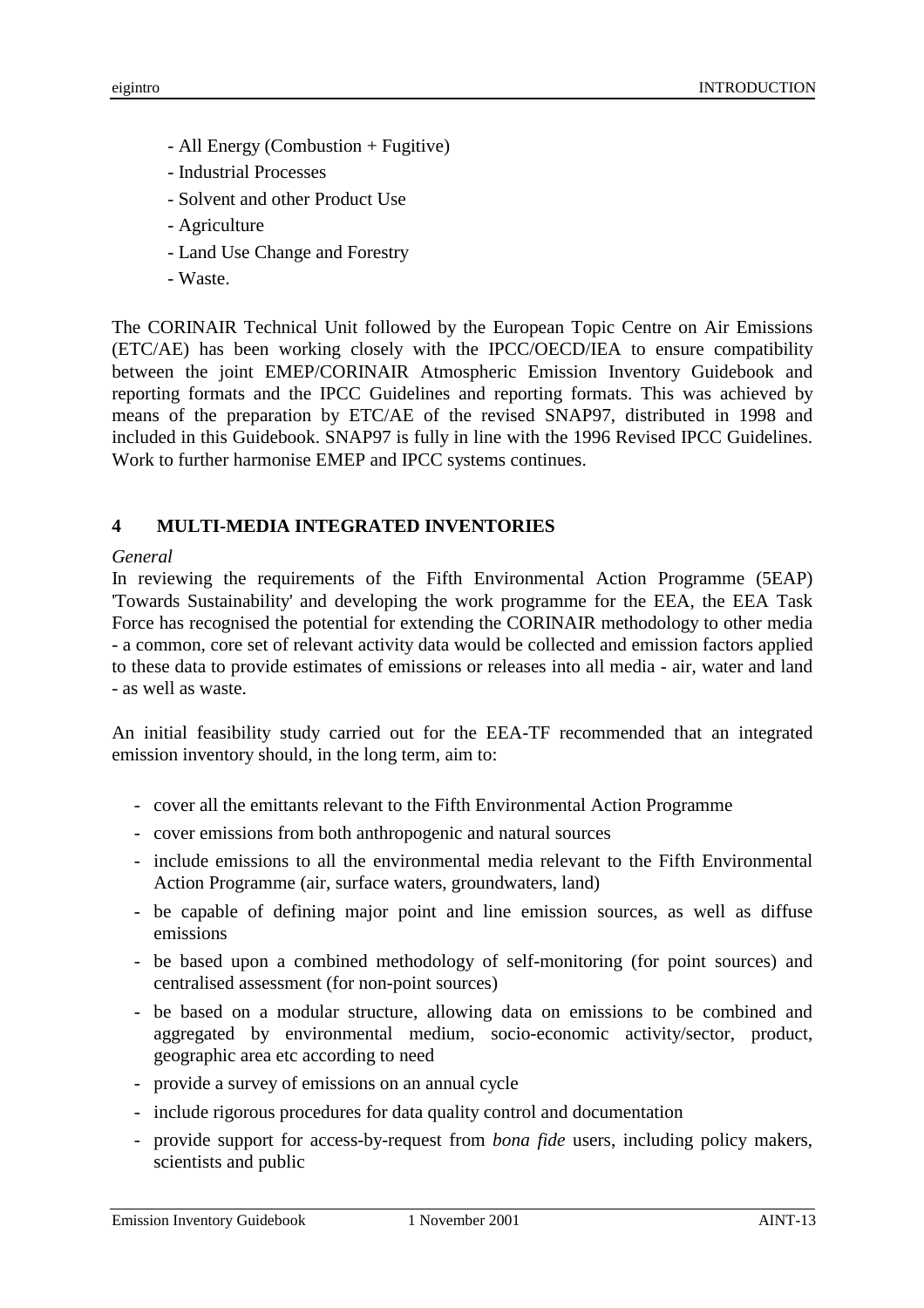- All Energy (Combustion + Fugitive)
- Industrial Processes
- Solvent and other Product Use
- Agriculture
- Land Use Change and Forestry
- Waste.

The CORINAIR Technical Unit followed by the European Topic Centre on Air Emissions (ETC/AE) has been working closely with the IPCC/OECD/IEA to ensure compatibility between the joint EMEP/CORINAIR Atmospheric Emission Inventory Guidebook and reporting formats and the IPCC Guidelines and reporting formats. This was achieved by means of the preparation by ETC/AE of the revised SNAP97, distributed in 1998 and included in this Guidebook. SNAP97 is fully in line with the 1996 Revised IPCC Guidelines. Work to further harmonise EMEP and IPCC systems continues.

## 4 MULTI-MEDIA INTEGRATED INVENTORIES

*General*

In reviewing the requirements of the Fifth Environmental Action Programme (5EAP) 'Towards Sustainability' and developing the work programme for the EEA, the EEA Task Force has recognised the potential for extending the CORINAIR methodology to other media - a common, core set of relevant activity data would be collected and emission factors applied to these data to provide estimates of emissions or releases into all media - air, water and land - as well as waste.

An initial feasibility study carried out for the EEA-TF recommended that an integrated emission inventory should, in the long term, aim to:

- cover all the emittants relevant to the Fifth Environmental Action Programme
- cover emissions from both anthropogenic and natural sources
- include emissions to all the environmental media relevant to the Fifth Environmental Action Programme (air, surface waters, groundwaters, land)
- be capable of defining major point and line emission sources, as well as diffuse emissions
- be based upon a combined methodology of self-monitoring (for point sources) and centralised assessment (for non-point sources)
- be based on a modular structure, allowing data on emissions to be combined and aggregated by environmental medium, socio-economic activity/sector, product, geographic area etc according to need
- provide a survey of emissions on an annual cycle
- include rigorous procedures for data quality control and documentation
- provide support for access-by-request from *bona fide* users, including policy makers, scientists and public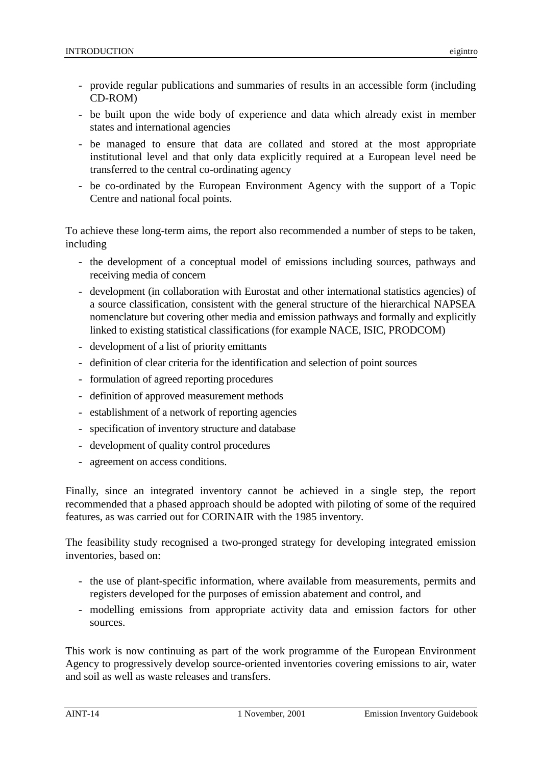- provide regular publications and summaries of results in an accessible form (including CD-ROM)
- be built upon the wide body of experience and data which already exist in member states and international agencies
- be managed to ensure that data are collated and stored at the most appropriate institutional level and that only data explicitly required at a European level need be transferred to the central co-ordinating agency
- be co-ordinated by the European Environment Agency with the support of a Topic Centre and national focal points.

To achieve these long-term aims, the report also recommended a number of steps to be taken, including

- the development of a conceptual model of emissions including sources, pathways and receiving media of concern
- development (in collaboration with Eurostat and other international statistics agencies) of a source classification, consistent with the general structure of the hierarchical NAPSEA nomenclature but covering other media and emission pathways and formally and explicitly linked to existing statistical classifications (for example NACE, ISIC, PRODCOM)
- development of a list of priority emittants
- definition of clear criteria for the identification and selection of point sources
- formulation of agreed reporting procedures
- definition of approved measurement methods
- establishment of a network of reporting agencies
- specification of inventory structure and database
- development of quality control procedures
- agreement on access conditions.

Finally, since an integrated inventory cannot be achieved in a single step, the report recommended that a phased approach should be adopted with piloting of some of the required features, as was carried out for CORINAIR with the 1985 inventory.

The feasibility study recognised a two-pronged strategy for developing integrated emission inventories, based on:

- the use of plant-specific information, where available from measurements, permits and registers developed for the purposes of emission abatement and control, and
- modelling emissions from appropriate activity data and emission factors for other sources.

This work is now continuing as part of the work programme of the European Environment Agency to progressively develop source-oriented inventories covering emissions to air, water and soil as well as waste releases and transfers.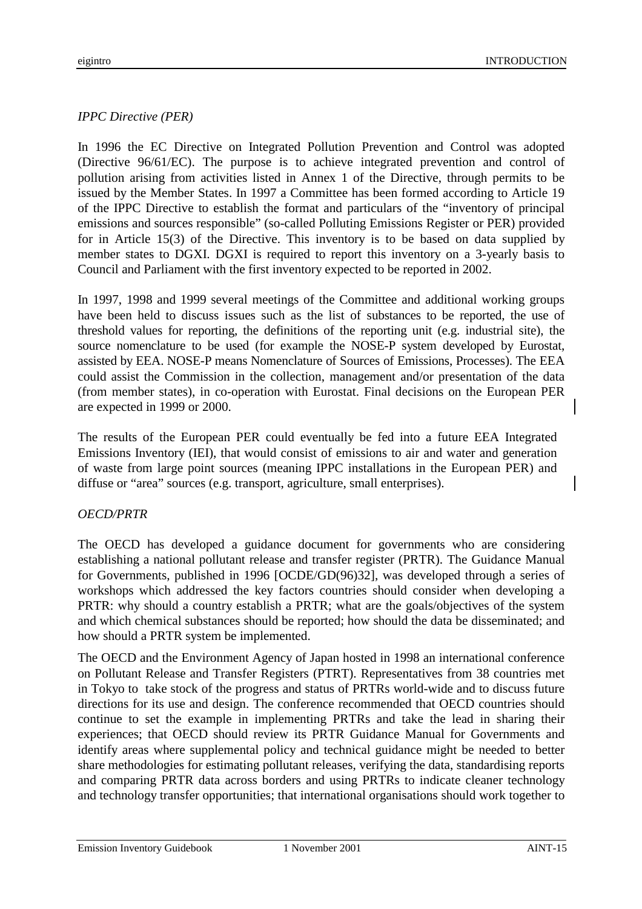*IPPC Directive (PER)*

In 1996 the EC Directive on Integrated Pollution Prevention and Control was adopted (Directive 96/61/EC). The purpose is to achieve integrated prevention and control of pollution arising from activities listed in Annex 1 of the Directive, through permits to be issued by the Member States. In 1997 a Committee has been formed according to Article 19 of the IPPC Directive to establish the format and particulars of the "inventory of principal emissions and sources responsible" (so-called Polluting Emissions Register or PER) provided for in Article 15(3) of the Directive. This inventory is to be based on data supplied by member states to DGXI. DGXI is required to report this inventory on a 3-yearly basis to Council and Parliament with the first inventory expected to be reported in 2002.

In 1997, 1998 and 1999 several meetings of the Committee and additional working groups have been held to discuss issues such as the list of substances to be reported, the use of threshold values for reporting, the definitions of the reporting unit (e.g. industrial site), the source nomenclature to be used (for example the NOSE-P system developed by Eurostat, assisted by EEA. NOSE-P means Nomenclature of Sources of Emissions, Processes). The EEA could assist the Commission in the collection, management and/or presentation of the data (from member states), in co-operation with Eurostat. Final decisions on the European PER are expected in 1999 or 2000.

The results of the European PER could eventually be fed into a future EEA Integrated Emissions Inventory (IEI), that would consist of emissions to air and water and generation of waste from large point sources (meaning IPPC installations in the European PER) and diffuse or "area" sources (e.g. transport, agriculture, small enterprises).

*OECD/PRTR*

The OECD has developed a guidance document for governments who are considering establishing a national pollutant release and transfer register (PRTR). The Guidance Manual for Governments, published in 1996 [OCDE/GD(96)32], was developed through a series of workshops which addressed the key factors countries should consider when developing a PRTR: why should a country establish a PRTR; what are the goals/objectives of the system and which chemical substances should be reported; how should the data be disseminated; and how should a PRTR system be implemented.

The OECD and the Environment Agency of Japan hosted in 1998 an international conference on Pollutant Release and Transfer Registers (PTRT). Representatives from 38 countries met in Tokyo to take stock of the progress and status of PRTRs world-wide and to discuss future directions for its use and design. The conference recommended that OECD countries should continue to set the example in implementing PRTRs and take the lead in sharing their experiences; that OECD should review its PRTR Guidance Manual for Governments and identify areas where supplemental policy and technical guidance might be needed to better share methodologies for estimating pollutant releases, verifying the data, standardising reports and comparing PRTR data across borders and using PRTRs to indicate cleaner technology and technology transfer opportunities; that international organisations should work together to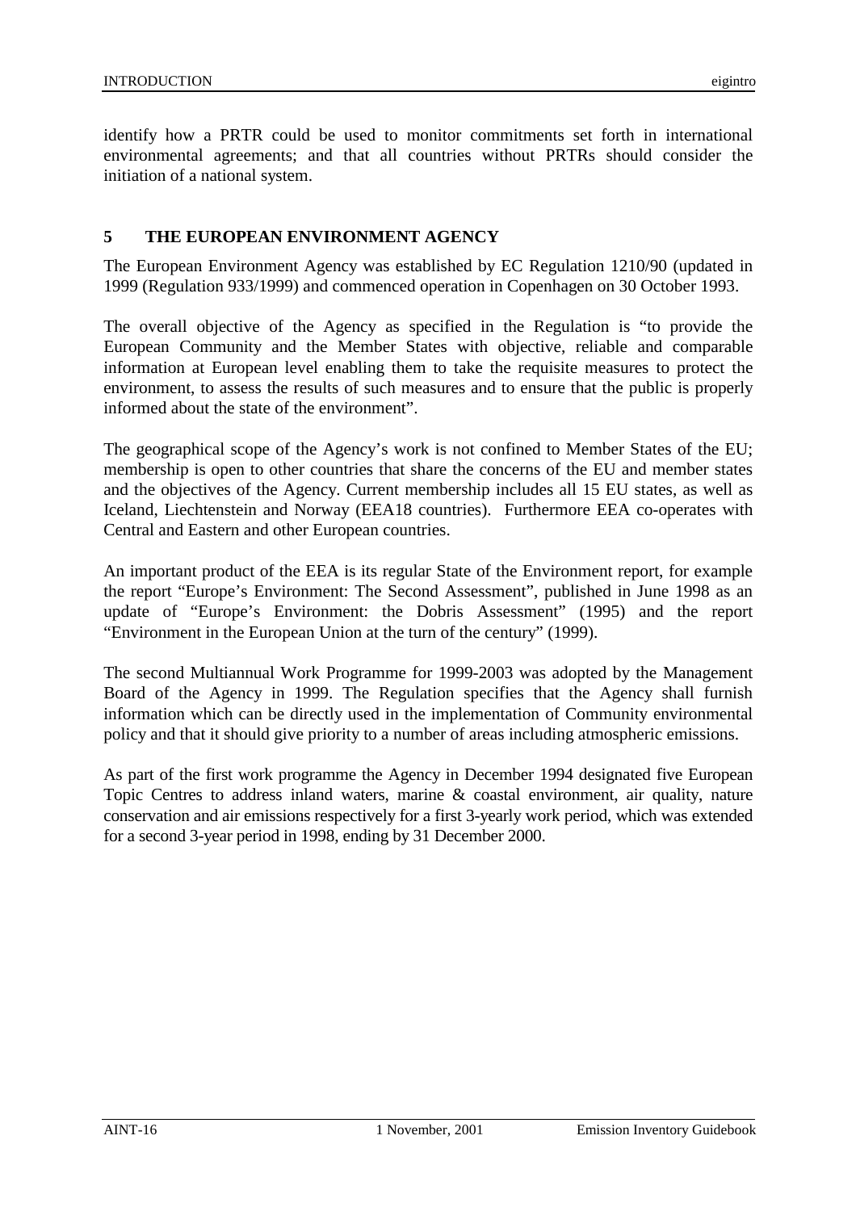identify how a PRTR could be used to monitor commitments set forth in international environmental agreements; and that all countries without PRTRs should consider the initiation of a national system.

## 5 THE EUROPEAN ENVIRONMENT AGENCY

The European Environment Agency was established by EC Regulation 1210/90 (updated in 1999 (Regulation 933/1999) and commenced operation in Copenhagen on 30 October 1993.

The overall objective of the Agency as specified in the Regulation is "to provide the European Community and the Member States with objective, reliable and comparable information at European level enabling them to take the requisite measures to protect the environment, to assess the results of such measures and to ensure that the public is properly informed about the state of the environment".

The geographical scope of the Agency's work is not confined to Member States of the EU; membership is open to other countries that share the concerns of the EU and member states and the objectives of the Agency. Current membership includes all 15 EU states, as well as Iceland, Liechtenstein and Norway (EEA18 countries). Furthermore EEA co-operates with Central and Eastern and other European countries.

An important product of the EEA is its regular State of the Environment report, for example the report "Europe's Environment: The Second Assessment", published in June 1998 as an update of "Europe's Environment: the Dobris Assessment" (1995) and the report "Environment in the European Union at the turn of the century" (1999).

The second Multiannual Work Programme for 1999-2003 was adopted by the Management Board of the Agency in 1999. The Regulation specifies that the Agency shall furnish information which can be directly used in the implementation of Community environmental policy and that it should give priority to a number of areas including atmospheric emissions.

As part of the first work programme the Agency in December 1994 designated five European Topic Centres to address inland waters, marine & coastal environment, air quality, nature conservation and air emissions respectively for a first 3-yearly work period, which was extended for a second 3-year period in 1998, ending by 31 December 2000.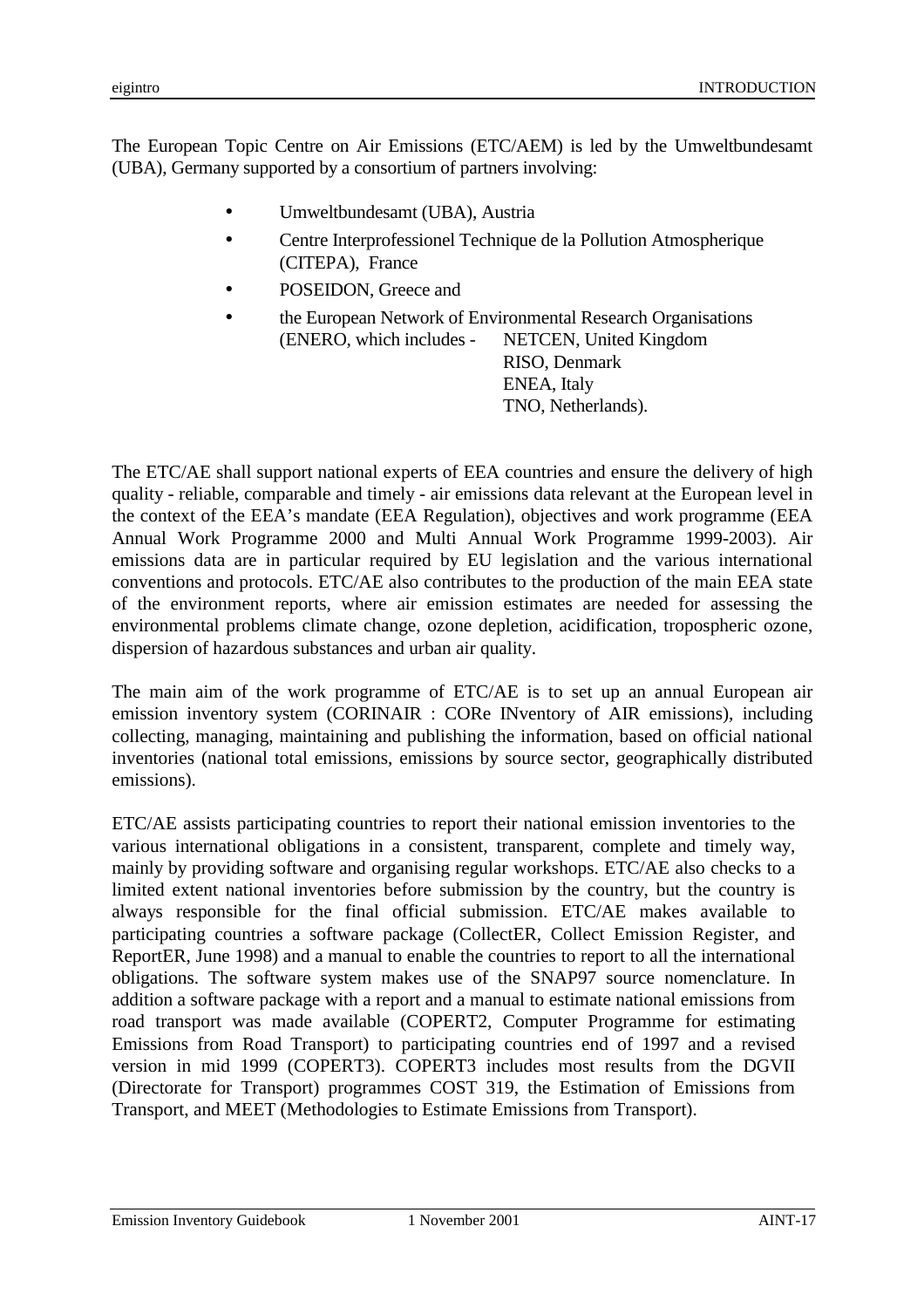The European Topic Centre on Air Emissions (ETC/AEM) is led by the Umweltbundesamt (UBA), Germany supported by a consortium of partners involving:

- Umweltbundesamt (UBA), Austria
- Centre Interprofessionel Technique de la Pollution Atmospherique (CITEPA), France
- POSEIDON, Greece and
- the European Network of Environmental Research Organisations (ENERO, which includes - NETCEN, United Kingdom
  RISO, Denmark
  ENEA, Italy
  TNO, Netherlands).

The ETC/AE shall support national experts of EEA countries and ensure the delivery of high quality - reliable, comparable and timely - air emissions data relevant at the European level in the context of the EEA's mandate (EEA Regulation), objectives and work programme (EEA Annual Work Programme 2000 and Multi Annual Work Programme 1999-2003). Air emissions data are in particular required by EU legislation and the various international conventions and protocols. ETC/AE also contributes to the production of the main EEA state of the environment reports, where air emission estimates are needed for assessing the environmental problems climate change, ozone depletion, acidification, tropospheric ozone, dispersion of hazardous substances and urban air quality.

The main aim of the work programme of ETC/AE is to set up an annual European air emission inventory system (CORINAIR : CORe INventory of AIR emissions), including collecting, managing, maintaining and publishing the information, based on official national inventories (national total emissions, emissions by source sector, geographically distributed emissions).

ETC/AE assists participating countries to report their national emission inventories to the various international obligations in a consistent, transparent, complete and timely way, mainly by providing software and organising regular workshops. ETC/AE also checks to a limited extent national inventories before submission by the country, but the country is always responsible for the final official submission. ETC/AE makes available to participating countries a software package (CollectER, Collect Emission Register, and ReportER, June 1998) and a manual to enable the countries to report to all the international obligations. The software system makes use of the SNAP97 source nomenclature. In addition a software package with a report and a manual to estimate national emissions from road transport was made available (COPERT2, Computer Programme for estimating Emissions from Road Transport) to participating countries end of 1997 and a revised version in mid 1999 (COPERT3). COPERT3 includes most results from the DGVII (Directorate for Transport) programmes COST 319, the Estimation of Emissions from Transport, and MEET (Methodologies to Estimate Emissions from Transport).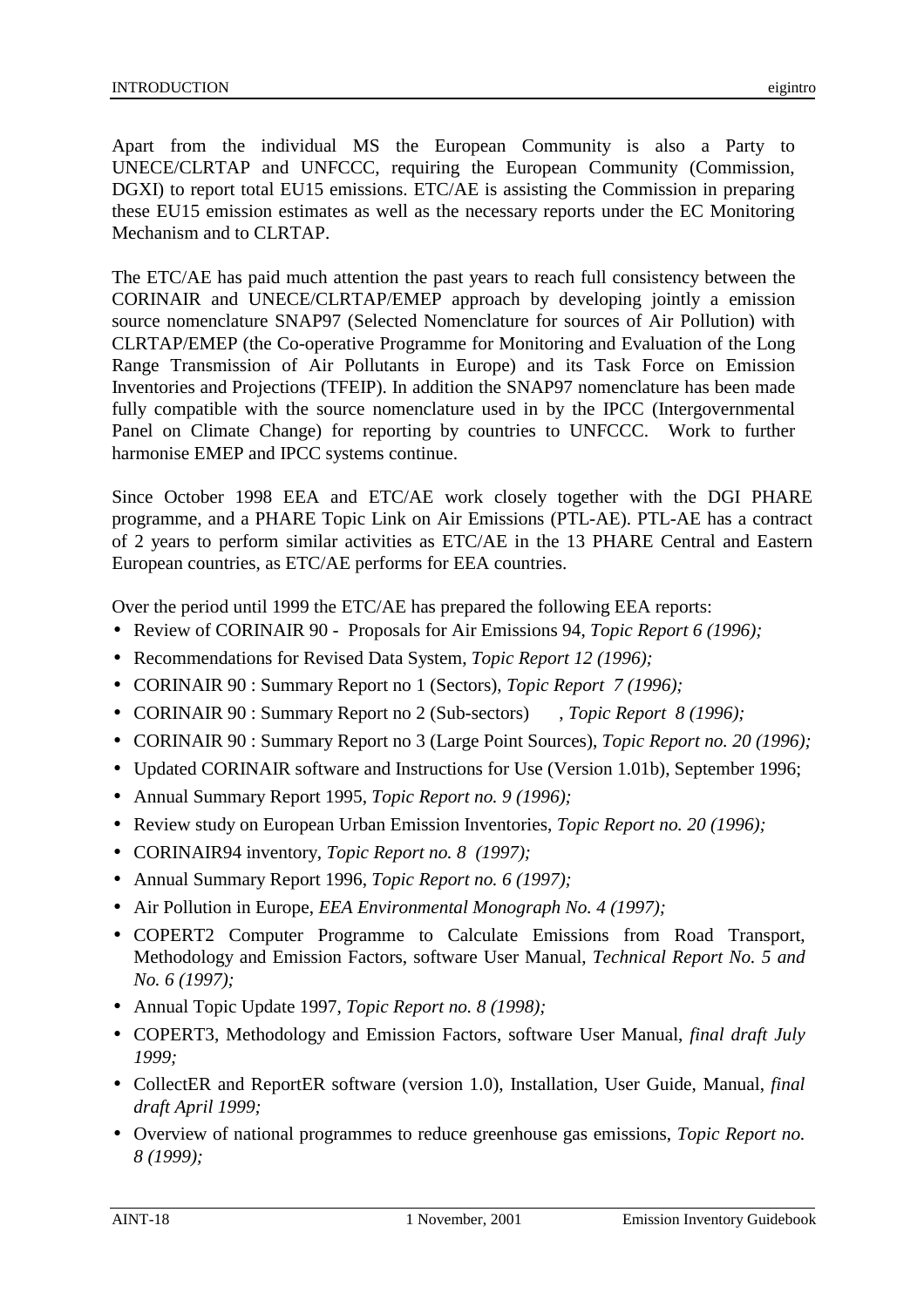Apart from the individual MS the European Community is also a Party to UNECE/CLRTAP and UNFCCC, requiring the European Community (Commission, DGXI) to report total EU15 emissions. ETC/AE is assisting the Commission in preparing these EU15 emission estimates as well as the necessary reports under the EC Monitoring Mechanism and to CLRTAP.

The ETC/AE has paid much attention the past years to reach full consistency between the CORINAIR and UNECE/CLRTAP/EMEP approach by developing jointly a emission source nomenclature SNAP97 (Selected Nomenclature for sources of Air Pollution) with CLRTAP/EMEP (the Co-operative Programme for Monitoring and Evaluation of the Long Range Transmission of Air Pollutants in Europe) and its Task Force on Emission Inventories and Projections (TFEIP). In addition the SNAP97 nomenclature has been made fully compatible with the source nomenclature used in by the IPCC (Intergovernmental Panel on Climate Change) for reporting by countries to UNFCCC. Work to further harmonise EMEP and IPCC systems continue.

Since October 1998 EEA and ETC/AE work closely together with the DGI PHARE programme, and a PHARE Topic Link on Air Emissions (PTL-AE). PTL-AE has a contract of 2 years to perform similar activities as ETC/AE in the 13 PHARE Central and Eastern European countries, as ETC/AE performs for EEA countries.

Over the period until 1999 the ETC/AE has prepared the following EEA reports:

- Review of CORINAIR 90 - Proposals for Air Emissions 94, *Topic Report 6 (1996);*
- Recommendations for Revised Data System, *Topic Report 12 (1996);*
- CORINAIR 90 : Summary Report no 1 (Sectors), *Topic Report 7 (1996);*
- CORINAIR 90 : Summary Report no 2 (Sub-sectors) , *Topic Report 8 (1996);*
- CORINAIR 90 : Summary Report no 3 (Large Point Sources), *Topic Report no. 20 (1996);*
- Updated CORINAIR software and Instructions for Use (Version 1.01b), September 1996;
- Annual Summary Report 1995, *Topic Report no. 9 (1996);*
- Review study on European Urban Emission Inventories, *Topic Report no. 20 (1996);*
- CORINAIR94 inventory, *Topic Report no. 8 (1997);*
- Annual Summary Report 1996, *Topic Report no. 6 (1997);*
- Air Pollution in Europe, *EEA Environmental Monograph No. 4 (1997);*
- COPERT2 Computer Programme to Calculate Emissions from Road Transport, Methodology and Emission Factors, software User Manual, *Technical Report No. 5 and No. 6 (1997);*
- Annual Topic Update 1997, *Topic Report no. 8 (1998);*
- COPERT3, Methodology and Emission Factors, software User Manual, *final draft July 1999;*
- CollectER and ReportER software (version 1.0), Installation, User Guide, Manual, *final draft April 1999;*
- Overview of national programmes to reduce greenhouse gas emissions, *Topic Report no. 8 (1999);*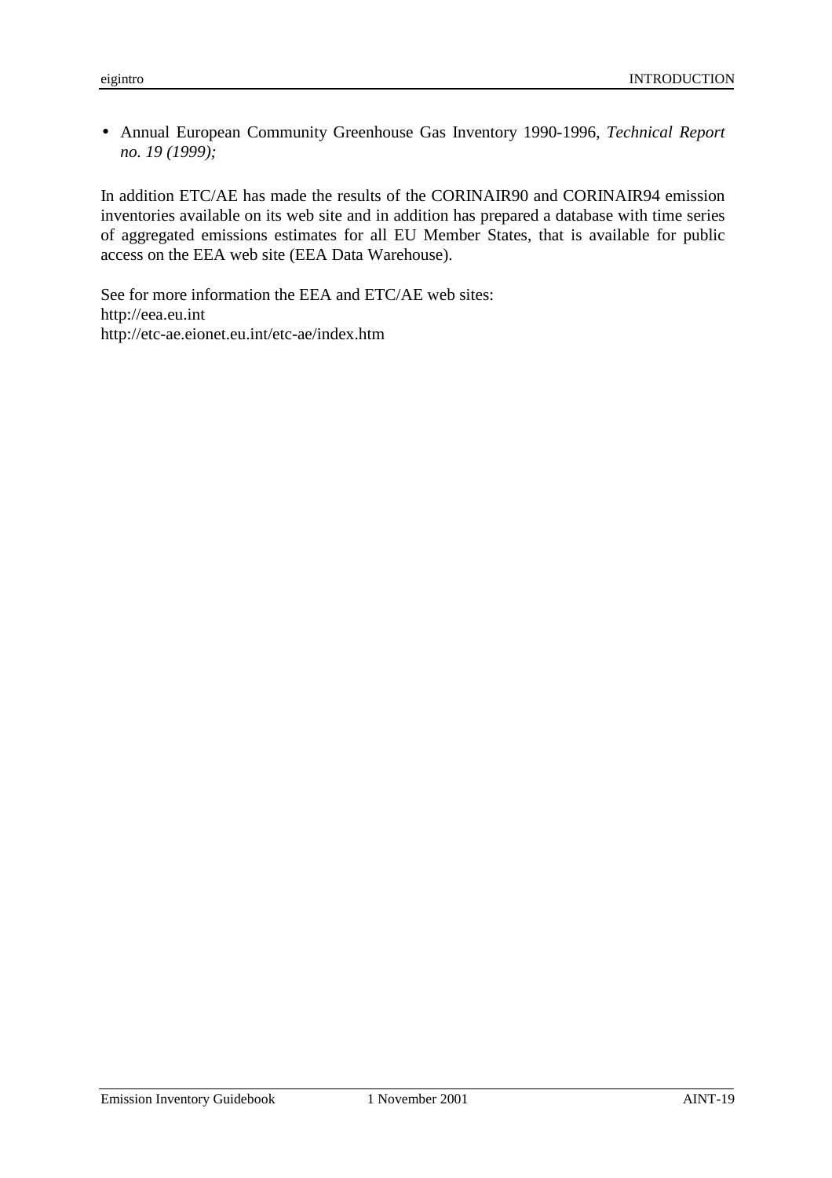- Annual European Community Greenhouse Gas Inventory 1990-1996, *Technical Report no. 19 (1999);*

In addition ETC/AE has made the results of the CORINAIR90 and CORINAIR94 emission inventories available on its web site and in addition has prepared a database with time series of aggregated emissions estimates for all EU Member States, that is available for public access on the EEA web site (EEA Data Warehouse).

See for more information the EEA and ETC/AE web sites:
http://eea.eu.int
http://etc-ae.eionet.eu.int/etc-ae/index.htm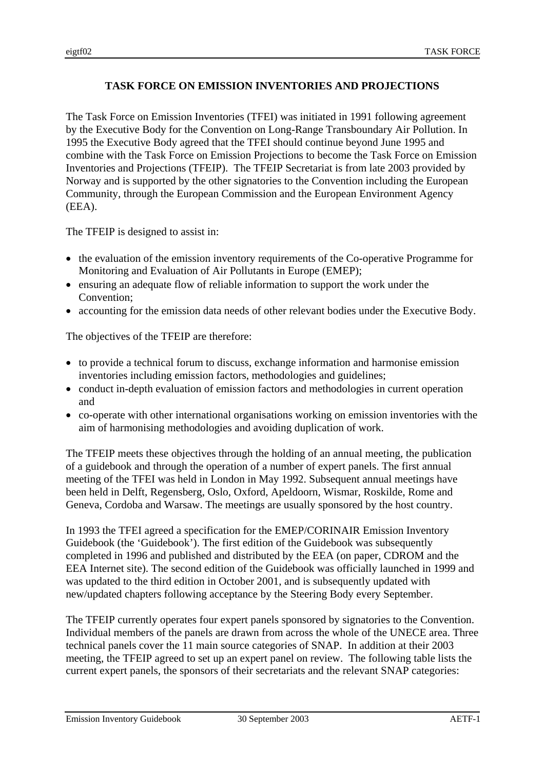# TASK FORCE ON EMISSION INVENTORIES AND PROJECTIONS

The Task Force on Emission Inventories (TFEI) was initiated in 1991 following agreement by the Executive Body for the Convention on Long-Range Transboundary Air Pollution. In 1995 the Executive Body agreed that the TFEI should continue beyond June 1995 and combine with the Task Force on Emission Projections to become the Task Force on Emission Inventories and Projections (TFEIP). The TFEIP Secretariat is from late 2003 provided by Norway and is supported by the other signatories to the Convention including the European Community, through the European Commission and the European Environment Agency (EEA).

The TFEIP is designed to assist in:

- the evaluation of the emission inventory requirements of the Co-operative Programme for Monitoring and Evaluation of Air Pollutants in Europe (EMEP);
- ensuring an adequate flow of reliable information to support the work under the Convention;
- accounting for the emission data needs of other relevant bodies under the Executive Body.

The objectives of the TFEIP are therefore:

- to provide a technical forum to discuss, exchange information and harmonise emission inventories including emission factors, methodologies and guidelines;
- conduct in-depth evaluation of emission factors and methodologies in current operation and
- co-operate with other international organisations working on emission inventories with the aim of harmonising methodologies and avoiding duplication of work.

The TFEIP meets these objectives through the holding of an annual meeting, the publication of a guidebook and through the operation of a number of expert panels. The first annual meeting of the TFEI was held in London in May 1992. Subsequent annual meetings have been held in Delft, Regensberg, Oslo, Oxford, Apeldoorn, Wismar, Roskilde, Rome and Geneva, Cordoba and Warsaw. The meetings are usually sponsored by the host country.

In 1993 the TFEI agreed a specification for the EMEP/CORINAIR Emission Inventory Guidebook (the 'Guidebook'). The first edition of the Guidebook was subsequently completed in 1996 and published and distributed by the EEA (on paper, CDROM and the EEA Internet site). The second edition of the Guidebook was officially launched in 1999 and was updated to the third edition in October 2001, and is subsequently updated with new/updated chapters following acceptance by the Steering Body every September.

The TFEIP currently operates four expert panels sponsored by signatories to the Convention. Individual members of the panels are drawn from across the whole of the UNECE area. Three technical panels cover the 11 main source categories of SNAP. In addition at their 2003 meeting, the TFEIP agreed to set up an expert panel on review. The following table lists the current expert panels, the sponsors of their secretariats and the relevant SNAP categories: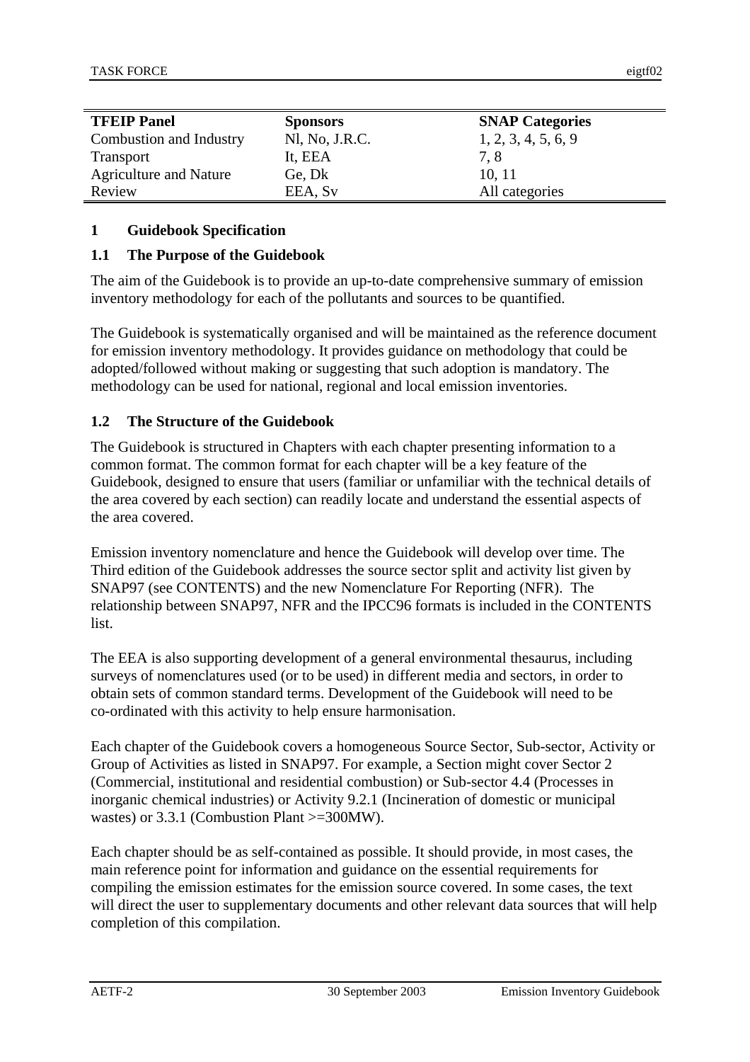| TFEIP Panel | Sponsors | SNAP Categories |
|---|---|---|
| Combustion and Industry | Nl, No, J.R.C. | 1, 2, 3, 4, 5, 6, 9 |
| Transport | It, EEA | 7, 8 |
| Agriculture and Nature | Ge, Dk | 10, 11 |
| Review | EEA, Sv | All categories |

## 1 Guidebook Specification

### 1.1 The Purpose of the Guidebook

The aim of the Guidebook is to provide an up-to-date comprehensive summary of emission inventory methodology for each of the pollutants and sources to be quantified.

The Guidebook is systematically organised and will be maintained as the reference document for emission inventory methodology. It provides guidance on methodology that could be adopted/followed without making or suggesting that such adoption is mandatory. The methodology can be used for national, regional and local emission inventories.

### 1.2 The Structure of the Guidebook

The Guidebook is structured in Chapters with each chapter presenting information to a common format. The common format for each chapter will be a key feature of the Guidebook, designed to ensure that users (familiar or unfamiliar with the technical details of the area covered by each section) can readily locate and understand the essential aspects of the area covered.

Emission inventory nomenclature and hence the Guidebook will develop over time. The Third edition of the Guidebook addresses the source sector split and activity list given by SNAP97 (see CONTENTS) and the new Nomenclature For Reporting (NFR). The relationship between SNAP97, NFR and the IPCC96 formats is included in the CONTENTS list.

The EEA is also supporting development of a general environmental thesaurus, including surveys of nomenclatures used (or to be used) in different media and sectors, in order to obtain sets of common standard terms. Development of the Guidebook will need to be co-ordinated with this activity to help ensure harmonisation.

Each chapter of the Guidebook covers a homogeneous Source Sector, Sub-sector, Activity or Group of Activities as listed in SNAP97. For example, a Section might cover Sector 2 (Commercial, institutional and residential combustion) or Sub-sector 4.4 (Processes in inorganic chemical industries) or Activity 9.2.1 (Incineration of domestic or municipal wastes) or 3.3.1 (Combustion Plant >=300MW).

Each chapter should be as self-contained as possible. It should provide, in most cases, the main reference point for information and guidance on the essential requirements for compiling the emission estimates for the emission source covered. In some cases, the text will direct the user to supplementary documents and other relevant data sources that will help completion of this compilation.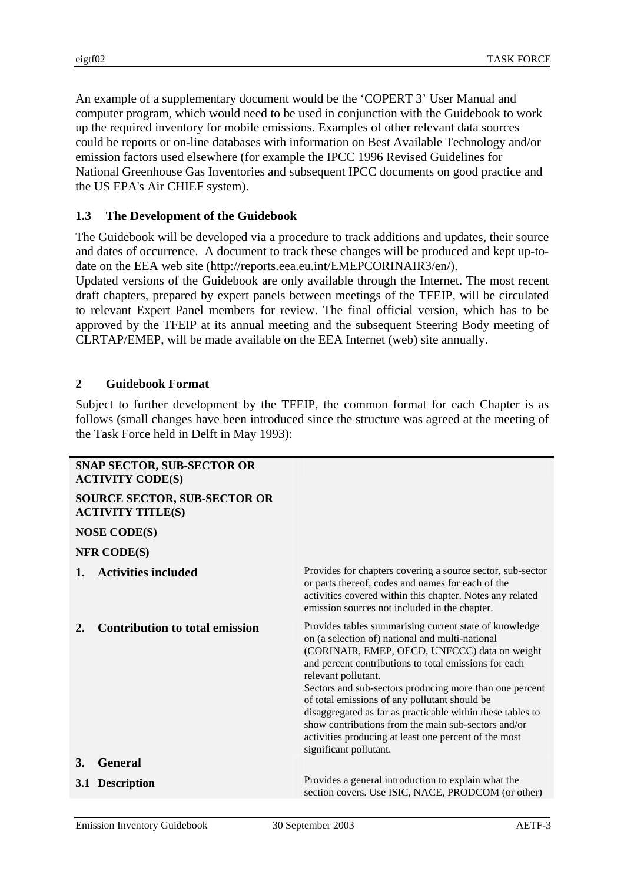An example of a supplementary document would be the 'COPERT 3' User Manual and computer program, which would need to be used in conjunction with the Guidebook to work up the required inventory for mobile emissions. Examples of other relevant data sources could be reports or on-line databases with information on Best Available Technology and/or emission factors used elsewhere (for example the IPCC 1996 Revised Guidelines for National Greenhouse Gas Inventories and subsequent IPCC documents on good practice and the US EPA's Air CHIEF system).

### 1.3 The Development of the Guidebook

The Guidebook will be developed via a procedure to track additions and updates, their source and dates of occurrence. A document to track these changes will be produced and kept up-to-date on the EEA web site (http://reports.eea.eu.int/EMEPCORINAIR3/en/).

Updated versions of the Guidebook are only available through the Internet. The most recent draft chapters, prepared by expert panels between meetings of the TFEIP, will be circulated to relevant Expert Panel members for review. The final official version, which has to be approved by the TFEIP at its annual meeting and the subsequent Steering Body meeting of CLRTAP/EMEP, will be made available on the EEA Internet (web) site annually.

## 2 Guidebook Format

Subject to further development by the TFEIP, the common format for each Chapter is as follows (small changes have been introduced since the structure was agreed at the meeting of the Task Force held in Delft in May 1993):

| | |
|---|---|
| **SNAP SECTOR, SUB-SECTOR OR ACTIVITY CODE(S)** | |
| **SOURCE SECTOR, SUB-SECTOR OR ACTIVITY TITLE(S)** | |
| **NOSE CODE(S)** | |
| **NFR CODE(S)** | |
| **1. Activities included** | Provides for chapters covering a source sector, sub-sector or parts thereof, codes and names for each of the activities covered within this chapter. Notes any related emission sources not included in the chapter. |
| **2. Contribution to total emission** | Provides tables summarising current state of knowledge on (a selection of) national and multi-national (CORINAIR, EMEP, OECD, UNFCCC) data on weight and percent contributions to total emissions for each relevant pollutant.<br>Sectors and sub-sectors producing more than one percent of total emissions of any pollutant should be disaggregated as far as practicable within these tables to show contributions from the main sub-sectors and/or activities producing at least one percent of the most significant pollutant. |
| **3. General** | |
| **3.1 Description** | Provides a general introduction to explain what the section covers. Use ISIC, NACE, PRODCOM (or other) |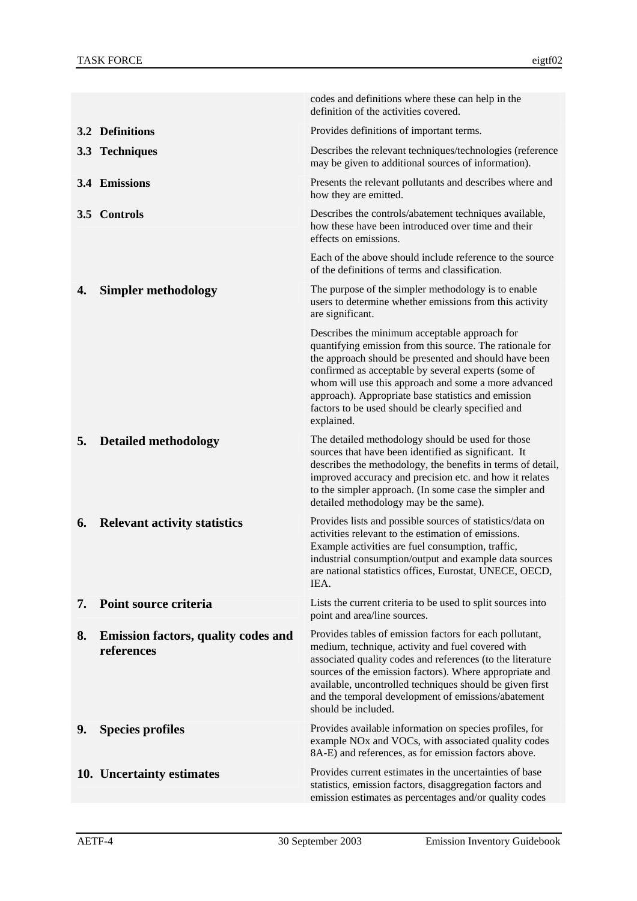| | |
|---|---|
| | codes and definitions where these can help in the definition of the activities covered. |
| **3.2 Definitions** | Provides definitions of important terms. |
| **3.3 Techniques** | Describes the relevant techniques/technologies (reference may be given to additional sources of information). |
| **3.4 Emissions** | Presents the relevant pollutants and describes where and how they are emitted. |
| **3.5 Controls** | Describes the controls/abatement techniques available, how these have been introduced over time and their effects on emissions. |
| | Each of the above should include reference to the source of the definitions of terms and classification. |
| **4. Simpler methodology** | The purpose of the simpler methodology is to enable users to determine whether emissions from this activity are significant. |
| | Describes the minimum acceptable approach for quantifying emission from this source. The rationale for the approach should be presented and should have been confirmed as acceptable by several experts (some of whom will use this approach and some a more advanced approach). Appropriate base statistics and emission factors to be used should be clearly specified and explained. |
| **5. Detailed methodology** | The detailed methodology should be used for those sources that have been identified as significant. It describes the methodology, the benefits in terms of detail, improved accuracy and precision etc. and how it relates to the simpler approach. (In some case the simpler and detailed methodology may be the same). |
| **6. Relevant activity statistics** | Provides lists and possible sources of statistics/data on activities relevant to the estimation of emissions. Example activities are fuel consumption, traffic, industrial consumption/output and example data sources are national statistics offices, Eurostat, UNECE, OECD, IEA. |
| **7. Point source criteria** | Lists the current criteria to be used to split sources into point and area/line sources. |
| **8. Emission factors, quality codes and references** | Provides tables of emission factors for each pollutant, medium, technique, activity and fuel covered with associated quality codes and references (to the literature sources of the emission factors). Where appropriate and available, uncontrolled techniques should be given first and the temporal development of emissions/abatement should be included. |
| **9. Species profiles** | Provides available information on species profiles, for example NOx and VOCs, with associated quality codes 8A-E) and references, as for emission factors above. |
| **10. Uncertainty estimates** | Provides current estimates in the uncertainties of base statistics, emission factors, disaggregation factors and emission estimates as percentages and/or quality codes |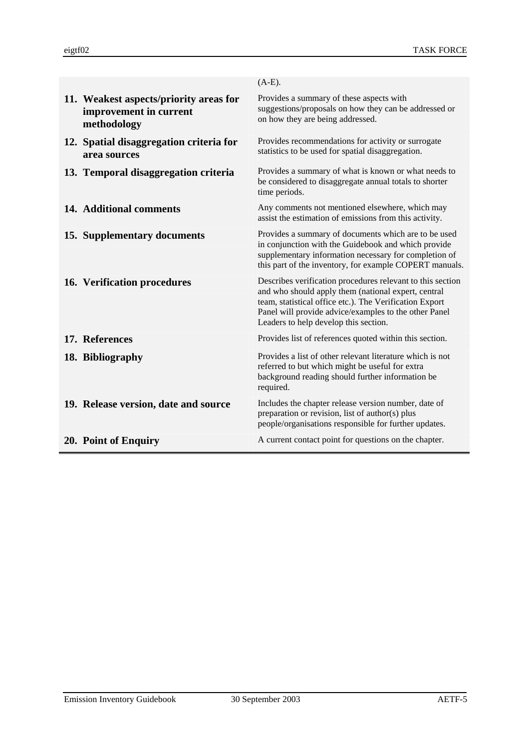| | |
|---|---|
| | (A-E). |
| **11. Weakest aspects/priority areas for improvement in current methodology** | Provides a summary of these aspects with suggestions/proposals on how they can be addressed or on how they are being addressed. |
| **12. Spatial disaggregation criteria for area sources** | Provides recommendations for activity or surrogate statistics to be used for spatial disaggregation. |
| **13. Temporal disaggregation criteria** | Provides a summary of what is known or what needs to be considered to disaggregate annual totals to shorter time periods. |
| **14. Additional comments** | Any comments not mentioned elsewhere, which may assist the estimation of emissions from this activity. |
| **15. Supplementary documents** | Provides a summary of documents which are to be used in conjunction with the Guidebook and which provide supplementary information necessary for completion of this part of the inventory, for example COPERT manuals. |
| **16. Verification procedures** | Describes verification procedures relevant to this section and who should apply them (national expert, central team, statistical office etc.). The Verification Export Panel will provide advice/examples to the other Panel Leaders to help develop this section. |
| **17. References** | Provides list of references quoted within this section. |
| **18. Bibliography** | Provides a list of other relevant literature which is not referred to but which might be useful for extra background reading should further information be required. |
| **19. Release version, date and source** | Includes the chapter release version number, date of preparation or revision, list of author(s) plus people/organisations responsible for further updates. |
| **20. Point of Enquiry** | A current contact point for questions on the chapter. |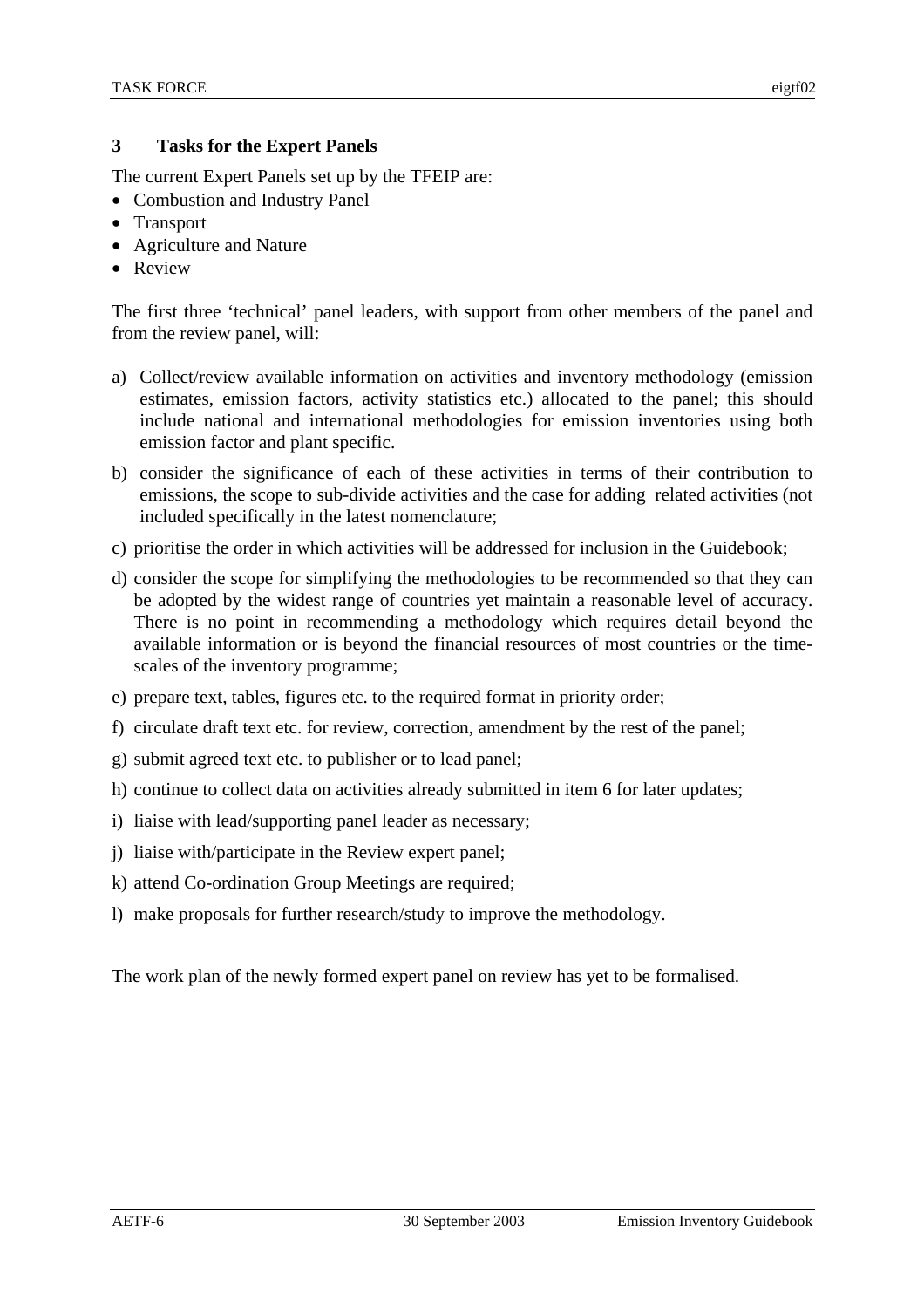## 3 Tasks for the Expert Panels

The current Expert Panels set up by the TFEIP are:

- Combustion and Industry Panel
- Transport
- Agriculture and Nature
- Review

The first three 'technical' panel leaders, with support from other members of the panel and from the review panel, will:

a) Collect/review available information on activities and inventory methodology (emission estimates, emission factors, activity statistics etc.) allocated to the panel; this should include national and international methodologies for emission inventories using both emission factor and plant specific.

b) consider the significance of each of these activities in terms of their contribution to emissions, the scope to sub-divide activities and the case for adding related activities (not included specifically in the latest nomenclature;

c) prioritise the order in which activities will be addressed for inclusion in the Guidebook;

d) consider the scope for simplifying the methodologies to be recommended so that they can be adopted by the widest range of countries yet maintain a reasonable level of accuracy. There is no point in recommending a methodology which requires detail beyond the available information or is beyond the financial resources of most countries or the time-scales of the inventory programme;

e) prepare text, tables, figures etc. to the required format in priority order;

f) circulate draft text etc. for review, correction, amendment by the rest of the panel;

g) submit agreed text etc. to publisher or to lead panel;

h) continue to collect data on activities already submitted in item 6 for later updates;

i) liaise with lead/supporting panel leader as necessary;

j) liaise with/participate in the Review expert panel;

k) attend Co-ordination Group Meetings are required;

l) make proposals for further research/study to improve the methodology.

The work plan of the newly formed expert panel on review has yet to be formalised.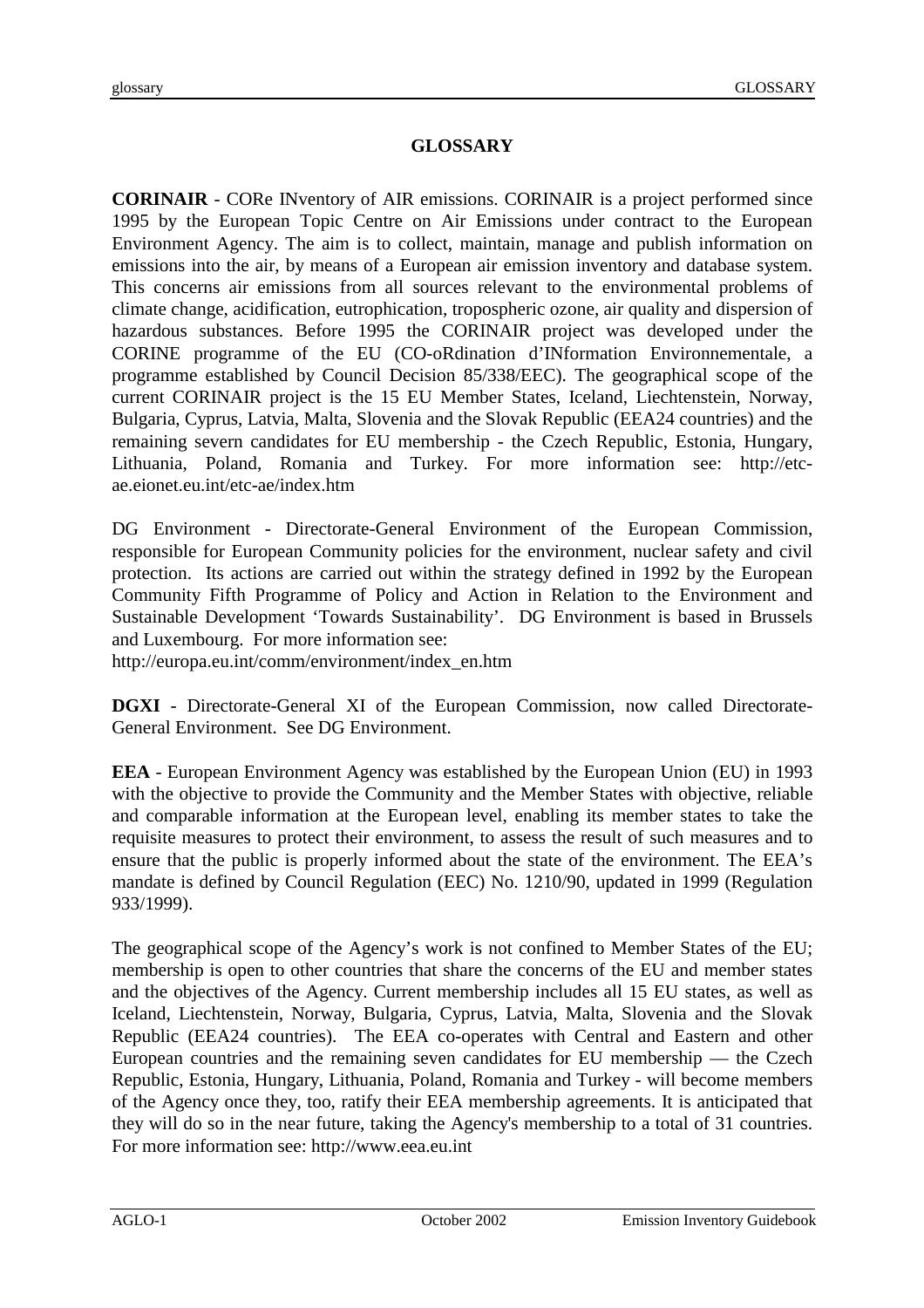# GLOSSARY

**CORINAIR** - CORe INventory of AIR emissions. CORINAIR is a project performed since 1995 by the European Topic Centre on Air Emissions under contract to the European Environment Agency. The aim is to collect, maintain, manage and publish information on emissions into the air, by means of a European air emission inventory and database system. This concerns air emissions from all sources relevant to the environmental problems of climate change, acidification, eutrophication, tropospheric ozone, air quality and dispersion of hazardous substances. Before 1995 the CORINAIR project was developed under the CORINE programme of the EU (CO-oRdination d'INformation Environnementale, a programme established by Council Decision 85/338/EEC). The geographical scope of the current CORINAIR project is the 15 EU Member States, Iceland, Liechtenstein, Norway, Bulgaria, Cyprus, Latvia, Malta, Slovenia and the Slovak Republic (EEA24 countries) and the remaining severn candidates for EU membership - the Czech Republic, Estonia, Hungary, Lithuania, Poland, Romania and Turkey. For more information see: http://etc-ae.eionet.eu.int/etc-ae/index.htm

DG Environment - Directorate-General Environment of the European Commission, responsible for European Community policies for the environment, nuclear safety and civil protection. Its actions are carried out within the strategy defined in 1992 by the European Community Fifth Programme of Policy and Action in Relation to the Environment and Sustainable Development 'Towards Sustainability'. DG Environment is based in Brussels and Luxembourg. For more information see:
http://europa.eu.int/comm/environment/index_en.htm

**DGXI** - Directorate-General XI of the European Commission, now called Directorate-General Environment. See DG Environment.

**EEA** - European Environment Agency was established by the European Union (EU) in 1993 with the objective to provide the Community and the Member States with objective, reliable and comparable information at the European level, enabling its member states to take the requisite measures to protect their environment, to assess the result of such measures and to ensure that the public is properly informed about the state of the environment. The EEA's mandate is defined by Council Regulation (EEC) No. 1210/90, updated in 1999 (Regulation 933/1999).

The geographical scope of the Agency's work is not confined to Member States of the EU; membership is open to other countries that share the concerns of the EU and member states and the objectives of the Agency. Current membership includes all 15 EU states, as well as Iceland, Liechtenstein, Norway, Bulgaria, Cyprus, Latvia, Malta, Slovenia and the Slovak Republic (EEA24 countries). The EEA co-operates with Central and Eastern and other European countries and the remaining seven candidates for EU membership — the Czech Republic, Estonia, Hungary, Lithuania, Poland, Romania and Turkey - will become members of the Agency once they, too, ratify their EEA membership agreements. It is anticipated that they will do so in the near future, taking the Agency's membership to a total of 31 countries. For more information see: http://www.eea.eu.int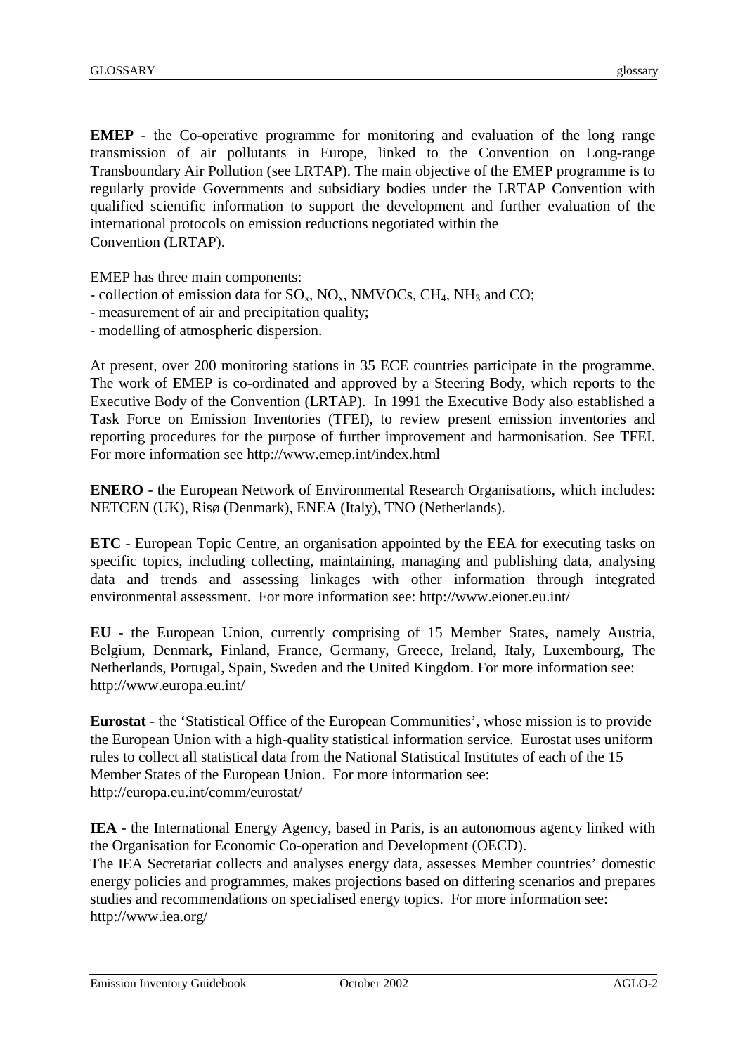**EMEP** - the Co-operative programme for monitoring and evaluation of the long range transmission of air pollutants in Europe, linked to the Convention on Long-range Transboundary Air Pollution (see LRTAP). The main objective of the EMEP programme is to regularly provide Governments and subsidiary bodies under the LRTAP Convention with qualified scientific information to support the development and further evaluation of the international protocols on emission reductions negotiated within the Convention (LRTAP).

EMEP has three main components:

- collection of emission data for $SO_x$, $NO_x$, NMVOCs, $CH_4$, $NH_3$ and CO;
- measurement of air and precipitation quality;
- modelling of atmospheric dispersion.

At present, over 200 monitoring stations in 35 ECE countries participate in the programme. The work of EMEP is co-ordinated and approved by a Steering Body, which reports to the Executive Body of the Convention (LRTAP). In 1991 the Executive Body also established a Task Force on Emission Inventories (TFEI), to review present emission inventories and reporting procedures for the purpose of further improvement and harmonisation. See TFEI. For more information see http://www.emep.int/index.html

**ENERO** - the European Network of Environmental Research Organisations, which includes: NETCEN (UK), Risø (Denmark), ENEA (Italy), TNO (Netherlands).

**ETC** - European Topic Centre, an organisation appointed by the EEA for executing tasks on specific topics, including collecting, maintaining, managing and publishing data, analysing data and trends and assessing linkages with other information through integrated environmental assessment. For more information see: http://www.eionet.eu.int/

**EU** - the European Union, currently comprising of 15 Member States, namely Austria, Belgium, Denmark, Finland, France, Germany, Greece, Ireland, Italy, Luxembourg, The Netherlands, Portugal, Spain, Sweden and the United Kingdom. For more information see: http://www.europa.eu.int/

**Eurostat** - the 'Statistical Office of the European Communities', whose mission is to provide the European Union with a high-quality statistical information service. Eurostat uses uniform rules to collect all statistical data from the National Statistical Institutes of each of the 15 Member States of the European Union. For more information see: http://europa.eu.int/comm/eurostat/

**IEA** - the International Energy Agency, based in Paris, is an autonomous agency linked with the Organisation for Economic Co-operation and Development (OECD).
The IEA Secretariat collects and analyses energy data, assesses Member countries' domestic energy policies and programmes, makes projections based on differing scenarios and prepares studies and recommendations on specialised energy topics. For more information see: http://www.iea.org/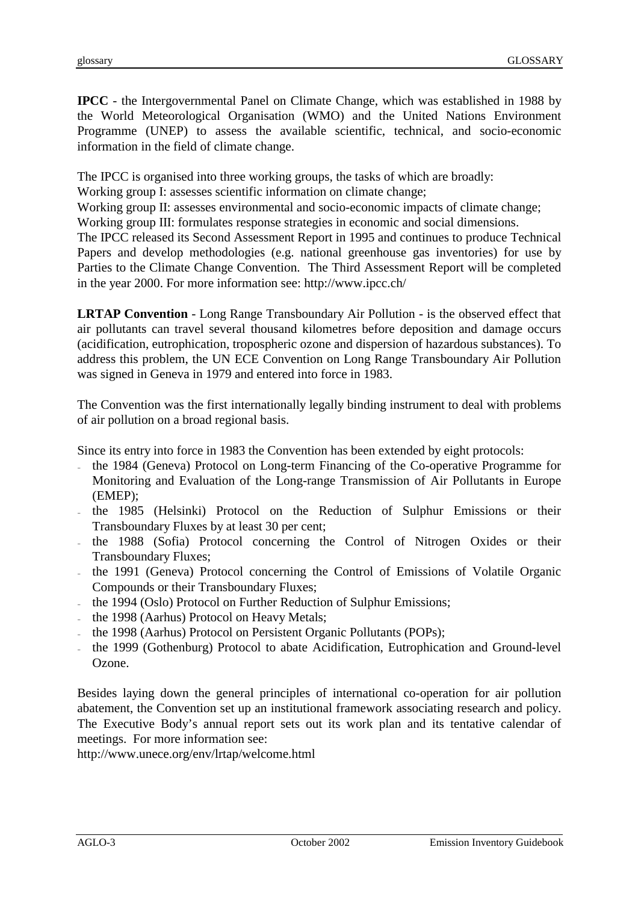**IPCC** - the Intergovernmental Panel on Climate Change, which was established in 1988 by the World Meteorological Organisation (WMO) and the United Nations Environment Programme (UNEP) to assess the available scientific, technical, and socio-economic information in the field of climate change.

The IPCC is organised into three working groups, the tasks of which are broadly:
Working group I: assesses scientific information on climate change;
Working group II: assesses environmental and socio-economic impacts of climate change;
Working group III: formulates response strategies in economic and social dimensions.
The IPCC released its Second Assessment Report in 1995 and continues to produce Technical Papers and develop methodologies (e.g. national greenhouse gas inventories) for use by Parties to the Climate Change Convention. The Third Assessment Report will be completed in the year 2000. For more information see: http://www.ipcc.ch/

**LRTAP Convention** - Long Range Transboundary Air Pollution - is the observed effect that air pollutants can travel several thousand kilometres before deposition and damage occurs (acidification, eutrophication, tropospheric ozone and dispersion of hazardous substances). To address this problem, the UN ECE Convention on Long Range Transboundary Air Pollution was signed in Geneva in 1979 and entered into force in 1983.

The Convention was the first internationally legally binding instrument to deal with problems of air pollution on a broad regional basis.

Since its entry into force in 1983 the Convention has been extended by eight protocols:

- the 1984 (Geneva) Protocol on Long-term Financing of the Co-operative Programme for Monitoring and Evaluation of the Long-range Transmission of Air Pollutants in Europe (EMEP);
- the 1985 (Helsinki) Protocol on the Reduction of Sulphur Emissions or their Transboundary Fluxes by at least 30 per cent;
- the 1988 (Sofia) Protocol concerning the Control of Nitrogen Oxides or their Transboundary Fluxes;
- the 1991 (Geneva) Protocol concerning the Control of Emissions of Volatile Organic Compounds or their Transboundary Fluxes;
- the 1994 (Oslo) Protocol on Further Reduction of Sulphur Emissions;
- the 1998 (Aarhus) Protocol on Heavy Metals;
- the 1998 (Aarhus) Protocol on Persistent Organic Pollutants (POPs);
- the 1999 (Gothenburg) Protocol to abate Acidification, Eutrophication and Ground-level Ozone.

Besides laying down the general principles of international co-operation for air pollution abatement, the Convention set up an institutional framework associating research and policy. The Executive Body's annual report sets out its work plan and its tentative calendar of meetings. For more information see:
http://www.unece.org/env/lrtap/welcome.html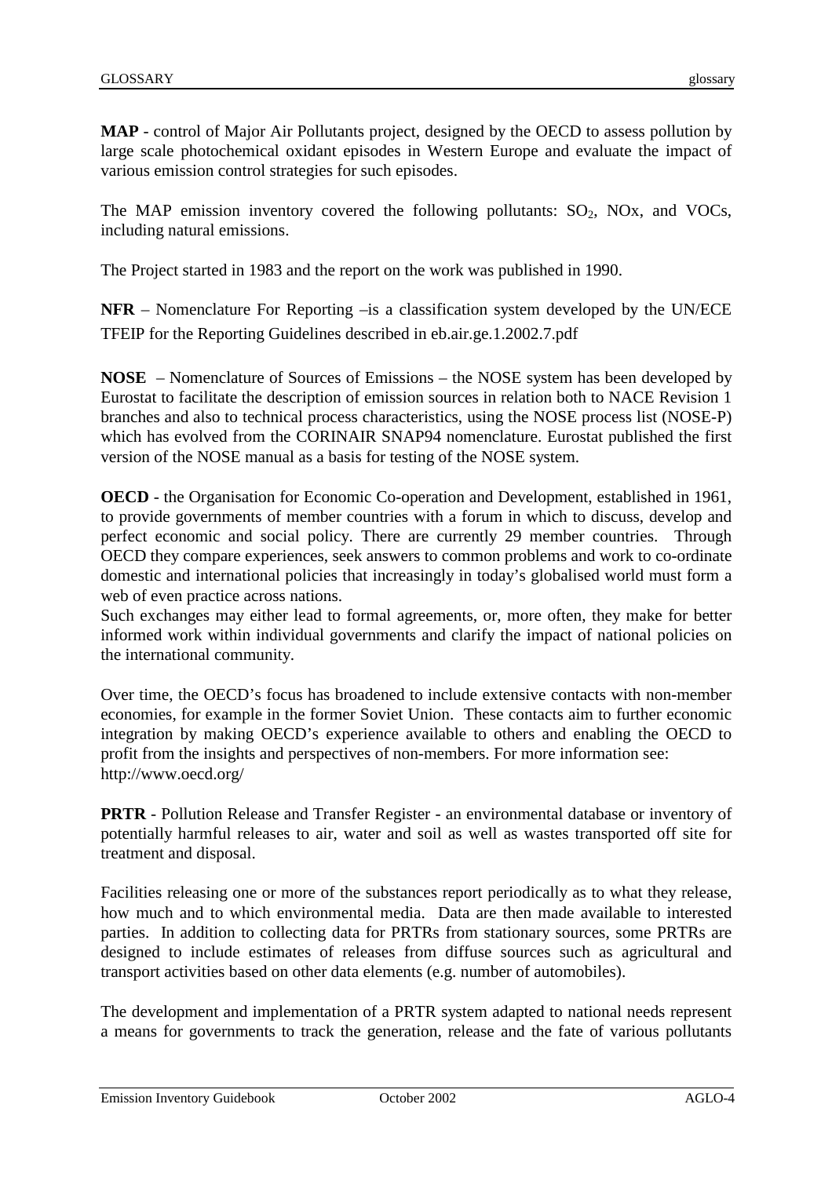**MAP** - control of Major Air Pollutants project, designed by the OECD to assess pollution by large scale photochemical oxidant episodes in Western Europe and evaluate the impact of various emission control strategies for such episodes.

The MAP emission inventory covered the following pollutants: $SO_2$, NOx, and VOCs, including natural emissions.

The Project started in 1983 and the report on the work was published in 1990.

**NFR** – Nomenclature For Reporting –is a classification system developed by the UN/ECE TFEIP for the Reporting Guidelines described in eb.air.ge.1.2002.7.pdf

**NOSE** – Nomenclature of Sources of Emissions – the NOSE system has been developed by Eurostat to facilitate the description of emission sources in relation both to NACE Revision 1 branches and also to technical process characteristics, using the NOSE process list (NOSE-P) which has evolved from the CORINAIR SNAP94 nomenclature. Eurostat published the first version of the NOSE manual as a basis for testing of the NOSE system.

**OECD** - the Organisation for Economic Co-operation and Development, established in 1961, to provide governments of member countries with a forum in which to discuss, develop and perfect economic and social policy. There are currently 29 member countries. Through OECD they compare experiences, seek answers to common problems and work to co-ordinate domestic and international policies that increasingly in today's globalised world must form a web of even practice across nations.
Such exchanges may either lead to formal agreements, or, more often, they make for better informed work within individual governments and clarify the impact of national policies on the international community.

Over time, the OECD's focus has broadened to include extensive contacts with non-member economies, for example in the former Soviet Union. These contacts aim to further economic integration by making OECD's experience available to others and enabling the OECD to profit from the insights and perspectives of non-members. For more information see: http://www.oecd.org/

**PRTR** - Pollution Release and Transfer Register - an environmental database or inventory of potentially harmful releases to air, water and soil as well as wastes transported off site for treatment and disposal.

Facilities releasing one or more of the substances report periodically as to what they release, how much and to which environmental media. Data are then made available to interested parties. In addition to collecting data for PRTRs from stationary sources, some PRTRs are designed to include estimates of releases from diffuse sources such as agricultural and transport activities based on other data elements (e.g. number of automobiles).

The development and implementation of a PRTR system adapted to national needs represent a means for governments to track the generation, release and the fate of various pollutants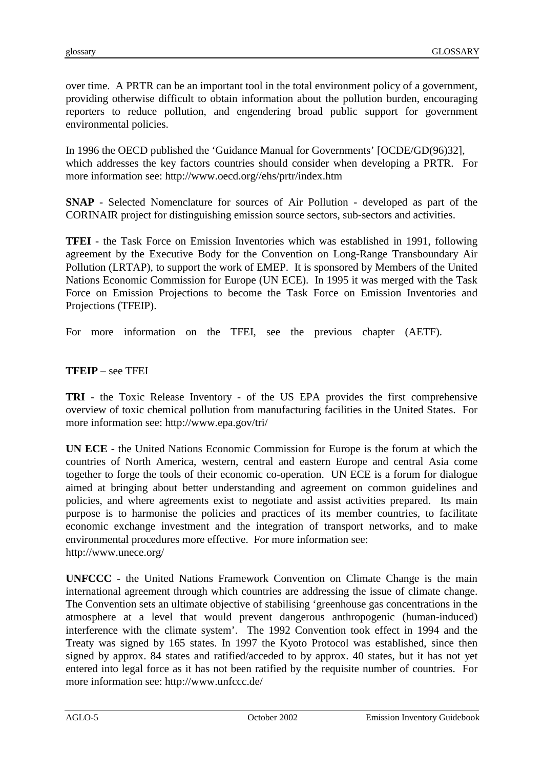over time. A PRTR can be an important tool in the total environment policy of a government, providing otherwise difficult to obtain information about the pollution burden, encouraging reporters to reduce pollution, and engendering broad public support for government environmental policies.

In 1996 the OECD published the 'Guidance Manual for Governments' [OCDE/GD(96)32], which addresses the key factors countries should consider when developing a PRTR. For more information see: http://www.oecd.org//ehs/prtr/index.htm

**SNAP** - Selected Nomenclature for sources of Air Pollution - developed as part of the CORINAIR project for distinguishing emission source sectors, sub-sectors and activities.

**TFEI** - the Task Force on Emission Inventories which was established in 1991, following agreement by the Executive Body for the Convention on Long-Range Transboundary Air Pollution (LRTAP), to support the work of EMEP. It is sponsored by Members of the United Nations Economic Commission for Europe (UN ECE). In 1995 it was merged with the Task Force on Emission Projections to become the Task Force on Emission Inventories and Projections (TFEIP).

For more information on the TFEI, see the previous chapter (AETF).

**TFEIP** – see TFEI

**TRI** - the Toxic Release Inventory - of the US EPA provides the first comprehensive overview of toxic chemical pollution from manufacturing facilities in the United States. For more information see: http://www.epa.gov/tri/

**UN ECE** - the United Nations Economic Commission for Europe is the forum at which the countries of North America, western, central and eastern Europe and central Asia come together to forge the tools of their economic co-operation. UN ECE is a forum for dialogue aimed at bringing about better understanding and agreement on common guidelines and policies, and where agreements exist to negotiate and assist activities prepared. Its main purpose is to harmonise the policies and practices of its member countries, to facilitate economic exchange investment and the integration of transport networks, and to make environmental procedures more effective. For more information see:
http://www.unece.org/

**UNFCCC** - the United Nations Framework Convention on Climate Change is the main international agreement through which countries are addressing the issue of climate change. The Convention sets an ultimate objective of stabilising 'greenhouse gas concentrations in the atmosphere at a level that would prevent dangerous anthropogenic (human-induced) interference with the climate system'. The 1992 Convention took effect in 1994 and the Treaty was signed by 165 states. In 1997 the Kyoto Protocol was established, since then signed by approx. 84 states and ratified/acceded to by approx. 40 states, but it has not yet entered into legal force as it has not been ratified by the requisite number of countries. For more information see: http://www.unfccc.de/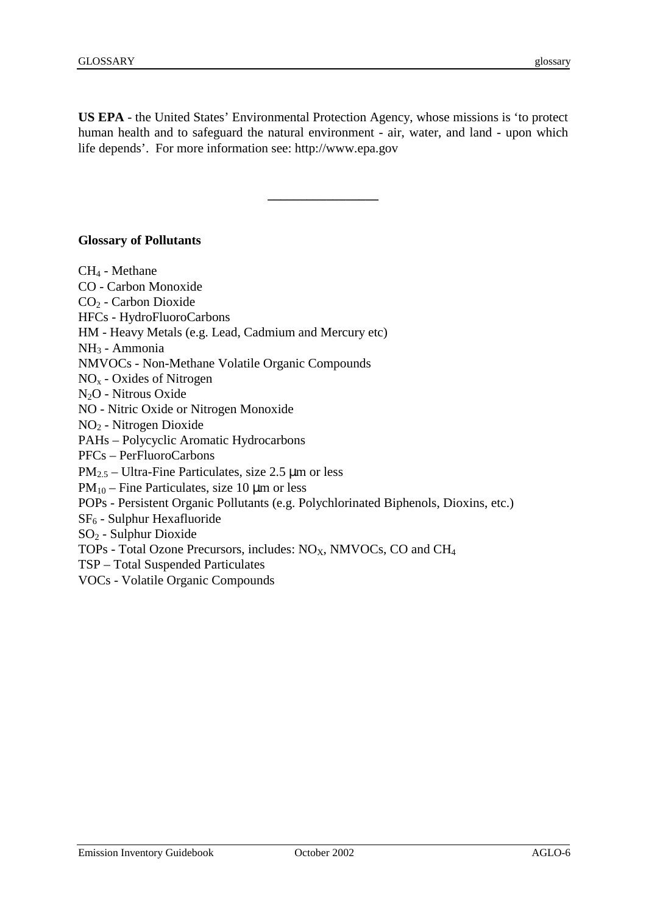**US EPA** - the United States' Environmental Protection Agency, whose missions is 'to protect human health and to safeguard the natural environment - air, water, and land - upon which life depends'. For more information see: http://www.epa.gov

---

**Glossary of Pollutants**

$CH_4$ - Methane
CO - Carbon Monoxide
$CO_2$ - Carbon Dioxide
HFCs - HydroFluoroCarbons
HM - Heavy Metals (e.g. Lead, Cadmium and Mercury etc)
$NH_3$ - Ammonia
NMVOCs - Non-Methane Volatile Organic Compounds
$NO_x$ - Oxides of Nitrogen
$N_2O$ - Nitrous Oxide
NO - Nitric Oxide or Nitrogen Monoxide
$NO_2$ - Nitrogen Dioxide
PAHs – Polycyclic Aromatic Hydrocarbons
PFCs – PerFluoroCarbons
$PM_{2.5}$ – Ultra-Fine Particulates, size 2.5 μm or less
$PM_{10}$ – Fine Particulates, size 10 μm or less
POPs - Persistent Organic Pollutants (e.g. Polychlorinated Biphenols, Dioxins, etc.)
$SF_6$ - Sulphur Hexafluoride
$SO_2$ - Sulphur Dioxide
TOPs - Total Ozone Precursors, includes: $NO_X$, NMVOCs, CO and $CH_4$
TSP – Total Suspended Particulates
VOCs - Volatile Organic Compounds